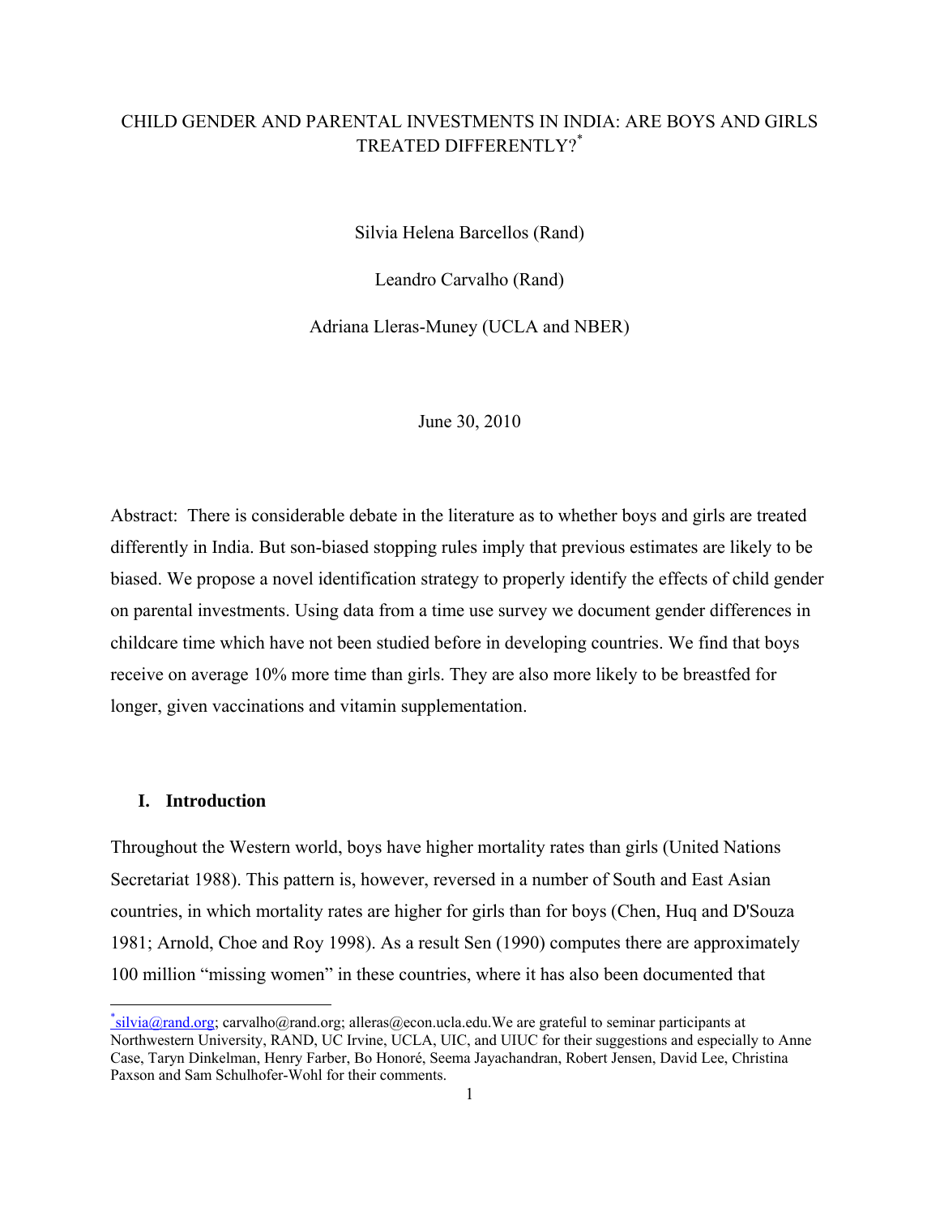# CHILD GENDER AND PARENTAL INVESTMENTS IN INDIA: ARE BOYS AND GIRLS TREATED DIFFERENTLY?[*]

Silvia Helena Barcellos (Rand)

Leandro Carvalho (Rand)

Adriana Lleras-Muney (UCLA and NBER)

June 30, 2010

Abstract: There is considerable debate in the literature as to whether boys and girls are treated differently in India. But son-biased stopping rules imply that previous estimates are likely to be biased. We propose a novel identification strategy to properly identify the effects of child gender on parental investments. Using data from a time use survey we document gender differences in childcare time which have not been studied before in developing countries. We find that boys receive on average 10% more time than girls. They are also more likely to be breastfed for longer, given vaccinations and vitamin supplementation.

## I. Introduction

Throughout the Western world, boys have higher mortality rates than girls (United Nations Secretariat 1988). This pattern is, however, reversed in a number of South and East Asian countries, in which mortality rates are higher for girls than for boys (Chen, Huq and D'Souza 1981; Arnold, Choe and Roy 1998). As a result Sen (1990) computes there are approximately 100 million "missing women" in these countries, where it has also been documented that

---

[*] silvia@rand.org; carvalho@rand.org; alleras@econ.ucla.edu.We are grateful to seminar participants at Northwestern University, RAND, UC Irvine, UCLA, UIC, and UIUC for their suggestions and especially to Anne Case, Taryn Dinkelman, Henry Farber, Bo Honoré, Seema Jayachandran, Robert Jensen, David Lee, Christina Paxson and Sam Schulhofer-Wohl for their comments.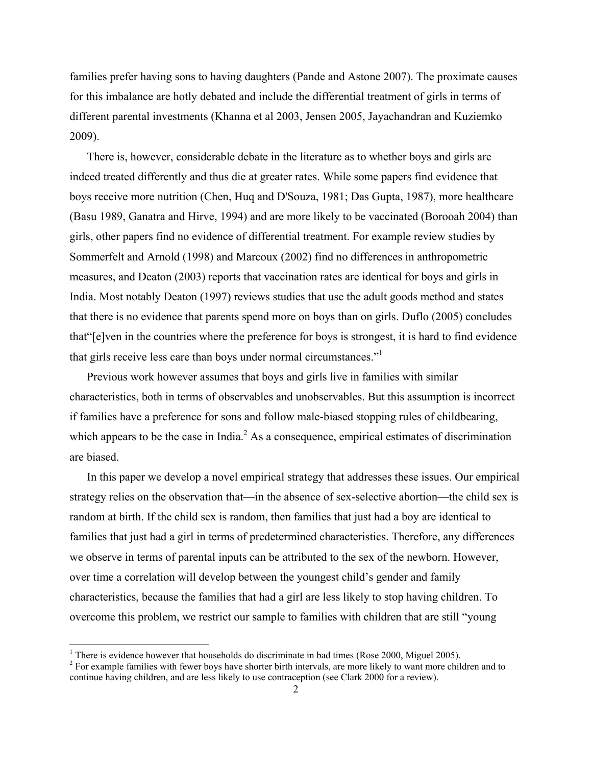families prefer having sons to having daughters (Pande and Astone 2007). The proximate causes for this imbalance are hotly debated and include the differential treatment of girls in terms of different parental investments (Khanna et al 2003, Jensen 2005, Jayachandran and Kuziemko 2009).

There is, however, considerable debate in the literature as to whether boys and girls are indeed treated differently and thus die at greater rates. While some papers find evidence that boys receive more nutrition (Chen, Huq and D'Souza, 1981; Das Gupta, 1987), more healthcare (Basu 1989, Ganatra and Hirve, 1994) and are more likely to be vaccinated (Borooah 2004) than girls, other papers find no evidence of differential treatment. For example review studies by Sommerfelt and Arnold (1998) and Marcoux (2002) find no differences in anthropometric measures, and Deaton (2003) reports that vaccination rates are identical for boys and girls in India. Most notably Deaton (1997) reviews studies that use the adult goods method and states that there is no evidence that parents spend more on boys than on girls. Duflo (2005) concludes that"[e]ven in the countries where the preference for boys is strongest, it is hard to find evidence that girls receive less care than boys under normal circumstances."[1]

Previous work however assumes that boys and girls live in families with similar characteristics, both in terms of observables and unobservables. But this assumption is incorrect if families have a preference for sons and follow male-biased stopping rules of childbearing, which appears to be the case in India.[2] As a consequence, empirical estimates of discrimination are biased.

In this paper we develop a novel empirical strategy that addresses these issues. Our empirical strategy relies on the observation that—in the absence of sex-selective abortion—the child sex is random at birth. If the child sex is random, then families that just had a boy are identical to families that just had a girl in terms of predetermined characteristics. Therefore, any differences we observe in terms of parental inputs can be attributed to the sex of the newborn. However, over time a correlation will develop between the youngest child's gender and family characteristics, because the families that had a girl are less likely to stop having children. To overcome this problem, we restrict our sample to families with children that are still "young

[1] There is evidence however that households do discriminate in bad times (Rose 2000, Miguel 2005).

[2] For example families with fewer boys have shorter birth intervals, are more likely to want more children and to continue having children, and are less likely to use contraception (see Clark 2000 for a review).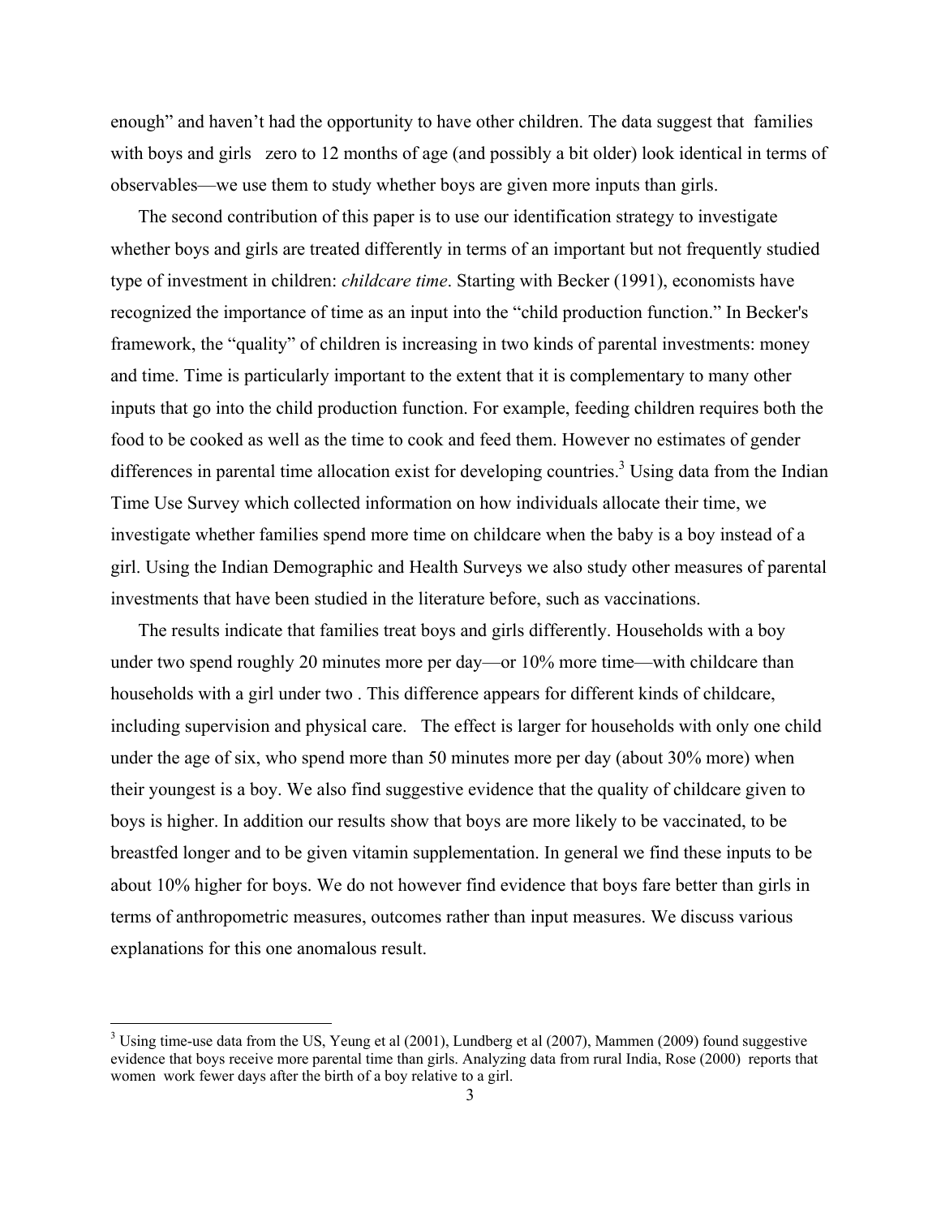enough" and haven't had the opportunity to have other children. The data suggest that families with boys and girls zero to 12 months of age (and possibly a bit older) look identical in terms of observables—we use them to study whether boys are given more inputs than girls.

The second contribution of this paper is to use our identification strategy to investigate whether boys and girls are treated differently in terms of an important but not frequently studied type of investment in children: *childcare time*. Starting with Becker (1991), economists have recognized the importance of time as an input into the "child production function." In Becker's framework, the "quality" of children is increasing in two kinds of parental investments: money and time. Time is particularly important to the extent that it is complementary to many other inputs that go into the child production function. For example, feeding children requires both the food to be cooked as well as the time to cook and feed them. However no estimates of gender differences in parental time allocation exist for developing countries.[3] Using data from the Indian Time Use Survey which collected information on how individuals allocate their time, we investigate whether families spend more time on childcare when the baby is a boy instead of a girl. Using the Indian Demographic and Health Surveys we also study other measures of parental investments that have been studied in the literature before, such as vaccinations.

The results indicate that families treat boys and girls differently. Households with a boy under two spend roughly 20 minutes more per day—or 10% more time—with childcare than households with a girl under two . This difference appears for different kinds of childcare, including supervision and physical care. The effect is larger for households with only one child under the age of six, who spend more than 50 minutes more per day (about 30% more) when their youngest is a boy. We also find suggestive evidence that the quality of childcare given to boys is higher. In addition our results show that boys are more likely to be vaccinated, to be breastfed longer and to be given vitamin supplementation. In general we find these inputs to be about 10% higher for boys. We do not however find evidence that boys fare better than girls in terms of anthropometric measures, outcomes rather than input measures. We discuss various explanations for this one anomalous result.

---

[3] Using time-use data from the US, Yeung et al (2001), Lundberg et al (2007), Mammen (2009) found suggestive evidence that boys receive more parental time than girls. Analyzing data from rural India, Rose (2000) reports that women work fewer days after the birth of a boy relative to a girl.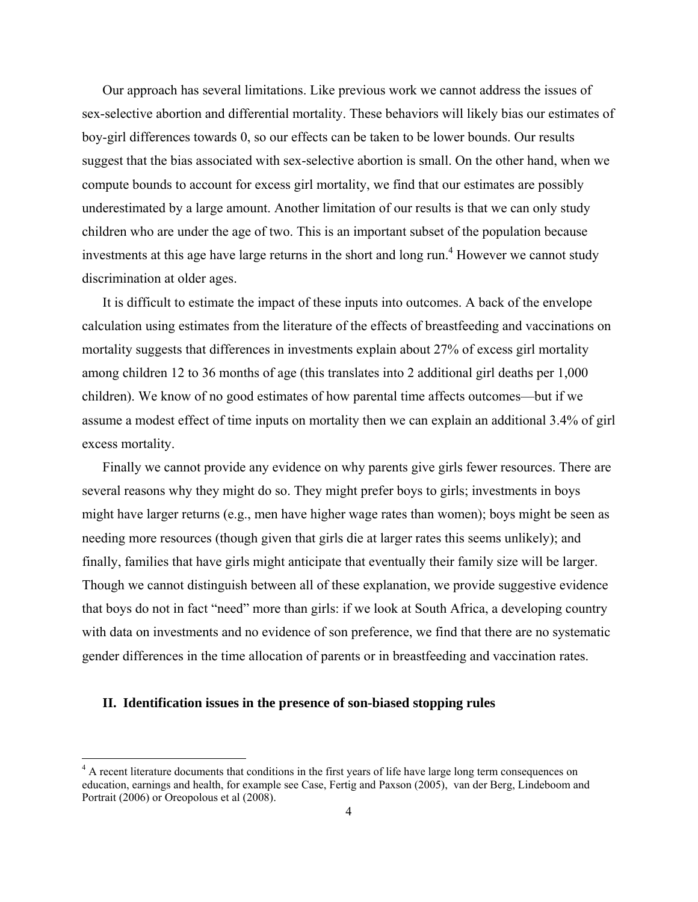Our approach has several limitations. Like previous work we cannot address the issues of sex-selective abortion and differential mortality. These behaviors will likely bias our estimates of boy-girl differences towards 0, so our effects can be taken to be lower bounds. Our results suggest that the bias associated with sex-selective abortion is small. On the other hand, when we compute bounds to account for excess girl mortality, we find that our estimates are possibly underestimated by a large amount. Another limitation of our results is that we can only study children who are under the age of two. This is an important subset of the population because investments at this age have large returns in the short and long run.[4] However we cannot study discrimination at older ages.

It is difficult to estimate the impact of these inputs into outcomes. A back of the envelope calculation using estimates from the literature of the effects of breastfeeding and vaccinations on mortality suggests that differences in investments explain about 27% of excess girl mortality among children 12 to 36 months of age (this translates into 2 additional girl deaths per 1,000 children). We know of no good estimates of how parental time affects outcomes—but if we assume a modest effect of time inputs on mortality then we can explain an additional 3.4% of girl excess mortality.

Finally we cannot provide any evidence on why parents give girls fewer resources. There are several reasons why they might do so. They might prefer boys to girls; investments in boys might have larger returns (e.g., men have higher wage rates than women); boys might be seen as needing more resources (though given that girls die at larger rates this seems unlikely); and finally, families that have girls might anticipate that eventually their family size will be larger. Though we cannot distinguish between all of these explanation, we provide suggestive evidence that boys do not in fact "need" more than girls: if we look at South Africa, a developing country with data on investments and no evidence of son preference, we find that there are no systematic gender differences in the time allocation of parents or in breastfeeding and vaccination rates.

## II. Identification issues in the presence of son-biased stopping rules

[4] A recent literature documents that conditions in the first years of life have large long term consequences on education, earnings and health, for example see Case, Fertig and Paxson (2005), van der Berg, Lindeboom and Portrait (2006) or Oreopolous et al (2008).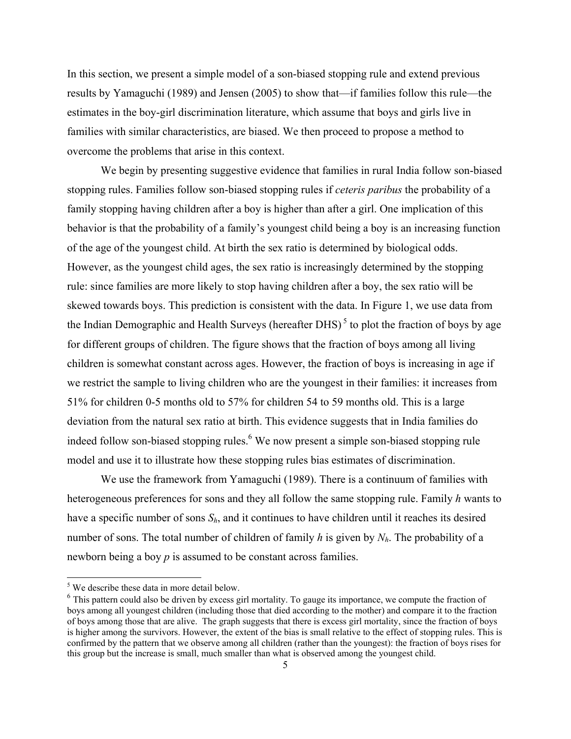In this section, we present a simple model of a son-biased stopping rule and extend previous results by Yamaguchi (1989) and Jensen (2005) to show that—if families follow this rule—the estimates in the boy-girl discrimination literature, which assume that boys and girls live in families with similar characteristics, are biased. We then proceed to propose a method to overcome the problems that arise in this context.

We begin by presenting suggestive evidence that families in rural India follow son-biased stopping rules. Families follow son-biased stopping rules if *ceteris paribus* the probability of a family stopping having children after a boy is higher than after a girl. One implication of this behavior is that the probability of a family's youngest child being a boy is an increasing function of the age of the youngest child. At birth the sex ratio is determined by biological odds. However, as the youngest child ages, the sex ratio is increasingly determined by the stopping rule: since families are more likely to stop having children after a boy, the sex ratio will be skewed towards boys. This prediction is consistent with the data. In Figure 1, we use data from the Indian Demographic and Health Surveys (hereafter DHS) [5] to plot the fraction of boys by age for different groups of children. The figure shows that the fraction of boys among all living children is somewhat constant across ages. However, the fraction of boys is increasing in age if we restrict the sample to living children who are the youngest in their families: it increases from 51% for children 0-5 months old to 57% for children 54 to 59 months old. This is a large deviation from the natural sex ratio at birth. This evidence suggests that in India families do indeed follow son-biased stopping rules.[6] We now present a simple son-biased stopping rule model and use it to illustrate how these stopping rules bias estimates of discrimination.

We use the framework from Yamaguchi (1989). There is a continuum of families with heterogeneous preferences for sons and they all follow the same stopping rule. Family *h* wants to have a specific number of sons $S_h$, and it continues to have children until it reaches its desired number of sons. The total number of children of family *h* is given by $N_h$. The probability of a newborn being a boy *p* is assumed to be constant across families.

---

[5] We describe these data in more detail below.

[6] This pattern could also be driven by excess girl mortality. To gauge its importance, we compute the fraction of boys among all youngest children (including those that died according to the mother) and compare it to the fraction of boys among those that are alive. The graph suggests that there is excess girl mortality, since the fraction of boys is higher among the survivors. However, the extent of the bias is small relative to the effect of stopping rules. This is confirmed by the pattern that we observe among all children (rather than the youngest): the fraction of boys rises for this group but the increase is small, much smaller than what is observed among the youngest child.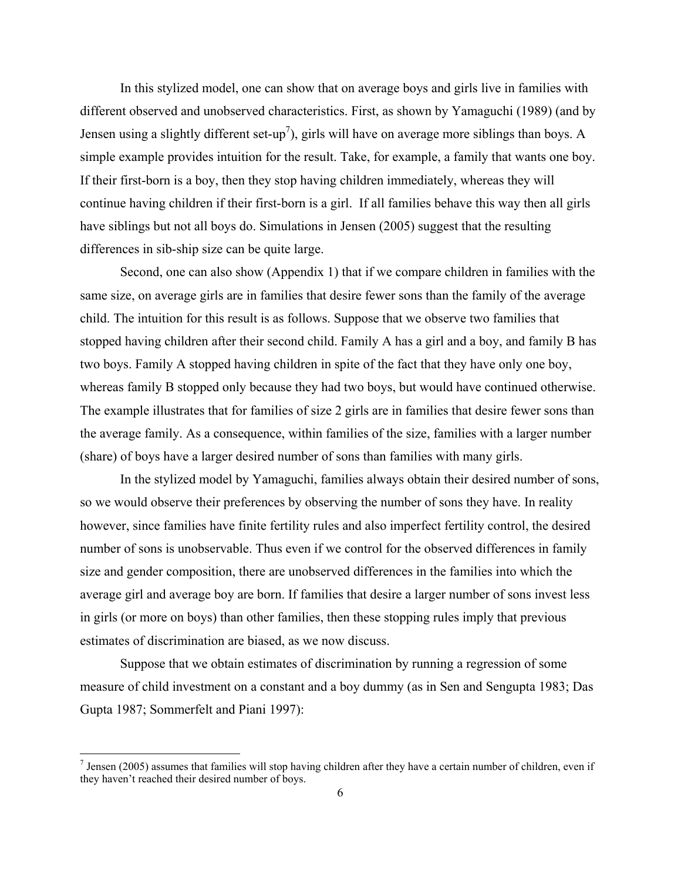In this stylized model, one can show that on average boys and girls live in families with different observed and unobserved characteristics. First, as shown by Yamaguchi (1989) (and by Jensen using a slightly different set-up[7]), girls will have on average more siblings than boys. A simple example provides intuition for the result. Take, for example, a family that wants one boy. If their first-born is a boy, then they stop having children immediately, whereas they will continue having children if their first-born is a girl. If all families behave this way then all girls have siblings but not all boys do. Simulations in Jensen (2005) suggest that the resulting differences in sib-ship size can be quite large.

Second, one can also show (Appendix 1) that if we compare children in families with the same size, on average girls are in families that desire fewer sons than the family of the average child. The intuition for this result is as follows. Suppose that we observe two families that stopped having children after their second child. Family A has a girl and a boy, and family B has two boys. Family A stopped having children in spite of the fact that they have only one boy, whereas family B stopped only because they had two boys, but would have continued otherwise. The example illustrates that for families of size 2 girls are in families that desire fewer sons than the average family. As a consequence, within families of the size, families with a larger number (share) of boys have a larger desired number of sons than families with many girls.

In the stylized model by Yamaguchi, families always obtain their desired number of sons, so we would observe their preferences by observing the number of sons they have. In reality however, since families have finite fertility rules and also imperfect fertility control, the desired number of sons is unobservable. Thus even if we control for the observed differences in family size and gender composition, there are unobserved differences in the families into which the average girl and average boy are born. If families that desire a larger number of sons invest less in girls (or more on boys) than other families, then these stopping rules imply that previous estimates of discrimination are biased, as we now discuss.

Suppose that we obtain estimates of discrimination by running a regression of some measure of child investment on a constant and a boy dummy (as in Sen and Sengupta 1983; Das Gupta 1987; Sommerfelt and Piani 1997):

---

[7] Jensen (2005) assumes that families will stop having children after they have a certain number of children, even if they haven't reached their desired number of boys.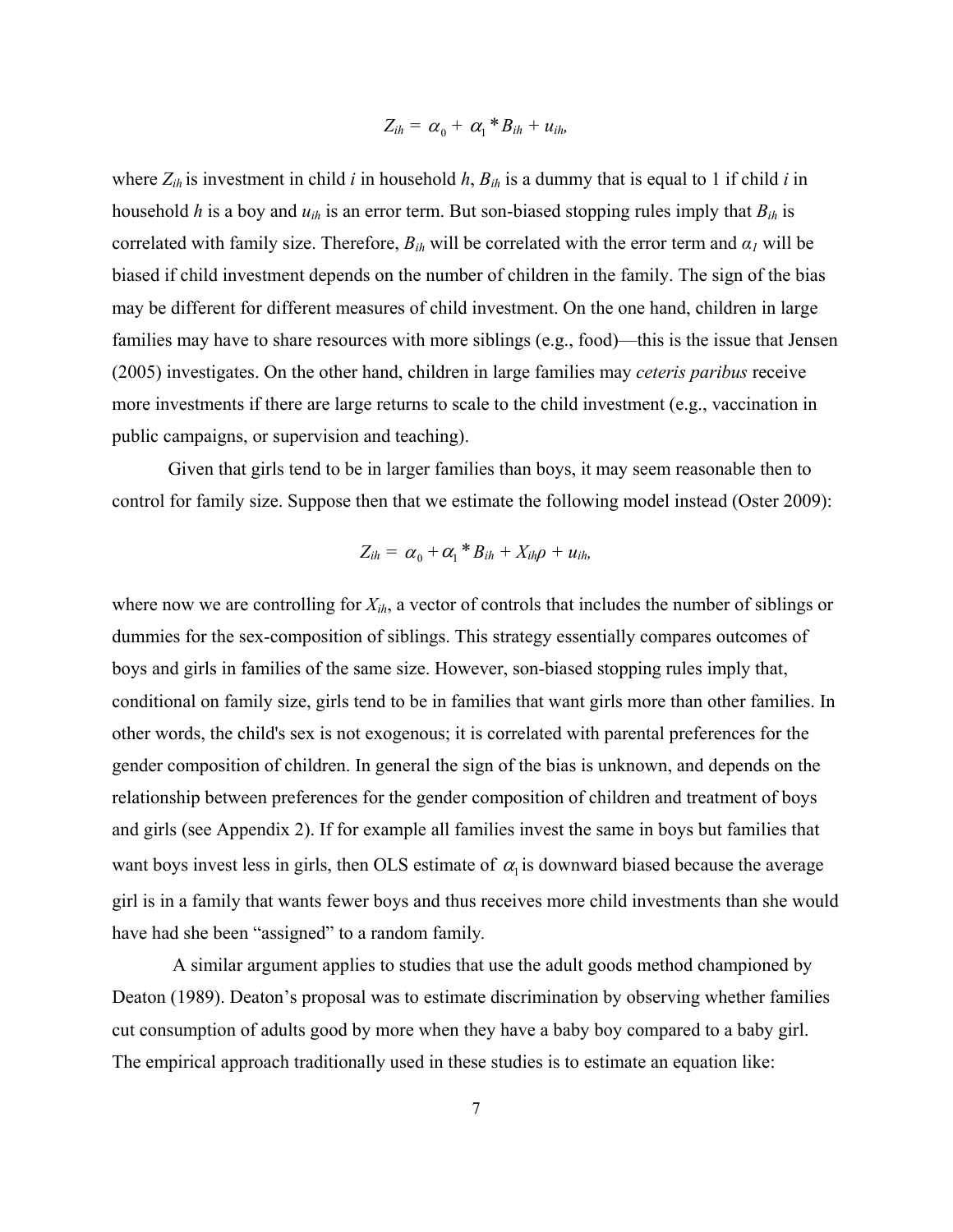$$Z_{ih} = \alpha_0 + \alpha_1 * B_{ih} + u_{ih},$$

where $Z_{ih}$ is investment in child *i* in household *h*, $B_{ih}$ is a dummy that is equal to 1 if child *i* in household *h* is a boy and $u_{ih}$ is an error term. But son-biased stopping rules imply that $B_{ih}$ is correlated with family size. Therefore, $B_{ih}$ will be correlated with the error term and $\alpha_1$ will be biased if child investment depends on the number of children in the family. The sign of the bias may be different for different measures of child investment. On the one hand, children in large families may have to share resources with more siblings (e.g., food)—this is the issue that Jensen (2005) investigates. On the other hand, children in large families may *ceteris paribus* receive more investments if there are large returns to scale to the child investment (e.g., vaccination in public campaigns, or supervision and teaching).

Given that girls tend to be in larger families than boys, it may seem reasonable then to control for family size. Suppose then that we estimate the following model instead (Oster 2009):

$$Z_{ih} = \alpha_0 + \alpha_1 * B_{ih} + X_{ih}\rho + u_{ih},$$

where now we are controlling for $X_{ih}$, a vector of controls that includes the number of siblings or dummies for the sex-composition of siblings. This strategy essentially compares outcomes of boys and girls in families of the same size. However, son-biased stopping rules imply that, conditional on family size, girls tend to be in families that want girls more than other families. In other words, the child's sex is not exogenous; it is correlated with parental preferences for the gender composition of children. In general the sign of the bias is unknown, and depends on the relationship between preferences for the gender composition of children and treatment of boys and girls (see Appendix 2). If for example all families invest the same in boys but families that want boys invest less in girls, then OLS estimate of $\alpha_1$ is downward biased because the average girl is in a family that wants fewer boys and thus receives more child investments than she would have had she been "assigned" to a random family.

A similar argument applies to studies that use the adult goods method championed by Deaton (1989). Deaton's proposal was to estimate discrimination by observing whether families cut consumption of adults good by more when they have a baby boy compared to a baby girl. The empirical approach traditionally used in these studies is to estimate an equation like: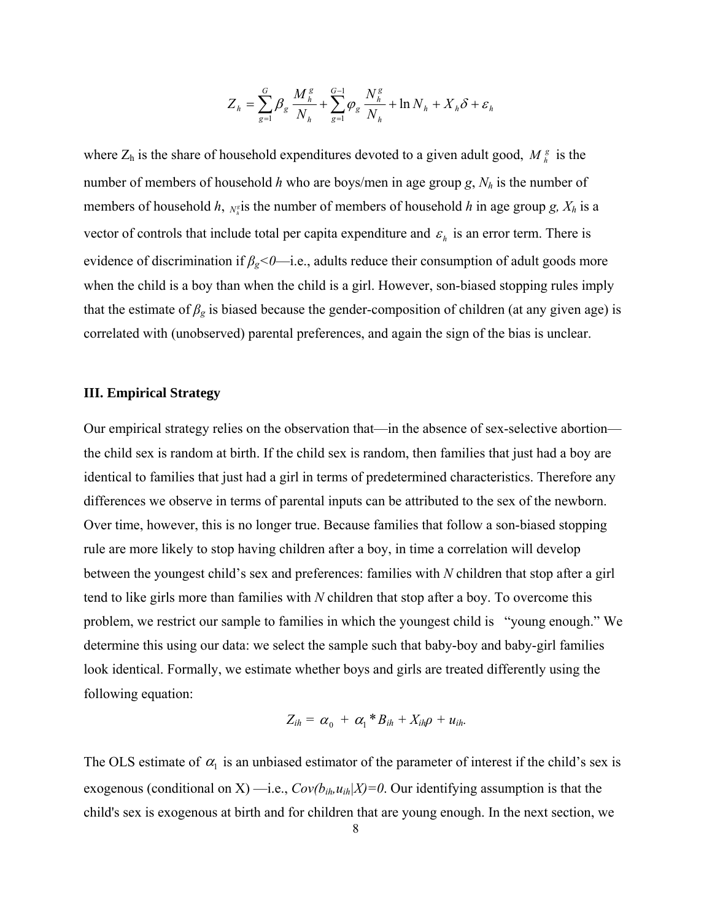$$Z_h = \sum_{g=1}^{G} \beta_g \frac{M_h^g}{N_h} + \sum_{g=1}^{G-1} \varphi_g \frac{N_h^g}{N_h} + \ln N_h + X_h \delta + \varepsilon_h$$

where $Z_h$ is the share of household expenditures devoted to a given adult good, $M_h^g$ is the number of members of household *h* who are boys/men in age group *g*, $N_h$ is the number of members of household *h*, $N_h^g$ is the number of members of household *h* in age group *g*, $X_h$ is a vector of controls that include total per capita expenditure and $\varepsilon_h$ is an error term. There is evidence of discrimination if $\beta_g<0$—i.e., adults reduce their consumption of adult goods more when the child is a boy than when the child is a girl. However, son-biased stopping rules imply that the estimate of $\beta_g$ is biased because the gender-composition of children (at any given age) is correlated with (unobserved) parental preferences, and again the sign of the bias is unclear.

## III. Empirical Strategy

Our empirical strategy relies on the observation that—in the absence of sex-selective abortion—the child sex is random at birth. If the child sex is random, then families that just had a boy are identical to families that just had a girl in terms of predetermined characteristics. Therefore any differences we observe in terms of parental inputs can be attributed to the sex of the newborn. Over time, however, this is no longer true. Because families that follow a son-biased stopping rule are more likely to stop having children after a boy, in time a correlation will develop between the youngest child's sex and preferences: families with *N* children that stop after a girl tend to like girls more than families with *N* children that stop after a boy. To overcome this problem, we restrict our sample to families in which the youngest child is "young enough." We determine this using our data: we select the sample such that baby-boy and baby-girl families look identical. Formally, we estimate whether boys and girls are treated differently using the following equation:

$$Z_{ih} = \alpha_0 + \alpha_1 * B_{ih} + X_{ih}\rho + u_{ih}.$$

The OLS estimate of $\alpha_1$ is an unbiased estimator of the parameter of interest if the child's sex is exogenous (conditional on X) —i.e., $Cov(b_{ih},u_{ih}|X)=0$. Our identifying assumption is that the child's sex is exogenous at birth and for children that are young enough. In the next section, we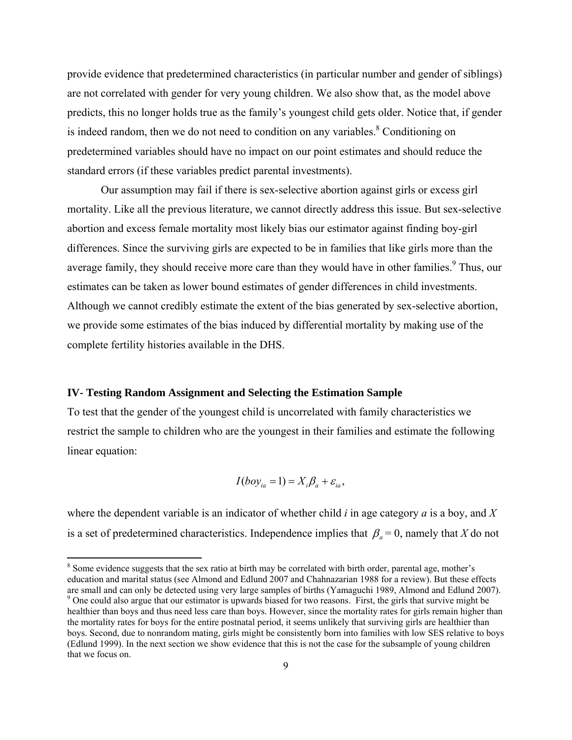provide evidence that predetermined characteristics (in particular number and gender of siblings) are not correlated with gender for very young children. We also show that, as the model above predicts, this no longer holds true as the family's youngest child gets older. Notice that, if gender is indeed random, then we do not need to condition on any variables.[8] Conditioning on predetermined variables should have no impact on our point estimates and should reduce the standard errors (if these variables predict parental investments).

Our assumption may fail if there is sex-selective abortion against girls or excess girl mortality. Like all the previous literature, we cannot directly address this issue. But sex-selective abortion and excess female mortality most likely bias our estimator against finding boy-girl differences. Since the surviving girls are expected to be in families that like girls more than the average family, they should receive more care than they would have in other families.[9] Thus, our estimates can be taken as lower bound estimates of gender differences in child investments. Although we cannot credibly estimate the extent of the bias generated by sex-selective abortion, we provide some estimates of the bias induced by differential mortality by making use of the complete fertility histories available in the DHS.

## IV- Testing Random Assignment and Selecting the Estimation Sample

To test that the gender of the youngest child is uncorrelated with family characteristics we restrict the sample to children who are the youngest in their families and estimate the following linear equation:

$$I(boy_{ia} = 1) = X_i \beta_a + \varepsilon_{ia},$$

where the dependent variable is an indicator of whether child $i$ in age category $a$ is a boy, and $X$ is a set of predetermined characteristics. Independence implies that $\beta_a = 0$, namely that $X$ do not

---

[8] Some evidence suggests that the sex ratio at birth may be correlated with birth order, parental age, mother's education and marital status (see Almond and Edlund 2007 and Chahnazarian 1988 for a review). But these effects are small and can only be detected using very large samples of births (Yamaguchi 1989, Almond and Edlund 2007).

[9] One could also argue that our estimator is upwards biased for two reasons. First, the girls that survive might be healthier than boys and thus need less care than boys. However, since the mortality rates for girls remain higher than the mortality rates for boys for the entire postnatal period, it seems unlikely that surviving girls are healthier than boys. Second, due to nonrandom mating, girls might be consistently born into families with low SES relative to boys (Edlund 1999). In the next section we show evidence that this is not the case for the subsample of young children that we focus on.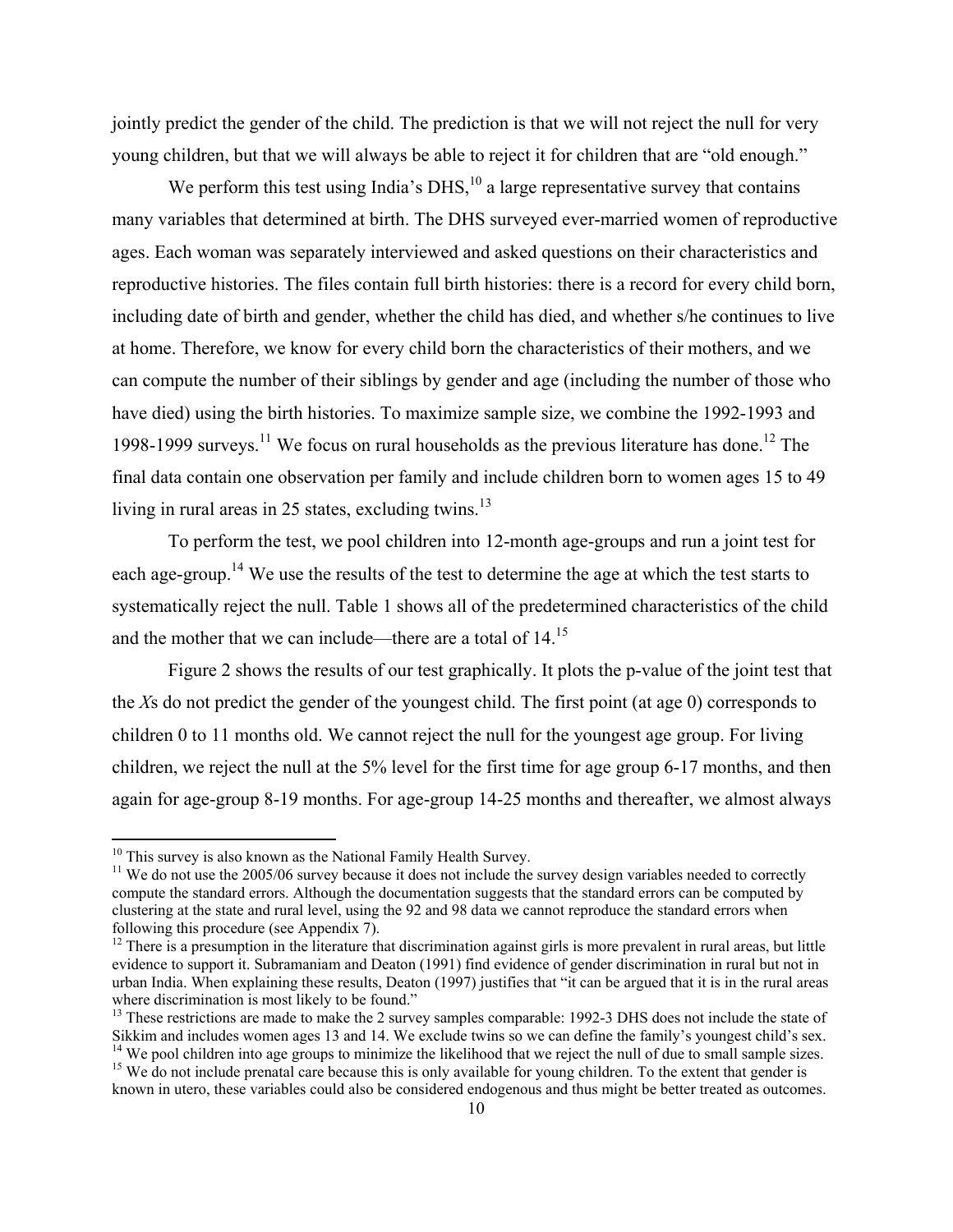jointly predict the gender of the child. The prediction is that we will not reject the null for very young children, but that we will always be able to reject it for children that are "old enough."

We perform this test using India's DHS,[10] a large representative survey that contains many variables that determined at birth. The DHS surveyed ever-married women of reproductive ages. Each woman was separately interviewed and asked questions on their characteristics and reproductive histories. The files contain full birth histories: there is a record for every child born, including date of birth and gender, whether the child has died, and whether s/he continues to live at home. Therefore, we know for every child born the characteristics of their mothers, and we can compute the number of their siblings by gender and age (including the number of those who have died) using the birth histories. To maximize sample size, we combine the 1992-1993 and 1998-1999 surveys.[11] We focus on rural households as the previous literature has done.[12] The final data contain one observation per family and include children born to women ages 15 to 49 living in rural areas in 25 states, excluding twins.[13]

To perform the test, we pool children into 12-month age-groups and run a joint test for each age-group.[14] We use the results of the test to determine the age at which the test starts to systematically reject the null. Table 1 shows all of the predetermined characteristics of the child and the mother that we can include—there are a total of 14.[15]

Figure 2 shows the results of our test graphically. It plots the p-value of the joint test that the *X*s do not predict the gender of the youngest child. The first point (at age 0) corresponds to children 0 to 11 months old. We cannot reject the null for the youngest age group. For living children, we reject the null at the 5% level for the first time for age group 6-17 months, and then again for age-group 8-19 months. For age-group 14-25 months and thereafter, we almost always

---

[10] This survey is also known as the National Family Health Survey.

[11] We do not use the 2005/06 survey because it does not include the survey design variables needed to correctly compute the standard errors. Although the documentation suggests that the standard errors can be computed by clustering at the state and rural level, using the 92 and 98 data we cannot reproduce the standard errors when following this procedure (see Appendix 7).

[12] There is a presumption in the literature that discrimination against girls is more prevalent in rural areas, but little evidence to support it. Subramaniam and Deaton (1991) find evidence of gender discrimination in rural but not in urban India. When explaining these results, Deaton (1997) justifies that "it can be argued that it is in the rural areas where discrimination is most likely to be found."

[13] These restrictions are made to make the 2 survey samples comparable: 1992-3 DHS does not include the state of Sikkim and includes women ages 13 and 14. We exclude twins so we can define the family's youngest child's sex.

[14] We pool children into age groups to minimize the likelihood that we reject the null of due to small sample sizes.

[15] We do not include prenatal care because this is only available for young children. To the extent that gender is known in utero, these variables could also be considered endogenous and thus might be better treated as outcomes.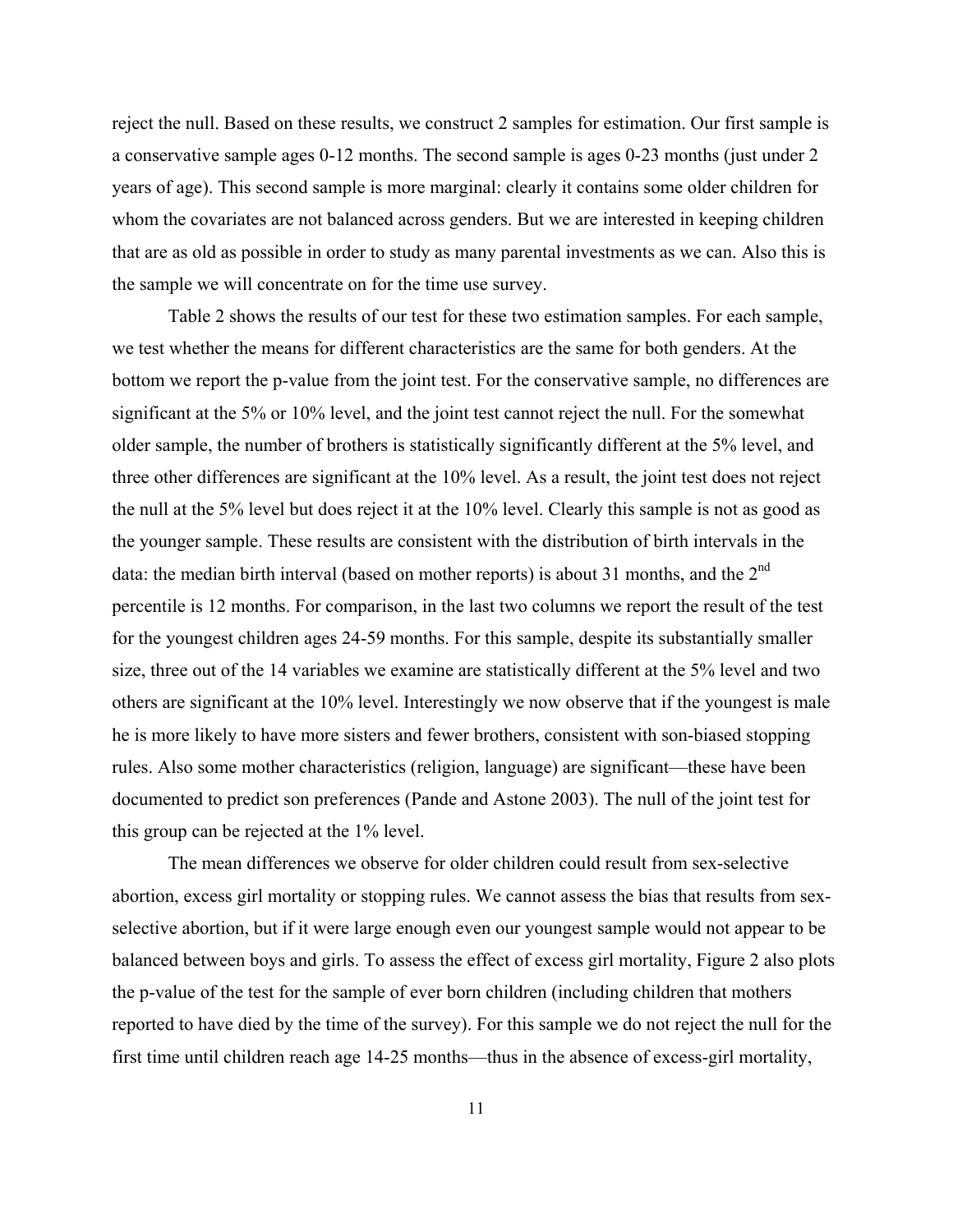reject the null. Based on these results, we construct 2 samples for estimation. Our first sample is a conservative sample ages 0-12 months. The second sample is ages 0-23 months (just under 2 years of age). This second sample is more marginal: clearly it contains some older children for whom the covariates are not balanced across genders. But we are interested in keeping children that are as old as possible in order to study as many parental investments as we can. Also this is the sample we will concentrate on for the time use survey.

Table 2 shows the results of our test for these two estimation samples. For each sample, we test whether the means for different characteristics are the same for both genders. At the bottom we report the p-value from the joint test. For the conservative sample, no differences are significant at the 5% or 10% level, and the joint test cannot reject the null. For the somewhat older sample, the number of brothers is statistically significantly different at the 5% level, and three other differences are significant at the 10% level. As a result, the joint test does not reject the null at the 5% level but does reject it at the 10% level. Clearly this sample is not as good as the younger sample. These results are consistent with the distribution of birth intervals in the data: the median birth interval (based on mother reports) is about 31 months, and the 2nd percentile is 12 months. For comparison, in the last two columns we report the result of the test for the youngest children ages 24-59 months. For this sample, despite its substantially smaller size, three out of the 14 variables we examine are statistically different at the 5% level and two others are significant at the 10% level. Interestingly we now observe that if the youngest is male he is more likely to have more sisters and fewer brothers, consistent with son-biased stopping rules. Also some mother characteristics (religion, language) are significant—these have been documented to predict son preferences (Pande and Astone 2003). The null of the joint test for this group can be rejected at the 1% level.

The mean differences we observe for older children could result from sex-selective abortion, excess girl mortality or stopping rules. We cannot assess the bias that results from sex-selective abortion, but if it were large enough even our youngest sample would not appear to be balanced between boys and girls. To assess the effect of excess girl mortality, Figure 2 also plots the p-value of the test for the sample of ever born children (including children that mothers reported to have died by the time of the survey). For this sample we do not reject the null for the first time until children reach age 14-25 months—thus in the absence of excess-girl mortality,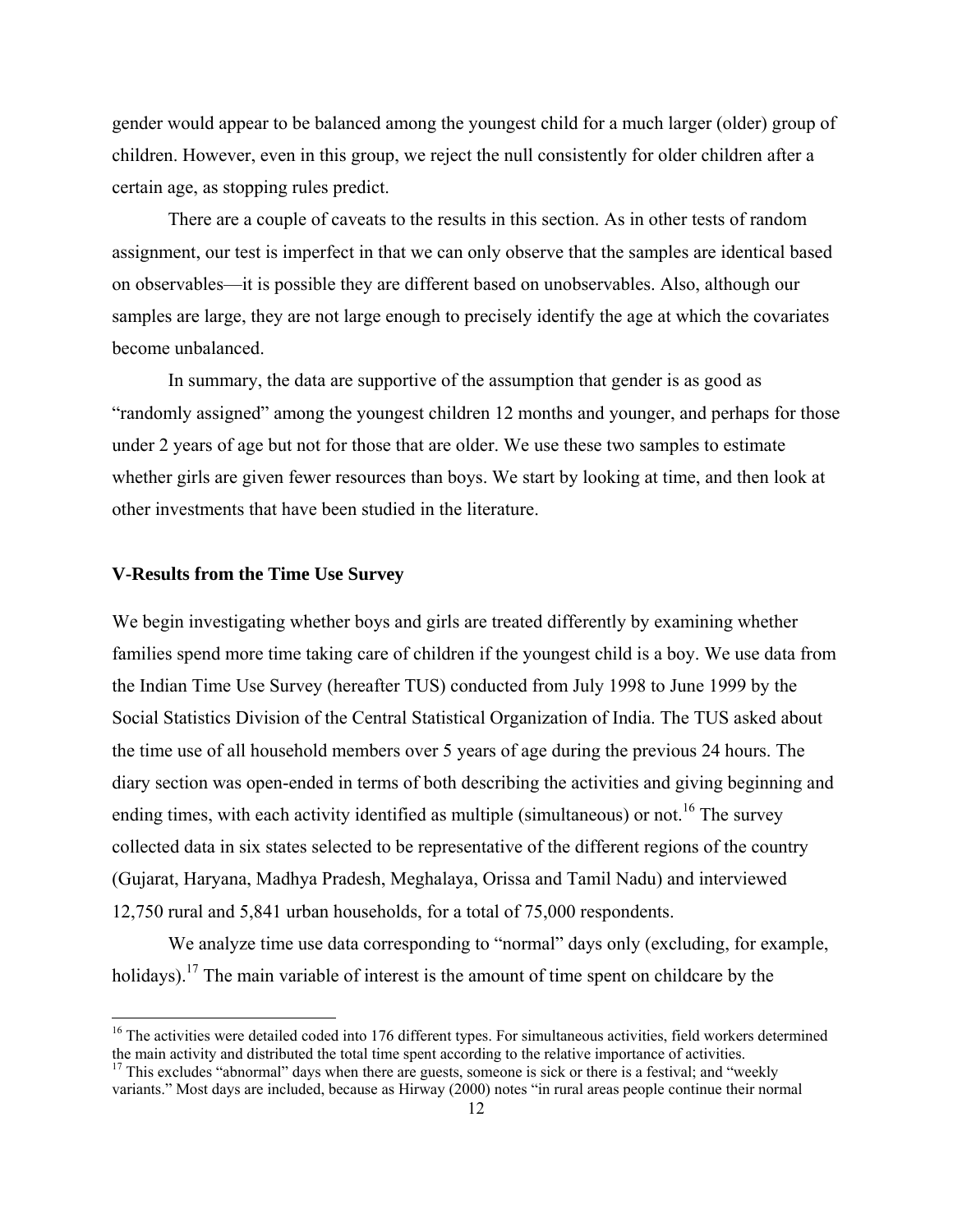gender would appear to be balanced among the youngest child for a much larger (older) group of children. However, even in this group, we reject the null consistently for older children after a certain age, as stopping rules predict.

There are a couple of caveats to the results in this section. As in other tests of random assignment, our test is imperfect in that we can only observe that the samples are identical based on observables—it is possible they are different based on unobservables. Also, although our samples are large, they are not large enough to precisely identify the age at which the covariates become unbalanced.

In summary, the data are supportive of the assumption that gender is as good as "randomly assigned" among the youngest children 12 months and younger, and perhaps for those under 2 years of age but not for those that are older. We use these two samples to estimate whether girls are given fewer resources than boys. We start by looking at time, and then look at other investments that have been studied in the literature.

## V-Results from the Time Use Survey

We begin investigating whether boys and girls are treated differently by examining whether families spend more time taking care of children if the youngest child is a boy. We use data from the Indian Time Use Survey (hereafter TUS) conducted from July 1998 to June 1999 by the Social Statistics Division of the Central Statistical Organization of India. The TUS asked about the time use of all household members over 5 years of age during the previous 24 hours. The diary section was open-ended in terms of both describing the activities and giving beginning and ending times, with each activity identified as multiple (simultaneous) or not.[16] The survey collected data in six states selected to be representative of the different regions of the country (Gujarat, Haryana, Madhya Pradesh, Meghalaya, Orissa and Tamil Nadu) and interviewed 12,750 rural and 5,841 urban households, for a total of 75,000 respondents.

We analyze time use data corresponding to "normal" days only (excluding, for example, holidays).[17] The main variable of interest is the amount of time spent on childcare by the

[16] The activities were detailed coded into 176 different types. For simultaneous activities, field workers determined the main activity and distributed the total time spent according to the relative importance of activities.

[17] This excludes "abnormal" days when there are guests, someone is sick or there is a festival; and "weekly variants." Most days are included, because as Hirway (2000) notes "in rural areas people continue their normal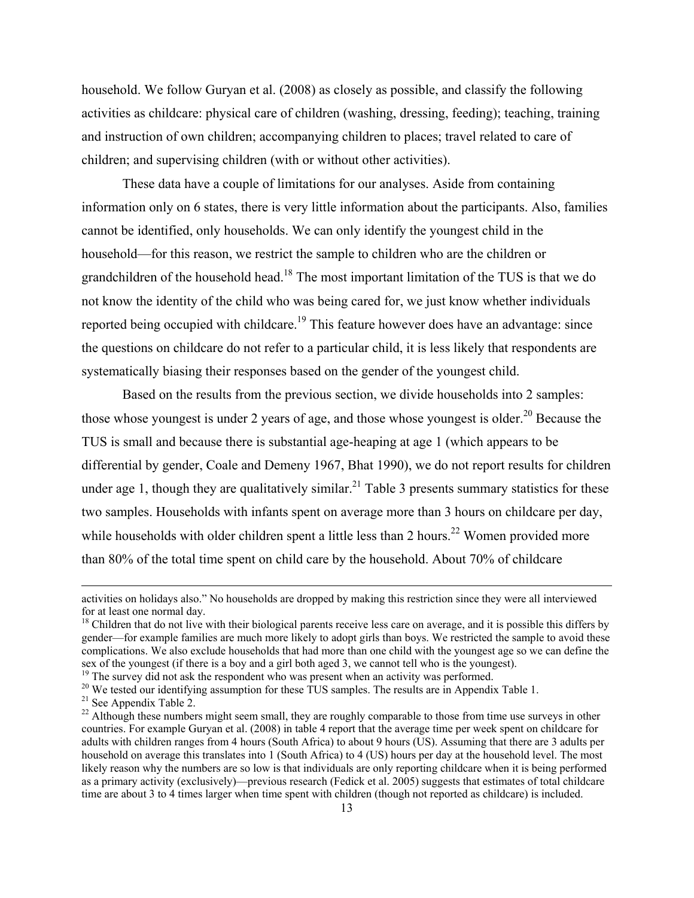household. We follow Guryan et al. (2008) as closely as possible, and classify the following activities as childcare: physical care of children (washing, dressing, feeding); teaching, training and instruction of own children; accompanying children to places; travel related to care of children; and supervising children (with or without other activities).

These data have a couple of limitations for our analyses. Aside from containing information only on 6 states, there is very little information about the participants. Also, families cannot be identified, only households. We can only identify the youngest child in the household—for this reason, we restrict the sample to children who are the children or grandchildren of the household head.[18] The most important limitation of the TUS is that we do not know the identity of the child who was being cared for, we just know whether individuals reported being occupied with childcare.[19] This feature however does have an advantage: since the questions on childcare do not refer to a particular child, it is less likely that respondents are systematically biasing their responses based on the gender of the youngest child.

Based on the results from the previous section, we divide households into 2 samples: those whose youngest is under 2 years of age, and those whose youngest is older.[20] Because the TUS is small and because there is substantial age-heaping at age 1 (which appears to be differential by gender, Coale and Demeny 1967, Bhat 1990), we do not report results for children under age 1, though they are qualitatively similar.[21] Table 3 presents summary statistics for these two samples. Households with infants spent on average more than 3 hours on childcare per day, while households with older children spent a little less than 2 hours.[22] Women provided more than 80% of the total time spent on child care by the household. About 70% of childcare

---

activities on holidays also." No households are dropped by making this restriction since they were all interviewed for at least one normal day.

[18] Children that do not live with their biological parents receive less care on average, and it is possible this differs by gender—for example families are much more likely to adopt girls than boys. We restricted the sample to avoid these complications. We also exclude households that had more than one child with the youngest age so we can define the sex of the youngest (if there is a boy and a girl both aged 3, we cannot tell who is the youngest).

[19] The survey did not ask the respondent who was present when an activity was performed.

[20] We tested our identifying assumption for these TUS samples. The results are in Appendix Table 1.

[21] See Appendix Table 2.

[22] Although these numbers might seem small, they are roughly comparable to those from time use surveys in other countries. For example Guryan et al. (2008) in table 4 report that the average time per week spent on childcare for adults with children ranges from 4 hours (South Africa) to about 9 hours (US). Assuming that there are 3 adults per household on average this translates into 1 (South Africa) to 4 (US) hours per day at the household level. The most likely reason why the numbers are so low is that individuals are only reporting childcare when it is being performed as a primary activity (exclusively)—previous research (Fedick et al. 2005) suggests that estimates of total childcare time are about 3 to 4 times larger when time spent with children (though not reported as childcare) is included.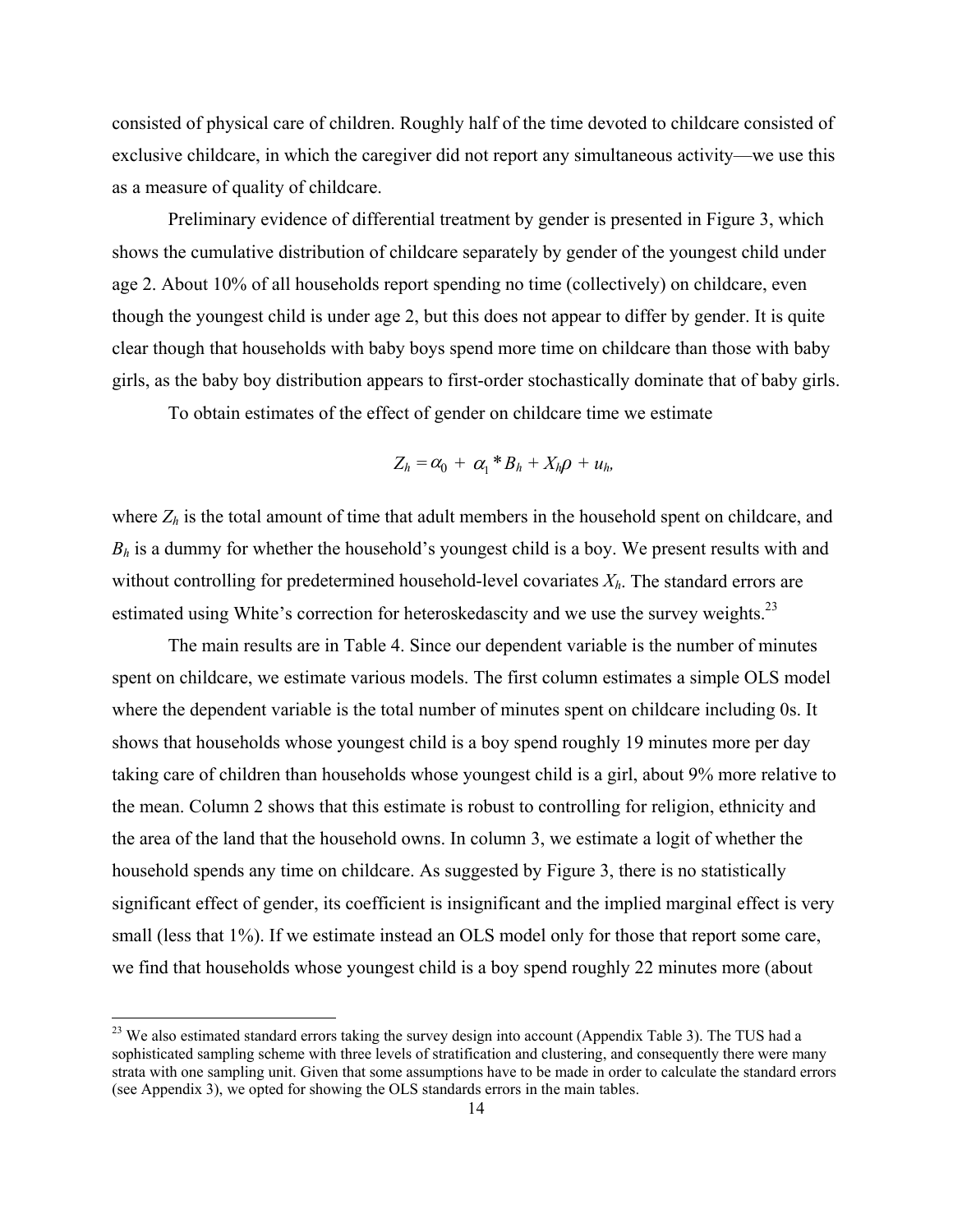consisted of physical care of children. Roughly half of the time devoted to childcare consisted of exclusive childcare, in which the caregiver did not report any simultaneous activity—we use this as a measure of quality of childcare.

Preliminary evidence of differential treatment by gender is presented in Figure 3, which shows the cumulative distribution of childcare separately by gender of the youngest child under age 2. About 10% of all households report spending no time (collectively) on childcare, even though the youngest child is under age 2, but this does not appear to differ by gender. It is quite clear though that households with baby boys spend more time on childcare than those with baby girls, as the baby boy distribution appears to first-order stochastically dominate that of baby girls.

To obtain estimates of the effect of gender on childcare time we estimate

$$Z_h = \alpha_0 + \alpha_1 * B_h + X_h\rho + u_h,$$

where $Z_h$ is the total amount of time that adult members in the household spent on childcare, and $B_h$ is a dummy for whether the household's youngest child is a boy. We present results with and without controlling for predetermined household-level covariates $X_h$. The standard errors are estimated using White's correction for heteroskedascity and we use the survey weights.[23]

The main results are in Table 4. Since our dependent variable is the number of minutes spent on childcare, we estimate various models. The first column estimates a simple OLS model where the dependent variable is the total number of minutes spent on childcare including 0s. It shows that households whose youngest child is a boy spend roughly 19 minutes more per day taking care of children than households whose youngest child is a girl, about 9% more relative to the mean. Column 2 shows that this estimate is robust to controlling for religion, ethnicity and the area of the land that the household owns. In column 3, we estimate a logit of whether the household spends any time on childcare. As suggested by Figure 3, there is no statistically significant effect of gender, its coefficient is insignificant and the implied marginal effect is very small (less that 1%). If we estimate instead an OLS model only for those that report some care, we find that households whose youngest child is a boy spend roughly 22 minutes more (about

[23] We also estimated standard errors taking the survey design into account (Appendix Table 3). The TUS had a sophisticated sampling scheme with three levels of stratification and clustering, and consequently there were many strata with one sampling unit. Given that some assumptions have to be made in order to calculate the standard errors (see Appendix 3), we opted for showing the OLS standards errors in the main tables.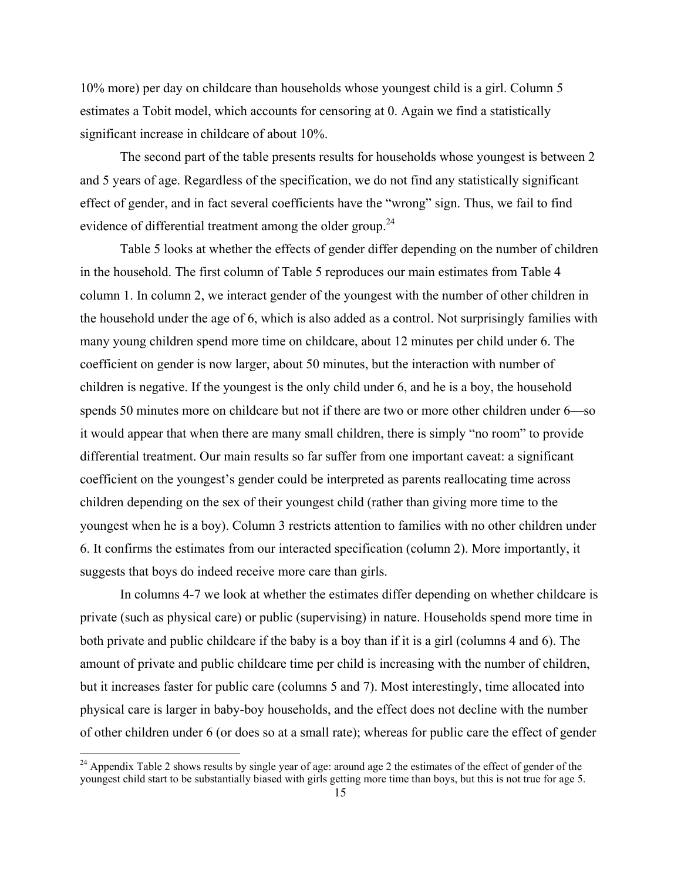10% more) per day on childcare than households whose youngest child is a girl. Column 5 estimates a Tobit model, which accounts for censoring at 0. Again we find a statistically significant increase in childcare of about 10%.

The second part of the table presents results for households whose youngest is between 2 and 5 years of age. Regardless of the specification, we do not find any statistically significant effect of gender, and in fact several coefficients have the "wrong" sign. Thus, we fail to find evidence of differential treatment among the older group.[24]

Table 5 looks at whether the effects of gender differ depending on the number of children in the household. The first column of Table 5 reproduces our main estimates from Table 4 column 1. In column 2, we interact gender of the youngest with the number of other children in the household under the age of 6, which is also added as a control. Not surprisingly families with many young children spend more time on childcare, about 12 minutes per child under 6. The coefficient on gender is now larger, about 50 minutes, but the interaction with number of children is negative. If the youngest is the only child under 6, and he is a boy, the household spends 50 minutes more on childcare but not if there are two or more other children under 6—so it would appear that when there are many small children, there is simply "no room" to provide differential treatment. Our main results so far suffer from one important caveat: a significant coefficient on the youngest's gender could be interpreted as parents reallocating time across children depending on the sex of their youngest child (rather than giving more time to the youngest when he is a boy). Column 3 restricts attention to families with no other children under 6. It confirms the estimates from our interacted specification (column 2). More importantly, it suggests that boys do indeed receive more care than girls.

In columns 4-7 we look at whether the estimates differ depending on whether childcare is private (such as physical care) or public (supervising) in nature. Households spend more time in both private and public childcare if the baby is a boy than if it is a girl (columns 4 and 6). The amount of private and public childcare time per child is increasing with the number of children, but it increases faster for public care (columns 5 and 7). Most interestingly, time allocated into physical care is larger in baby-boy households, and the effect does not decline with the number of other children under 6 (or does so at a small rate); whereas for public care the effect of gender

[24] Appendix Table 2 shows results by single year of age: around age 2 the estimates of the effect of gender of the youngest child start to be substantially biased with girls getting more time than boys, but this is not true for age 5.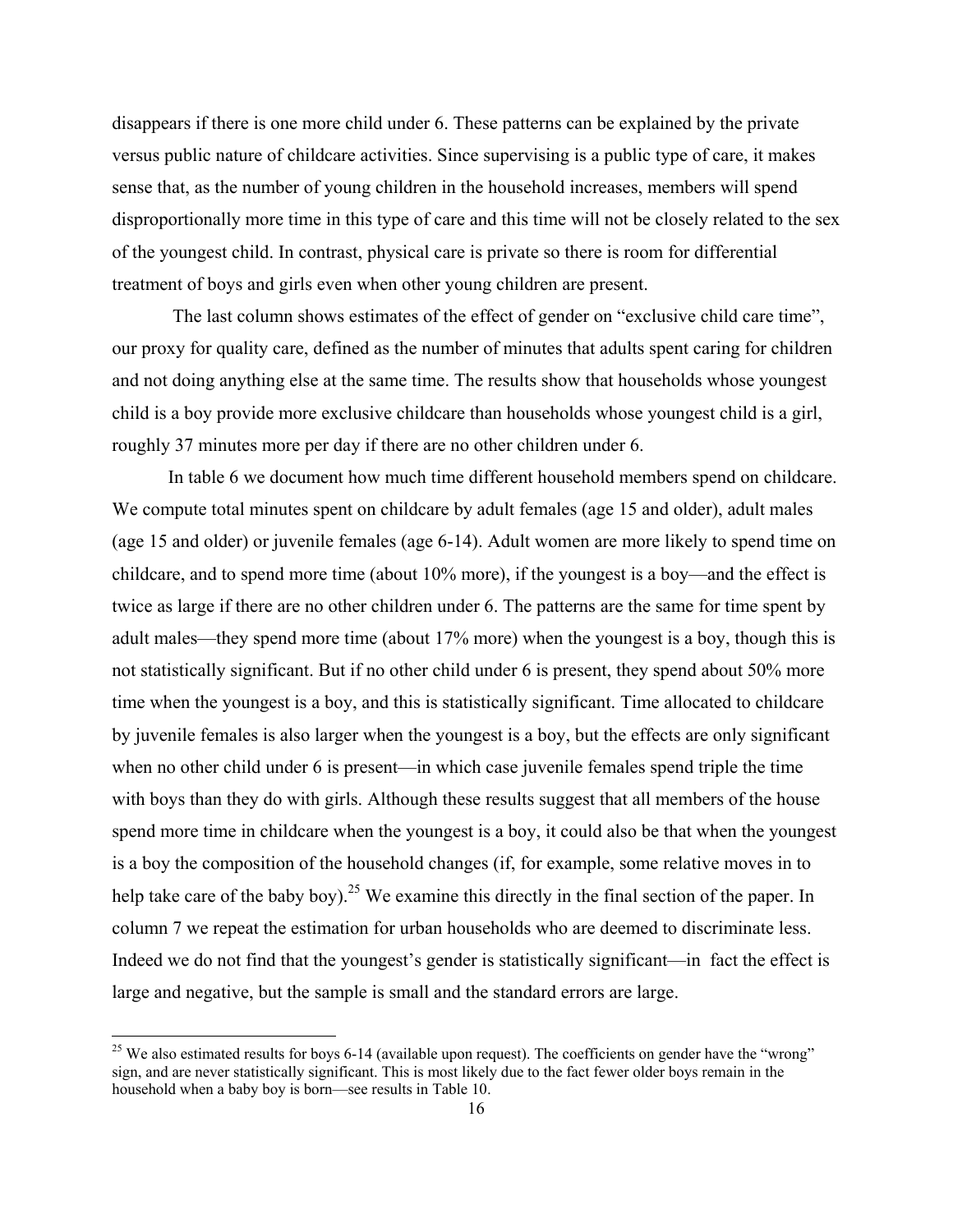disappears if there is one more child under 6. These patterns can be explained by the private versus public nature of childcare activities. Since supervising is a public type of care, it makes sense that, as the number of young children in the household increases, members will spend disproportionally more time in this type of care and this time will not be closely related to the sex of the youngest child. In contrast, physical care is private so there is room for differential treatment of boys and girls even when other young children are present.

The last column shows estimates of the effect of gender on "exclusive child care time", our proxy for quality care, defined as the number of minutes that adults spent caring for children and not doing anything else at the same time. The results show that households whose youngest child is a boy provide more exclusive childcare than households whose youngest child is a girl, roughly 37 minutes more per day if there are no other children under 6.

In table 6 we document how much time different household members spend on childcare. We compute total minutes spent on childcare by adult females (age 15 and older), adult males (age 15 and older) or juvenile females (age 6-14). Adult women are more likely to spend time on childcare, and to spend more time (about 10% more), if the youngest is a boy—and the effect is twice as large if there are no other children under 6. The patterns are the same for time spent by adult males—they spend more time (about 17% more) when the youngest is a boy, though this is not statistically significant. But if no other child under 6 is present, they spend about 50% more time when the youngest is a boy, and this is statistically significant. Time allocated to childcare by juvenile females is also larger when the youngest is a boy, but the effects are only significant when no other child under 6 is present—in which case juvenile females spend triple the time with boys than they do with girls. Although these results suggest that all members of the house spend more time in childcare when the youngest is a boy, it could also be that when the youngest is a boy the composition of the household changes (if, for example, some relative moves in to help take care of the baby boy).[25] We examine this directly in the final section of the paper. In column 7 we repeat the estimation for urban households who are deemed to discriminate less. Indeed we do not find that the youngest's gender is statistically significant—in fact the effect is large and negative, but the sample is small and the standard errors are large.

[25] We also estimated results for boys 6-14 (available upon request). The coefficients on gender have the "wrong" sign, and are never statistically significant. This is most likely due to the fact fewer older boys remain in the household when a baby boy is born—see results in Table 10.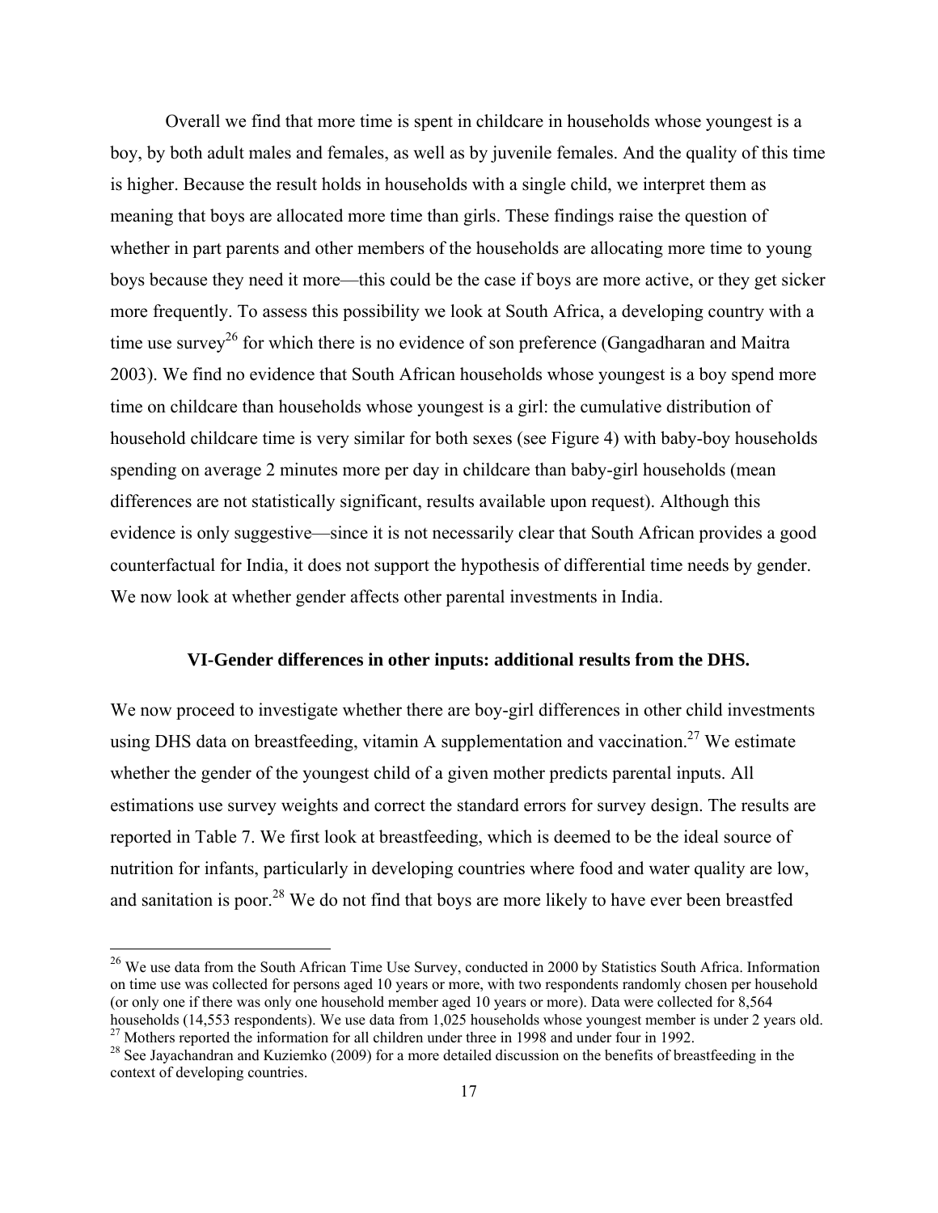Overall we find that more time is spent in childcare in households whose youngest is a boy, by both adult males and females, as well as by juvenile females. And the quality of this time is higher. Because the result holds in households with a single child, we interpret them as meaning that boys are allocated more time than girls. These findings raise the question of whether in part parents and other members of the households are allocating more time to young boys because they need it more—this could be the case if boys are more active, or they get sicker more frequently. To assess this possibility we look at South Africa, a developing country with a time use survey[26] for which there is no evidence of son preference (Gangadharan and Maitra 2003). We find no evidence that South African households whose youngest is a boy spend more time on childcare than households whose youngest is a girl: the cumulative distribution of household childcare time is very similar for both sexes (see Figure 4) with baby-boy households spending on average 2 minutes more per day in childcare than baby-girl households (mean differences are not statistically significant, results available upon request). Although this evidence is only suggestive—since it is not necessarily clear that South African provides a good counterfactual for India, it does not support the hypothesis of differential time needs by gender. We now look at whether gender affects other parental investments in India.

## VI-Gender differences in other inputs: additional results from the DHS.

We now proceed to investigate whether there are boy-girl differences in other child investments using DHS data on breastfeeding, vitamin A supplementation and vaccination.[27] We estimate whether the gender of the youngest child of a given mother predicts parental inputs. All estimations use survey weights and correct the standard errors for survey design. The results are reported in Table 7. We first look at breastfeeding, which is deemed to be the ideal source of nutrition for infants, particularly in developing countries where food and water quality are low, and sanitation is poor.[28] We do not find that boys are more likely to have ever been breastfed

---

[26] We use data from the South African Time Use Survey, conducted in 2000 by Statistics South Africa. Information on time use was collected for persons aged 10 years or more, with two respondents randomly chosen per household (or only one if there was only one household member aged 10 years or more). Data were collected for 8,564 households (14,553 respondents). We use data from 1,025 households whose youngest member is under 2 years old.

[27] Mothers reported the information for all children under three in 1998 and under four in 1992.

[28] See Jayachandran and Kuziemko (2009) for a more detailed discussion on the benefits of breastfeeding in the context of developing countries.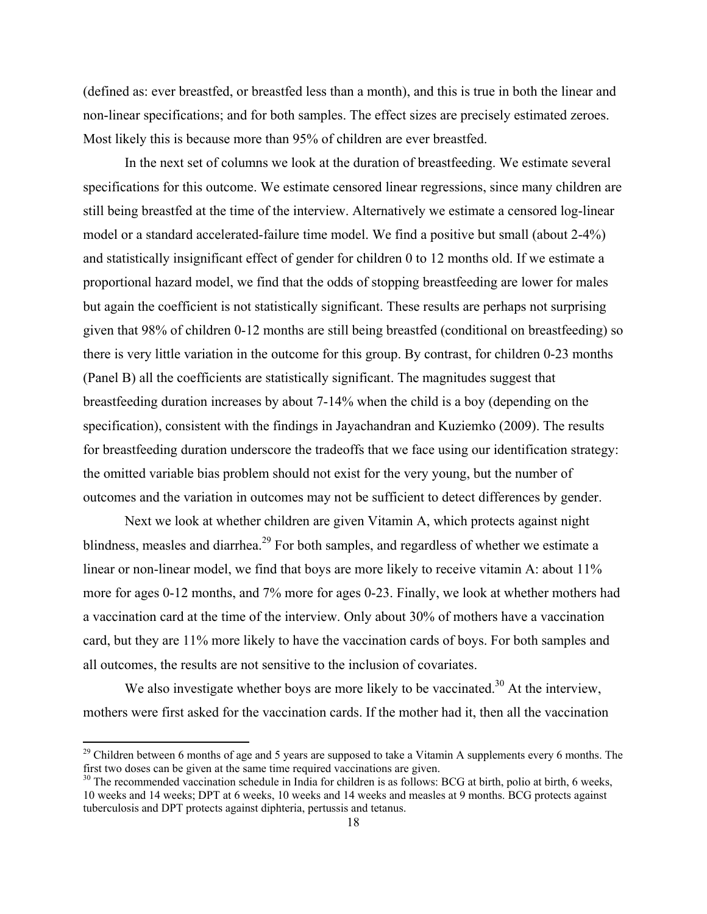(defined as: ever breastfed, or breastfed less than a month), and this is true in both the linear and non-linear specifications; and for both samples. The effect sizes are precisely estimated zeroes. Most likely this is because more than 95% of children are ever breastfed.

In the next set of columns we look at the duration of breastfeeding. We estimate several specifications for this outcome. We estimate censored linear regressions, since many children are still being breastfed at the time of the interview. Alternatively we estimate a censored log-linear model or a standard accelerated-failure time model. We find a positive but small (about 2-4%) and statistically insignificant effect of gender for children 0 to 12 months old. If we estimate a proportional hazard model, we find that the odds of stopping breastfeeding are lower for males but again the coefficient is not statistically significant. These results are perhaps not surprising given that 98% of children 0-12 months are still being breastfed (conditional on breastfeeding) so there is very little variation in the outcome for this group. By contrast, for children 0-23 months (Panel B) all the coefficients are statistically significant. The magnitudes suggest that breastfeeding duration increases by about 7-14% when the child is a boy (depending on the specification), consistent with the findings in Jayachandran and Kuziemko (2009). The results for breastfeeding duration underscore the tradeoffs that we face using our identification strategy: the omitted variable bias problem should not exist for the very young, but the number of outcomes and the variation in outcomes may not be sufficient to detect differences by gender.

Next we look at whether children are given Vitamin A, which protects against night blindness, measles and diarrhea.[29] For both samples, and regardless of whether we estimate a linear or non-linear model, we find that boys are more likely to receive vitamin A: about 11% more for ages 0-12 months, and 7% more for ages 0-23. Finally, we look at whether mothers had a vaccination card at the time of the interview. Only about 30% of mothers have a vaccination card, but they are 11% more likely to have the vaccination cards of boys. For both samples and all outcomes, the results are not sensitive to the inclusion of covariates.

We also investigate whether boys are more likely to be vaccinated.[30] At the interview, mothers were first asked for the vaccination cards. If the mother had it, then all the vaccination

---

[29] Children between 6 months of age and 5 years are supposed to take a Vitamin A supplements every 6 months. The first two doses can be given at the same time required vaccinations are given.

[30] The recommended vaccination schedule in India for children is as follows: BCG at birth, polio at birth, 6 weeks, 10 weeks and 14 weeks; DPT at 6 weeks, 10 weeks and 14 weeks and measles at 9 months. BCG protects against tuberculosis and DPT protects against diphteria, pertussis and tetanus.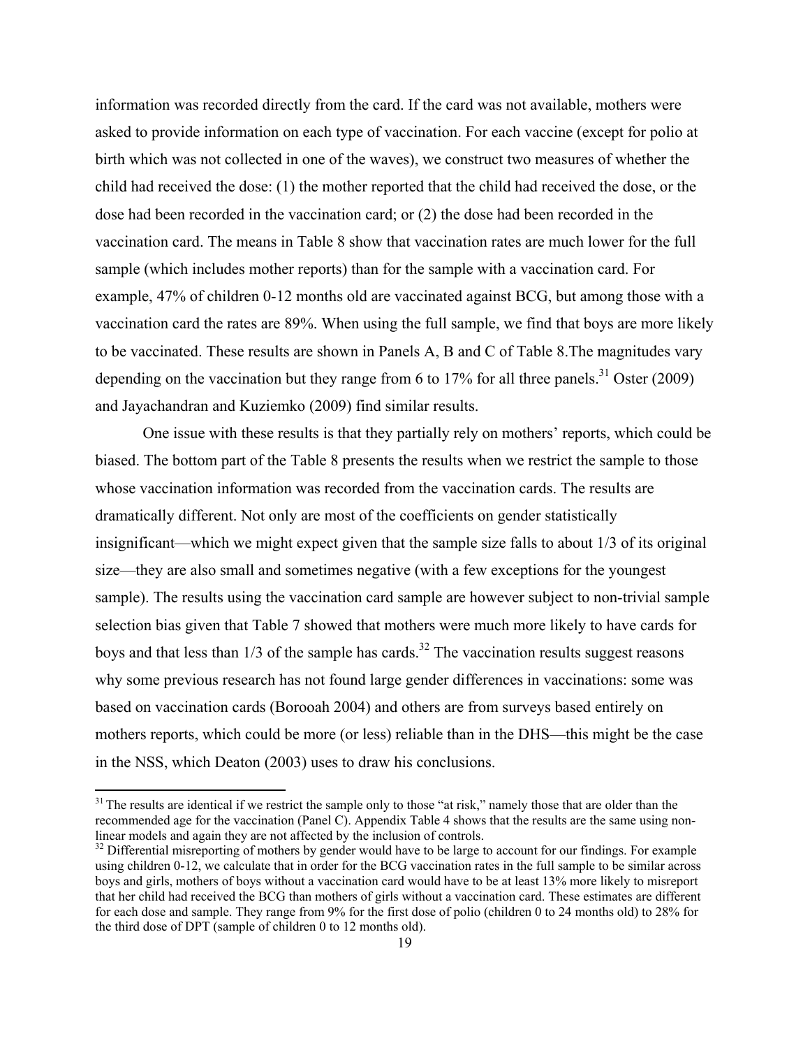information was recorded directly from the card. If the card was not available, mothers were asked to provide information on each type of vaccination. For each vaccine (except for polio at birth which was not collected in one of the waves), we construct two measures of whether the child had received the dose: (1) the mother reported that the child had received the dose, or the dose had been recorded in the vaccination card; or (2) the dose had been recorded in the vaccination card. The means in Table 8 show that vaccination rates are much lower for the full sample (which includes mother reports) than for the sample with a vaccination card. For example, 47% of children 0-12 months old are vaccinated against BCG, but among those with a vaccination card the rates are 89%. When using the full sample, we find that boys are more likely to be vaccinated. These results are shown in Panels A, B and C of Table 8.The magnitudes vary depending on the vaccination but they range from 6 to 17% for all three panels.[31] Oster (2009) and Jayachandran and Kuziemko (2009) find similar results.

One issue with these results is that they partially rely on mothers' reports, which could be biased. The bottom part of the Table 8 presents the results when we restrict the sample to those whose vaccination information was recorded from the vaccination cards. The results are dramatically different. Not only are most of the coefficients on gender statistically insignificant—which we might expect given that the sample size falls to about 1/3 of its original size—they are also small and sometimes negative (with a few exceptions for the youngest sample). The results using the vaccination card sample are however subject to non-trivial sample selection bias given that Table 7 showed that mothers were much more likely to have cards for boys and that less than 1/3 of the sample has cards.[32] The vaccination results suggest reasons why some previous research has not found large gender differences in vaccinations: some was based on vaccination cards (Borooah 2004) and others are from surveys based entirely on mothers reports, which could be more (or less) reliable than in the DHS—this might be the case in the NSS, which Deaton (2003) uses to draw his conclusions.

[31] The results are identical if we restrict the sample only to those "at risk," namely those that are older than the recommended age for the vaccination (Panel C). Appendix Table 4 shows that the results are the same using non-linear models and again they are not affected by the inclusion of controls.

[32] Differential misreporting of mothers by gender would have to be large to account for our findings. For example using children 0-12, we calculate that in order for the BCG vaccination rates in the full sample to be similar across boys and girls, mothers of boys without a vaccination card would have to be at least 13% more likely to misreport that her child had received the BCG than mothers of girls without a vaccination card. These estimates are different for each dose and sample. They range from 9% for the first dose of polio (children 0 to 24 months old) to 28% for the third dose of DPT (sample of children 0 to 12 months old).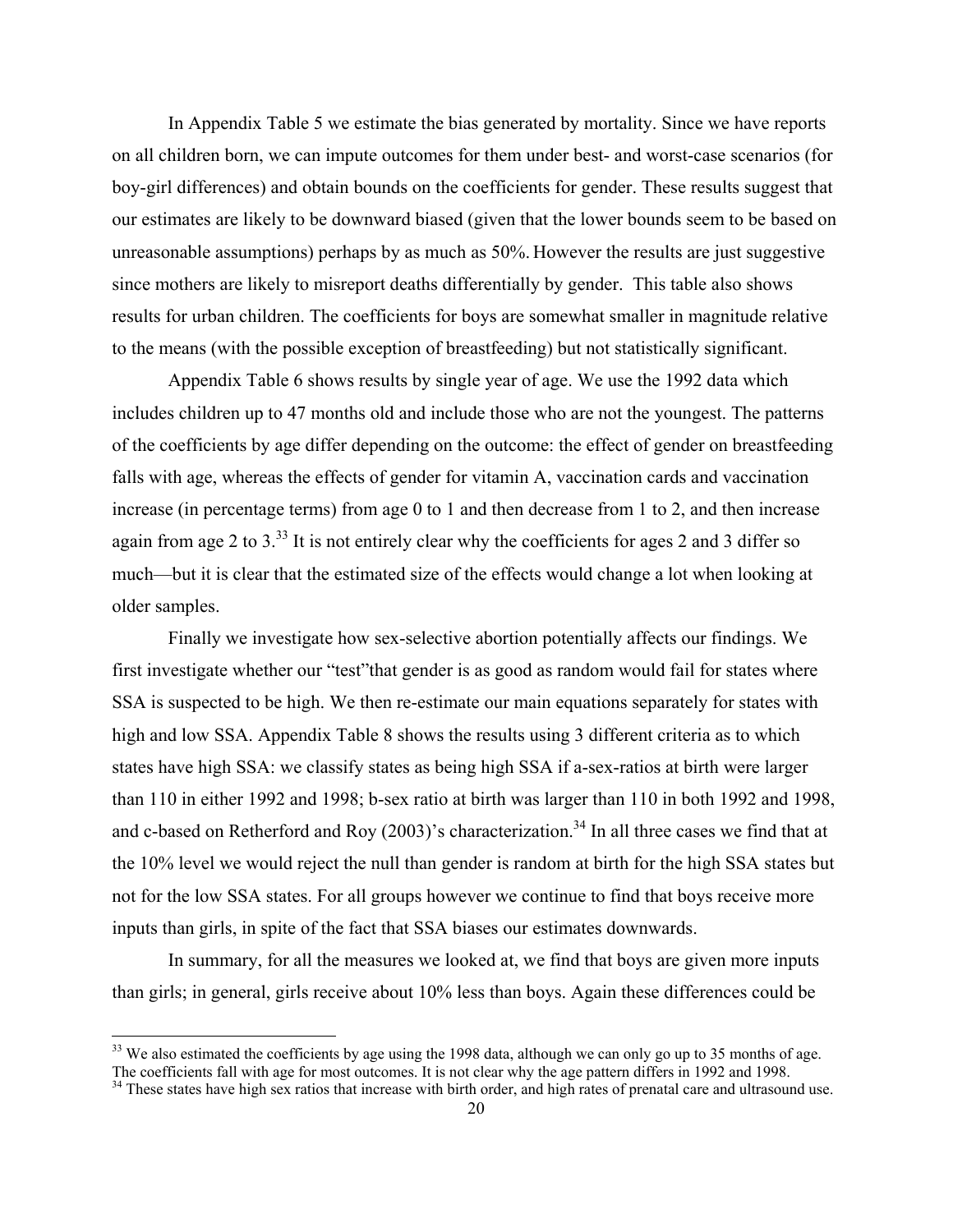In Appendix Table 5 we estimate the bias generated by mortality. Since we have reports on all children born, we can impute outcomes for them under best- and worst-case scenarios (for boy-girl differences) and obtain bounds on the coefficients for gender. These results suggest that our estimates are likely to be downward biased (given that the lower bounds seem to be based on unreasonable assumptions) perhaps by as much as 50%. However the results are just suggestive since mothers are likely to misreport deaths differentially by gender. This table also shows results for urban children. The coefficients for boys are somewhat smaller in magnitude relative to the means (with the possible exception of breastfeeding) but not statistically significant.

Appendix Table 6 shows results by single year of age. We use the 1992 data which includes children up to 47 months old and include those who are not the youngest. The patterns of the coefficients by age differ depending on the outcome: the effect of gender on breastfeeding falls with age, whereas the effects of gender for vitamin A, vaccination cards and vaccination increase (in percentage terms) from age 0 to 1 and then decrease from 1 to 2, and then increase again from age 2 to 3.[33] It is not entirely clear why the coefficients for ages 2 and 3 differ so much—but it is clear that the estimated size of the effects would change a lot when looking at older samples.

Finally we investigate how sex-selective abortion potentially affects our findings. We first investigate whether our "test"that gender is as good as random would fail for states where SSA is suspected to be high. We then re-estimate our main equations separately for states with high and low SSA. Appendix Table 8 shows the results using 3 different criteria as to which states have high SSA: we classify states as being high SSA if a-sex-ratios at birth were larger than 110 in either 1992 and 1998; b-sex ratio at birth was larger than 110 in both 1992 and 1998, and c-based on Retherford and Roy (2003)'s characterization.[34] In all three cases we find that at the 10% level we would reject the null than gender is random at birth for the high SSA states but not for the low SSA states. For all groups however we continue to find that boys receive more inputs than girls, in spite of the fact that SSA biases our estimates downwards.

In summary, for all the measures we looked at, we find that boys are given more inputs than girls; in general, girls receive about 10% less than boys. Again these differences could be

[33] We also estimated the coefficients by age using the 1998 data, although we can only go up to 35 months of age. The coefficients fall with age for most outcomes. It is not clear why the age pattern differs in 1992 and 1998.

[34] These states have high sex ratios that increase with birth order, and high rates of prenatal care and ultrasound use.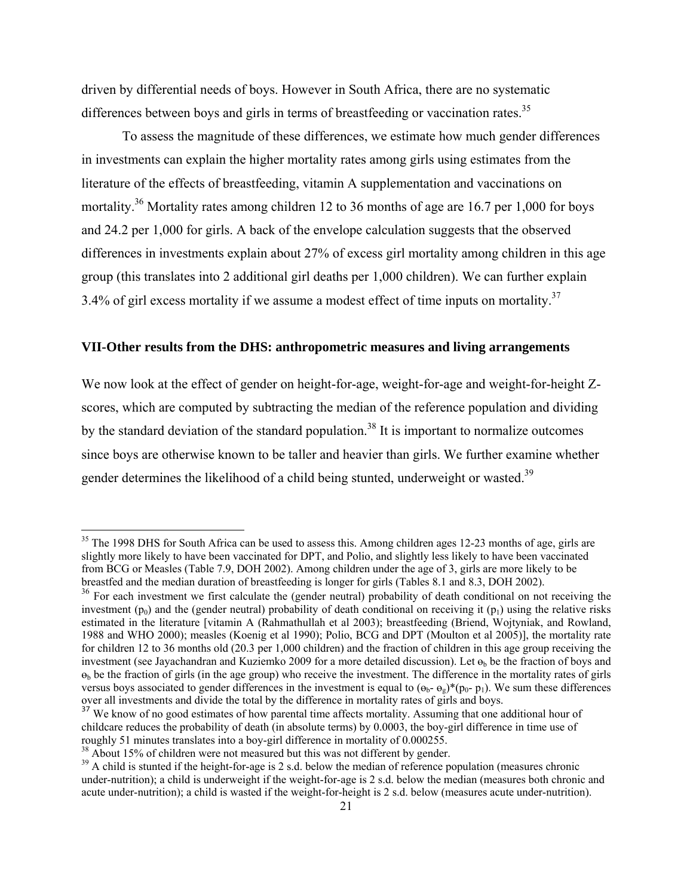driven by differential needs of boys. However in South Africa, there are no systematic differences between boys and girls in terms of breastfeeding or vaccination rates.[35]

To assess the magnitude of these differences, we estimate how much gender differences in investments can explain the higher mortality rates among girls using estimates from the literature of the effects of breastfeeding, vitamin A supplementation and vaccinations on mortality.[36] Mortality rates among children 12 to 36 months of age are 16.7 per 1,000 for boys and 24.2 per 1,000 for girls. A back of the envelope calculation suggests that the observed differences in investments explain about 27% of excess girl mortality among children in this age group (this translates into 2 additional girl deaths per 1,000 children). We can further explain 3.4% of girl excess mortality if we assume a modest effect of time inputs on mortality.[37]

## VII-Other results from the DHS: anthropometric measures and living arrangements

We now look at the effect of gender on height-for-age, weight-for-age and weight-for-height Z-scores, which are computed by subtracting the median of the reference population and dividing by the standard deviation of the standard population.[38] It is important to normalize outcomes since boys are otherwise known to be taller and heavier than girls. We further examine whether gender determines the likelihood of a child being stunted, underweight or wasted.[39]

---

[35] The 1998 DHS for South Africa can be used to assess this. Among children ages 12-23 months of age, girls are slightly more likely to have been vaccinated for DPT, and Polio, and slightly less likely to have been vaccinated from BCG or Measles (Table 7.9, DOH 2002). Among children under the age of 3, girls are more likely to be breastfed and the median duration of breastfeeding is longer for girls (Tables 8.1 and 8.3, DOH 2002).

[36] For each investment we first calculate the (gender neutral) probability of death conditional on not receiving the investment ($p_0$) and the (gender neutral) probability of death conditional on receiving it ($p_1$) using the relative risks estimated in the literature [vitamin A (Rahmathullah et al 2003); breastfeeding (Briend, Wojtyniak, and Rowland, 1988 and WHO 2000); measles (Koenig et al 1990); Polio, BCG and DPT (Moulton et al 2005)], the mortality rate for children 12 to 36 months old (20.3 per 1,000 children) and the fraction of children in this age group receiving the investment (see Jayachandran and Kuziemko 2009 for a more detailed discussion). Let $\theta_b$ be the fraction of boys and $\theta_b$ be the fraction of girls (in the age group) who receive the investment. The difference in the mortality rates of girls versus boys associated to gender differences in the investment is equal to $(\theta_b - \theta_g)*(p_0 - p_1)$. We sum these differences over all investments and divide the total by the difference in mortality rates of girls and boys.

[37] We know of no good estimates of how parental time affects mortality. Assuming that one additional hour of childcare reduces the probability of death (in absolute terms) by 0.0003, the boy-girl difference in time use of roughly 51 minutes translates into a boy-girl difference in mortality of 0.000255.

[38] About 15% of children were not measured but this was not different by gender.

[39] A child is stunted if the height-for-age is 2 s.d. below the median of reference population (measures chronic under-nutrition); a child is underweight if the weight-for-age is 2 s.d. below the median (measures both chronic and acute under-nutrition); a child is wasted if the weight-for-height is 2 s.d. below (measures acute under-nutrition).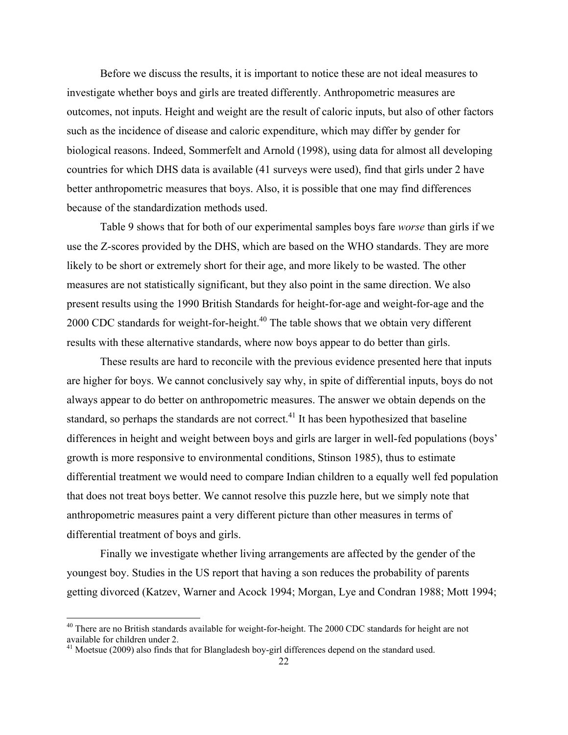Before we discuss the results, it is important to notice these are not ideal measures to investigate whether boys and girls are treated differently. Anthropometric measures are outcomes, not inputs. Height and weight are the result of caloric inputs, but also of other factors such as the incidence of disease and caloric expenditure, which may differ by gender for biological reasons. Indeed, Sommerfelt and Arnold (1998), using data for almost all developing countries for which DHS data is available (41 surveys were used), find that girls under 2 have better anthropometric measures that boys. Also, it is possible that one may find differences because of the standardization methods used.

Table 9 shows that for both of our experimental samples boys fare *worse* than girls if we use the Z-scores provided by the DHS, which are based on the WHO standards. They are more likely to be short or extremely short for their age, and more likely to be wasted. The other measures are not statistically significant, but they also point in the same direction. We also present results using the 1990 British Standards for height-for-age and weight-for-age and the 2000 CDC standards for weight-for-height.[40] The table shows that we obtain very different results with these alternative standards, where now boys appear to do better than girls.

These results are hard to reconcile with the previous evidence presented here that inputs are higher for boys. We cannot conclusively say why, in spite of differential inputs, boys do not always appear to do better on anthropometric measures. The answer we obtain depends on the standard, so perhaps the standards are not correct.[41] It has been hypothesized that baseline differences in height and weight between boys and girls are larger in well-fed populations (boys' growth is more responsive to environmental conditions, Stinson 1985), thus to estimate differential treatment we would need to compare Indian children to a equally well fed population that does not treat boys better. We cannot resolve this puzzle here, but we simply note that anthropometric measures paint a very different picture than other measures in terms of differential treatment of boys and girls.

Finally we investigate whether living arrangements are affected by the gender of the youngest boy. Studies in the US report that having a son reduces the probability of parents getting divorced (Katzev, Warner and Acock 1994; Morgan, Lye and Condran 1988; Mott 1994;

---

[40] There are no British standards available for weight-for-height. The 2000 CDC standards for height are not available for children under 2.

[41] Moetsue (2009) also finds that for Blangladesh boy-girl differences depend on the standard used.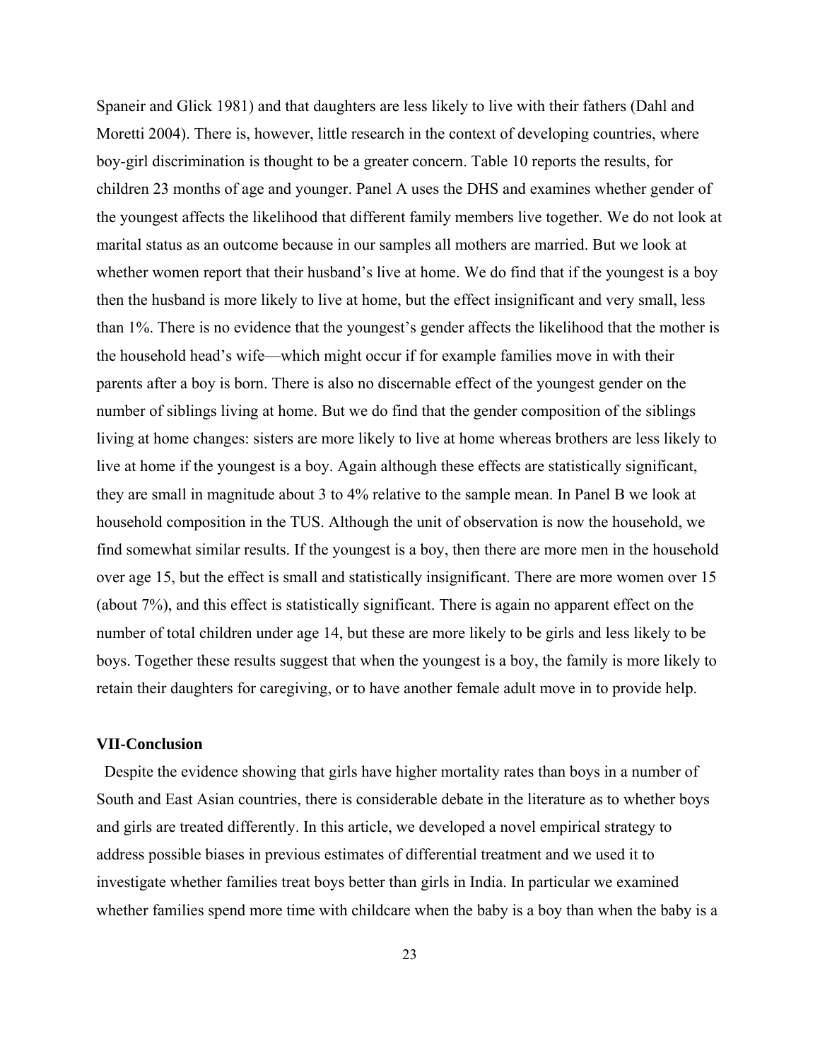Spaneir and Glick 1981) and that daughters are less likely to live with their fathers (Dahl and Moretti 2004). There is, however, little research in the context of developing countries, where boy-girl discrimination is thought to be a greater concern. Table 10 reports the results, for children 23 months of age and younger. Panel A uses the DHS and examines whether gender of the youngest affects the likelihood that different family members live together. We do not look at marital status as an outcome because in our samples all mothers are married. But we look at whether women report that their husband's live at home. We do find that if the youngest is a boy then the husband is more likely to live at home, but the effect insignificant and very small, less than 1%. There is no evidence that the youngest's gender affects the likelihood that the mother is the household head's wife—which might occur if for example families move in with their parents after a boy is born. There is also no discernable effect of the youngest gender on the number of siblings living at home. But we do find that the gender composition of the siblings living at home changes: sisters are more likely to live at home whereas brothers are less likely to live at home if the youngest is a boy. Again although these effects are statistically significant, they are small in magnitude about 3 to 4% relative to the sample mean. In Panel B we look at household composition in the TUS. Although the unit of observation is now the household, we find somewhat similar results. If the youngest is a boy, then there are more men in the household over age 15, but the effect is small and statistically insignificant. There are more women over 15 (about 7%), and this effect is statistically significant. There is again no apparent effect on the number of total children under age 14, but these are more likely to be girls and less likely to be boys. Together these results suggest that when the youngest is a boy, the family is more likely to retain their daughters for caregiving, or to have another female adult move in to provide help.

## VII-Conclusion

Despite the evidence showing that girls have higher mortality rates than boys in a number of South and East Asian countries, there is considerable debate in the literature as to whether boys and girls are treated differently. In this article, we developed a novel empirical strategy to address possible biases in previous estimates of differential treatment and we used it to investigate whether families treat boys better than girls in India. In particular we examined whether families spend more time with childcare when the baby is a boy than when the baby is a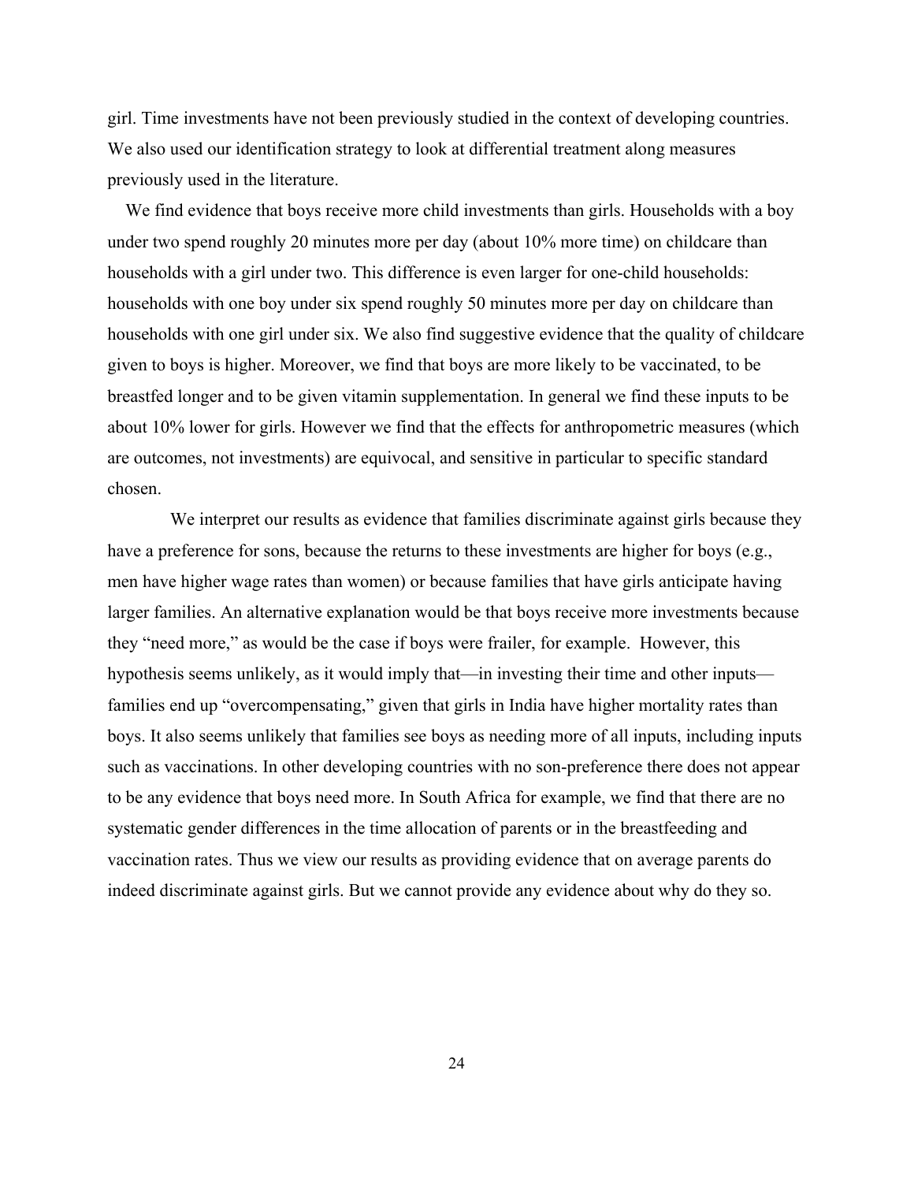girl. Time investments have not been previously studied in the context of developing countries. We also used our identification strategy to look at differential treatment along measures previously used in the literature.

We find evidence that boys receive more child investments than girls. Households with a boy under two spend roughly 20 minutes more per day (about 10% more time) on childcare than households with a girl under two. This difference is even larger for one-child households: households with one boy under six spend roughly 50 minutes more per day on childcare than households with one girl under six. We also find suggestive evidence that the quality of childcare given to boys is higher. Moreover, we find that boys are more likely to be vaccinated, to be breastfed longer and to be given vitamin supplementation. In general we find these inputs to be about 10% lower for girls. However we find that the effects for anthropometric measures (which are outcomes, not investments) are equivocal, and sensitive in particular to specific standard chosen.

We interpret our results as evidence that families discriminate against girls because they have a preference for sons, because the returns to these investments are higher for boys (e.g., men have higher wage rates than women) or because families that have girls anticipate having larger families. An alternative explanation would be that boys receive more investments because they "need more," as would be the case if boys were frailer, for example. However, this hypothesis seems unlikely, as it would imply that—in investing their time and other inputs—families end up "overcompensating," given that girls in India have higher mortality rates than boys. It also seems unlikely that families see boys as needing more of all inputs, including inputs such as vaccinations. In other developing countries with no son-preference there does not appear to be any evidence that boys need more. In South Africa for example, we find that there are no systematic gender differences in the time allocation of parents or in the breastfeeding and vaccination rates. Thus we view our results as providing evidence that on average parents do indeed discriminate against girls. But we cannot provide any evidence about why do they so.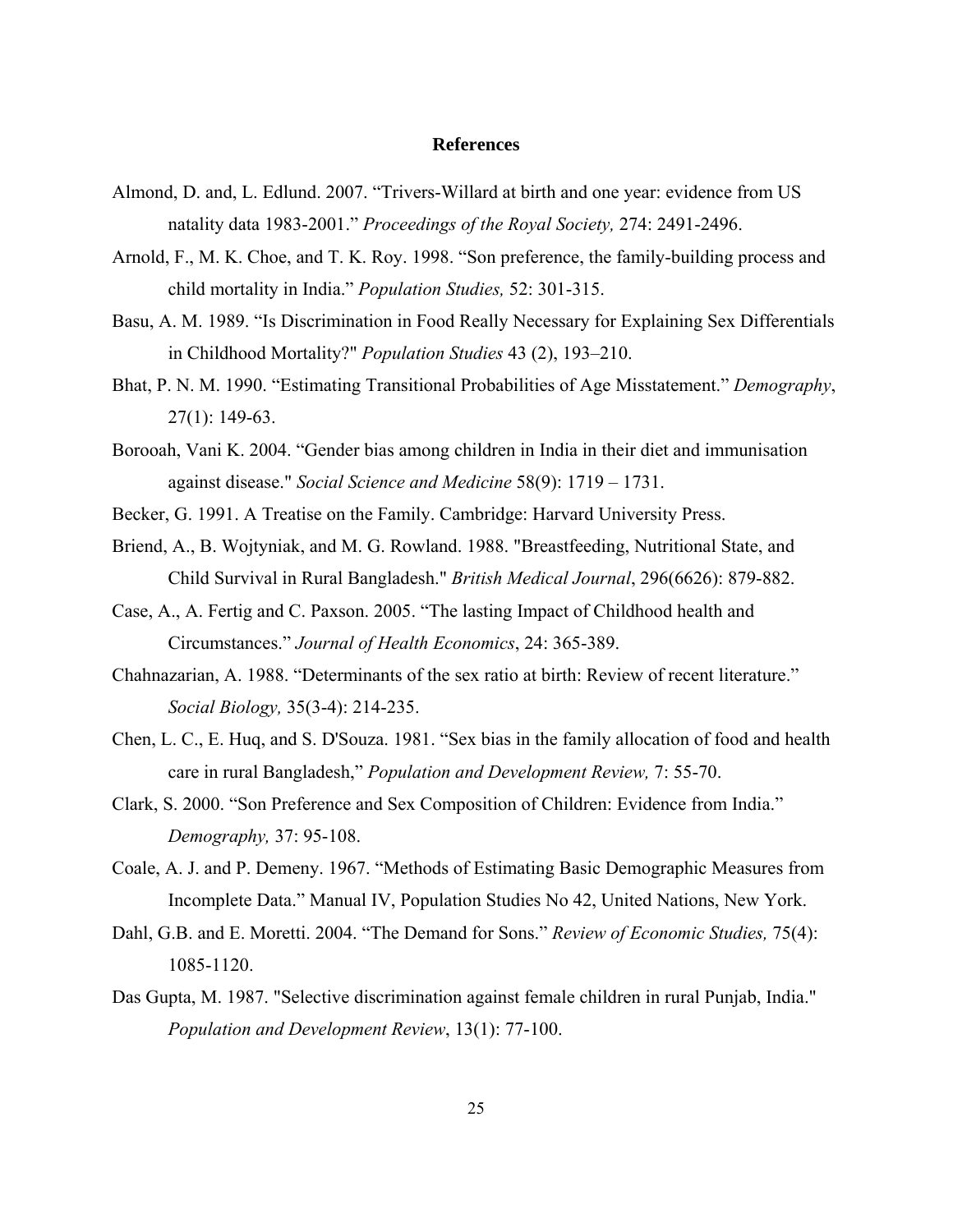## References

Almond, D. and, L. Edlund. 2007. "Trivers-Willard at birth and one year: evidence from US natality data 1983-2001." *Proceedings of the Royal Society,* 274: 2491-2496.

Arnold, F., M. K. Choe, and T. K. Roy. 1998. "Son preference, the family-building process and child mortality in India." *Population Studies,* 52: 301-315.

Basu, A. M. 1989. "Is Discrimination in Food Really Necessary for Explaining Sex Differentials in Childhood Mortality?" *Population Studies* 43 (2), 193–210.

Bhat, P. N. M. 1990. "Estimating Transitional Probabilities of Age Misstatement." *Demography*, 27(1): 149-63.

Borooah, Vani K. 2004. "Gender bias among children in India in their diet and immunisation against disease." *Social Science and Medicine* 58(9): 1719 – 1731.

Becker, G. 1991. A Treatise on the Family. Cambridge: Harvard University Press.

Briend, A., B. Wojtyniak, and M. G. Rowland. 1988. "Breastfeeding, Nutritional State, and Child Survival in Rural Bangladesh." *British Medical Journal*, 296(6626): 879-882.

Case, A., A. Fertig and C. Paxson. 2005. "The lasting Impact of Childhood health and Circumstances." *Journal of Health Economics*, 24: 365-389.

Chahnazarian, A. 1988. "Determinants of the sex ratio at birth: Review of recent literature." *Social Biology,* 35(3-4): 214-235.

Chen, L. C., E. Huq, and S. D'Souza. 1981. "Sex bias in the family allocation of food and health care in rural Bangladesh," *Population and Development Review,* 7: 55-70.

Clark, S. 2000. "Son Preference and Sex Composition of Children: Evidence from India." *Demography,* 37: 95-108.

Coale, A. J. and P. Demeny. 1967. "Methods of Estimating Basic Demographic Measures from Incomplete Data." Manual IV, Population Studies No 42, United Nations, New York.

Dahl, G.B. and E. Moretti. 2004. "The Demand for Sons." *Review of Economic Studies,* 75(4): 1085-1120.

Das Gupta, M. 1987. "Selective discrimination against female children in rural Punjab, India." *Population and Development Review*, 13(1): 77-100.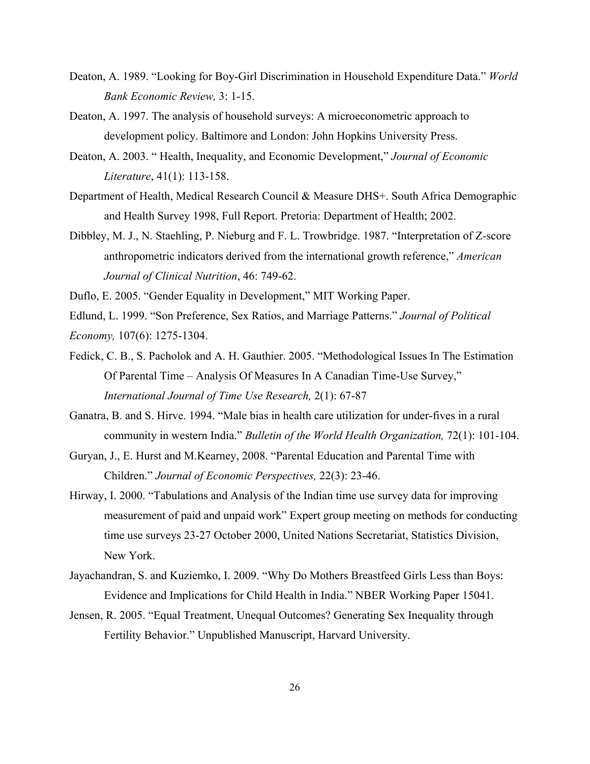Deaton, A. 1989. “Looking for Boy-Girl Discrimination in Household Expenditure Data.” *World Bank Economic Review,* 3: 1-15.

Deaton, A. 1997. The analysis of household surveys: A microeconometric approach to development policy. Baltimore and London: John Hopkins University Press.

Deaton, A. 2003. “ Health, Inequality, and Economic Development,” *Journal of Economic Literature*, 41(1): 113-158.

Department of Health, Medical Research Council & Measure DHS+. South Africa Demographic and Health Survey 1998, Full Report. Pretoria: Department of Health; 2002.

Dibbley, M. J., N. Staehling, P. Nieburg and F. L. Trowbridge. 1987. “Interpretation of Z-score anthropometric indicators derived from the international growth reference,” *American Journal of Clinical Nutrition*, 46: 749-62.

Duflo, E. 2005. “Gender Equality in Development,” MIT Working Paper.

Edlund, L. 1999. “Son Preference, Sex Ratios, and Marriage Patterns.” *Journal of Political Economy,* 107(6): 1275-1304.

Fedick, C. B., S. Pacholok and A. H. Gauthier. 2005. “Methodological Issues In The Estimation Of Parental Time – Analysis Of Measures In A Canadian Time-Use Survey,” *International Journal of Time Use Research,* 2(1): 67-87

Ganatra, B. and S. Hirve. 1994. “Male bias in health care utilization for under-fives in a rural community in western India.” *Bulletin of the World Health Organization,* 72(1): 101-104.

Guryan, J., E. Hurst and M.Kearney, 2008. “Parental Education and Parental Time with Children.” *Journal of Economic Perspectives,* 22(3): 23-46.

Hirway, I. 2000. “Tabulations and Analysis of the Indian time use survey data for improving measurement of paid and unpaid work” Expert group meeting on methods for conducting time use surveys 23-27 October 2000, United Nations Secretariat, Statistics Division, New York.

Jayachandran, S. and Kuziemko, I. 2009. “Why Do Mothers Breastfeed Girls Less than Boys: Evidence and Implications for Child Health in India.” NBER Working Paper 15041.

Jensen, R. 2005. “Equal Treatment, Unequal Outcomes? Generating Sex Inequality through Fertility Behavior.” Unpublished Manuscript, Harvard University.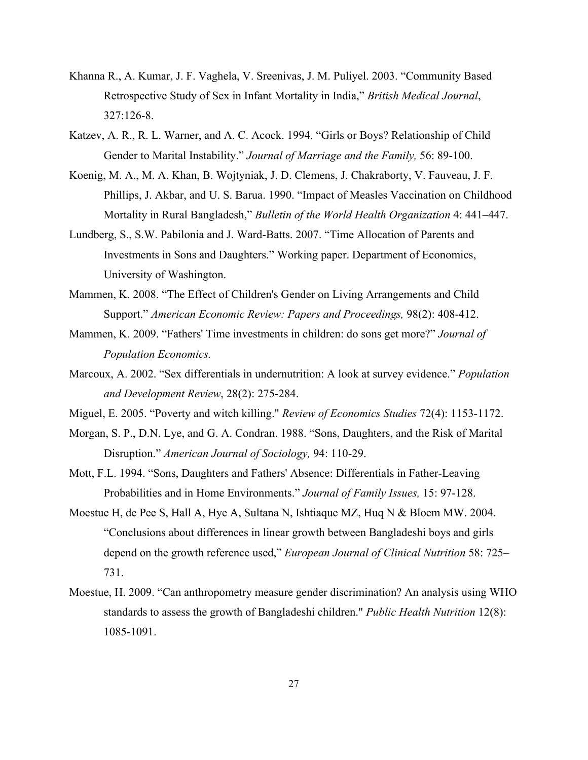Khanna R., A. Kumar, J. F. Vaghela, V. Sreenivas, J. M. Puliyel. 2003. "Community Based Retrospective Study of Sex in Infant Mortality in India," *British Medical Journal*, 327:126-8.

Katzev, A. R., R. L. Warner, and A. C. Acock. 1994. "Girls or Boys? Relationship of Child Gender to Marital Instability." *Journal of Marriage and the Family,* 56: 89-100.

Koenig, M. A., M. A. Khan, B. Wojtyniak, J. D. Clemens, J. Chakraborty, V. Fauveau, J. F. Phillips, J. Akbar, and U. S. Barua. 1990. "Impact of Measles Vaccination on Childhood Mortality in Rural Bangladesh," *Bulletin of the World Health Organization* 4: 441–447.

Lundberg, S., S.W. Pabilonia and J. Ward-Batts. 2007. "Time Allocation of Parents and Investments in Sons and Daughters." Working paper. Department of Economics, University of Washington.

Mammen, K. 2008. "The Effect of Children's Gender on Living Arrangements and Child Support." *American Economic Review: Papers and Proceedings,* 98(2): 408-412.

Mammen, K. 2009. "Fathers' Time investments in children: do sons get more?" *Journal of Population Economics.*

Marcoux, A. 2002. "Sex differentials in undernutrition: A look at survey evidence." *Population and Development Review*, 28(2): 275-284.

Miguel, E. 2005. "Poverty and witch killing." *Review of Economics Studies* 72(4): 1153-1172.

Morgan, S. P., D.N. Lye, and G. A. Condran. 1988. "Sons, Daughters, and the Risk of Marital Disruption." *American Journal of Sociology,* 94: 110-29.

Mott, F.L. 1994. "Sons, Daughters and Fathers' Absence: Differentials in Father-Leaving Probabilities and in Home Environments." *Journal of Family Issues,* 15: 97-128.

Moestue H, de Pee S, Hall A, Hye A, Sultana N, Ishtiaque MZ, Huq N & Bloem MW. 2004. "Conclusions about differences in linear growth between Bangladeshi boys and girls depend on the growth reference used," *European Journal of Clinical Nutrition* 58: 725–731.

Moestue, H. 2009. "Can anthropometry measure gender discrimination? An analysis using WHO standards to assess the growth of Bangladeshi children." *Public Health Nutrition* 12(8): 1085-1091.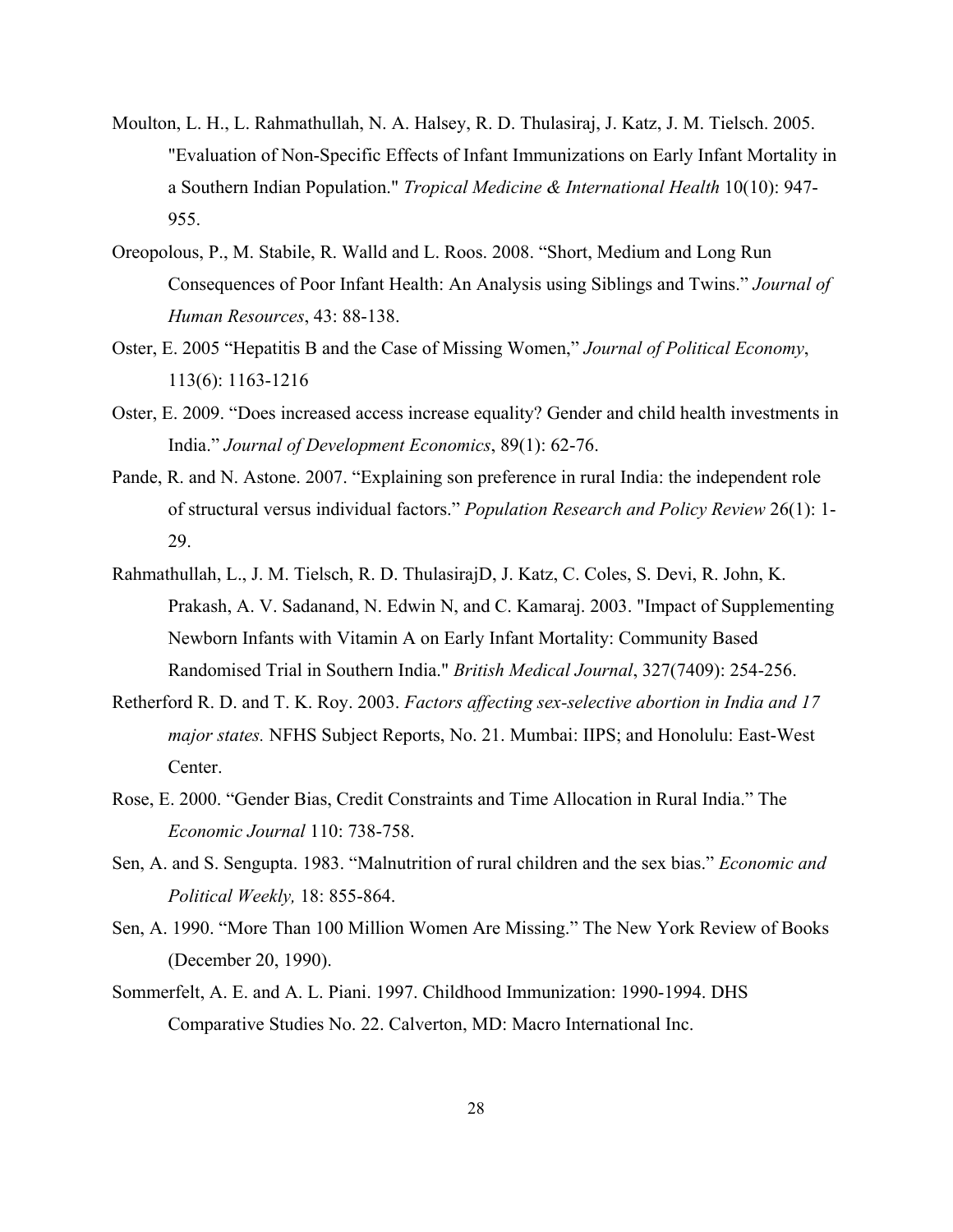Moulton, L. H., L. Rahmathullah, N. A. Halsey, R. D. Thulasiraj, J. Katz, J. M. Tielsch. 2005. "Evaluation of Non-Specific Effects of Infant Immunizations on Early Infant Mortality in a Southern Indian Population." *Tropical Medicine & International Health* 10(10): 947-955.

Oreopolous, P., M. Stabile, R. Walld and L. Roos. 2008. "Short, Medium and Long Run Consequences of Poor Infant Health: An Analysis using Siblings and Twins." *Journal of Human Resources*, 43: 88-138.

Oster, E. 2005 "Hepatitis B and the Case of Missing Women," *Journal of Political Economy*, 113(6): 1163-1216

Oster, E. 2009. "Does increased access increase equality? Gender and child health investments in India." *Journal of Development Economics*, 89(1): 62-76.

Pande, R. and N. Astone. 2007. "Explaining son preference in rural India: the independent role of structural versus individual factors." *Population Research and Policy Review* 26(1): 1-29.

Rahmathullah, L., J. M. Tielsch, R. D. ThulasirajD, J. Katz, C. Coles, S. Devi, R. John, K. Prakash, A. V. Sadanand, N. Edwin N, and C. Kamaraj. 2003. "Impact of Supplementing Newborn Infants with Vitamin A on Early Infant Mortality: Community Based Randomised Trial in Southern India." *British Medical Journal*, 327(7409): 254-256.

Retherford R. D. and T. K. Roy. 2003. *Factors affecting sex-selective abortion in India and 17 major states.* NFHS Subject Reports, No. 21. Mumbai: IIPS; and Honolulu: East-West Center.

Rose, E. 2000. "Gender Bias, Credit Constraints and Time Allocation in Rural India." The *Economic Journal* 110: 738-758.

Sen, A. and S. Sengupta. 1983. "Malnutrition of rural children and the sex bias." *Economic and Political Weekly,* 18: 855-864.

Sen, A. 1990. "More Than 100 Million Women Are Missing." The New York Review of Books (December 20, 1990).

Sommerfelt, A. E. and A. L. Piani. 1997. Childhood Immunization: 1990-1994. DHS Comparative Studies No. 22. Calverton, MD: Macro International Inc.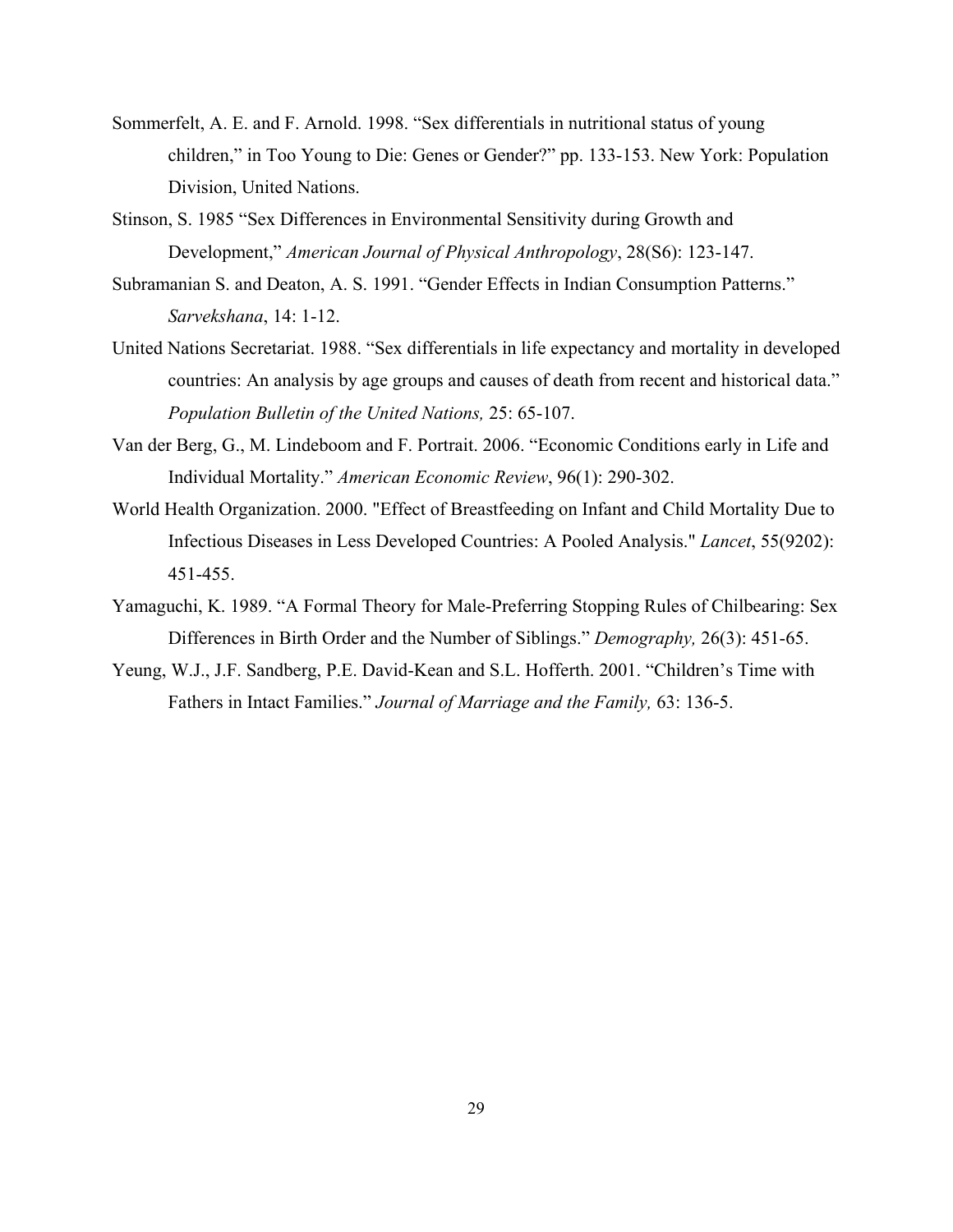Sommerfelt, A. E. and F. Arnold. 1998. "Sex differentials in nutritional status of young children," in Too Young to Die: Genes or Gender?" pp. 133-153. New York: Population Division, United Nations.

Stinson, S. 1985 "Sex Differences in Environmental Sensitivity during Growth and Development," *American Journal of Physical Anthropology*, 28(S6): 123-147.

Subramanian S. and Deaton, A. S. 1991. "Gender Effects in Indian Consumption Patterns." *Sarvekshana*, 14: 1-12.

United Nations Secretariat. 1988. "Sex differentials in life expectancy and mortality in developed countries: An analysis by age groups and causes of death from recent and historical data." *Population Bulletin of the United Nations,* 25: 65-107.

Van der Berg, G., M. Lindeboom and F. Portrait. 2006. "Economic Conditions early in Life and Individual Mortality." *American Economic Review*, 96(1): 290-302.

World Health Organization. 2000. "Effect of Breastfeeding on Infant and Child Mortality Due to Infectious Diseases in Less Developed Countries: A Pooled Analysis." *Lancet*, 55(9202): 451-455.

Yamaguchi, K. 1989. "A Formal Theory for Male-Preferring Stopping Rules of Chilbearing: Sex Differences in Birth Order and the Number of Siblings." *Demography,* 26(3): 451-65.

Yeung, W.J., J.F. Sandberg, P.E. David-Kean and S.L. Hofferth. 2001. "Children's Time with Fathers in Intact Families." *Journal of Marriage and the Family,* 63: 136-5.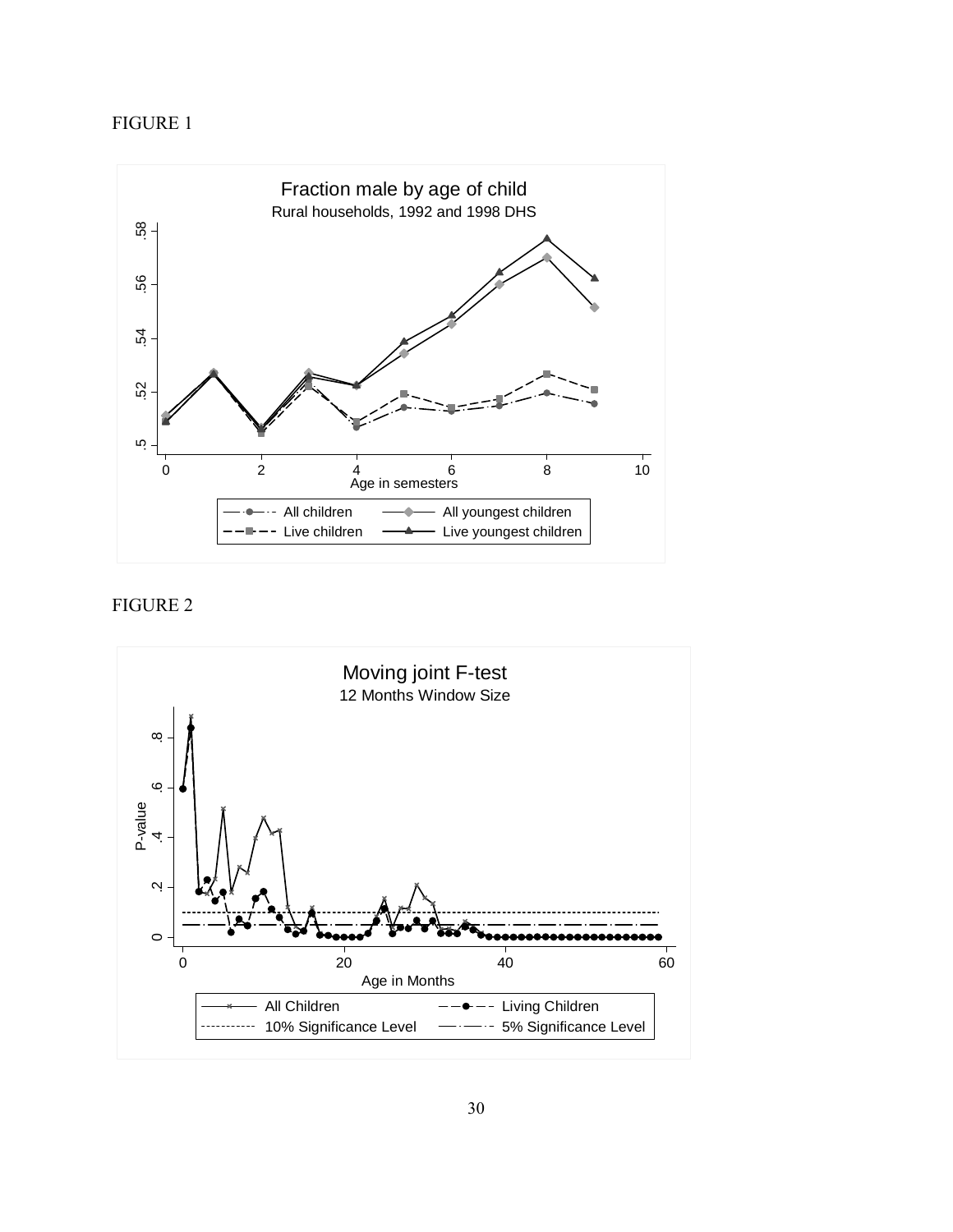FIGURE 1

FIGURE 2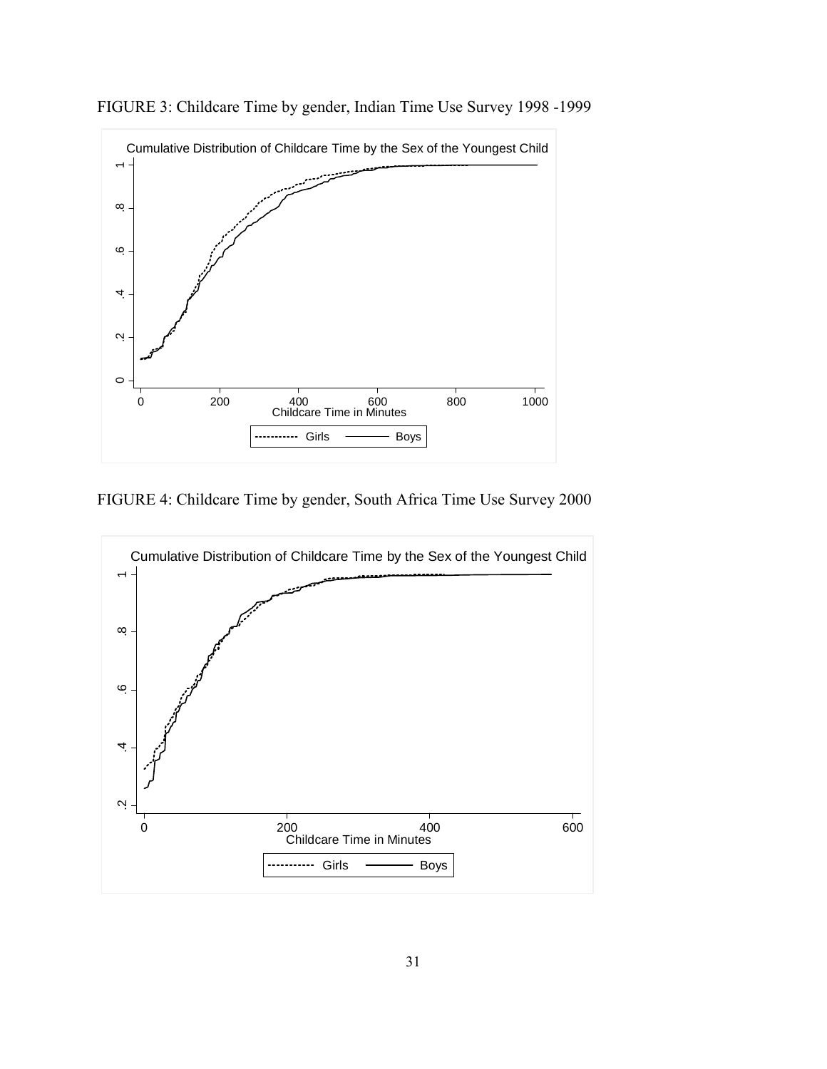FIGURE 3: Childcare Time by gender, Indian Time Use Survey 1998 -1999

FIGURE 4: Childcare Time by gender, South Africa Time Use Survey 2000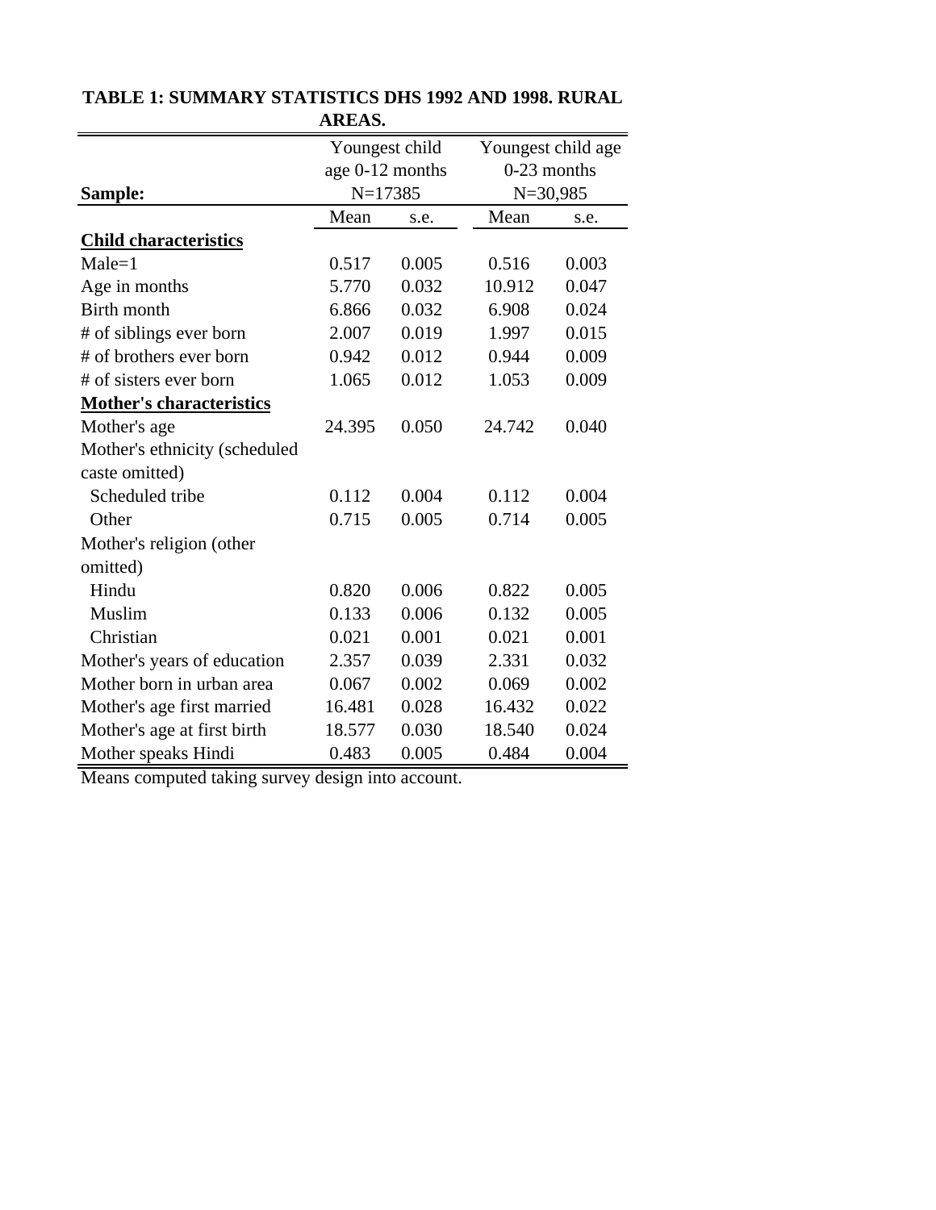**TABLE 1: SUMMARY STATISTICS DHS 1992 AND 1998. RURAL AREAS.**

| Sample: | Youngest child age 0-12 months N=17385 | | Youngest child age 0-23 months N=30,985 | |
|---|---|---|---|---|
| | Mean | s.e. | Mean | s.e. |
| **Child characteristics** | | | | |
| Male=1 | 0.517 | 0.005 | 0.516 | 0.003 |
| Age in months | 5.770 | 0.032 | 10.912 | 0.047 |
| Birth month | 6.866 | 0.032 | 6.908 | 0.024 |
| # of siblings ever born | 2.007 | 0.019 | 1.997 | 0.015 |
| # of brothers ever born | 0.942 | 0.012 | 0.944 | 0.009 |
| # of sisters ever born | 1.065 | 0.012 | 1.053 | 0.009 |
| **Mother's characteristics** | | | | |
| Mother's age | 24.395 | 0.050 | 24.742 | 0.040 |
| Mother's ethnicity (scheduled caste omitted) | | | | |
| Scheduled tribe | 0.112 | 0.004 | 0.112 | 0.004 |
| Other | 0.715 | 0.005 | 0.714 | 0.005 |
| Mother's religion (other omitted) | | | | |
| Hindu | 0.820 | 0.006 | 0.822 | 0.005 |
| Muslim | 0.133 | 0.006 | 0.132 | 0.005 |
| Christian | 0.021 | 0.001 | 0.021 | 0.001 |
| Mother's years of education | 2.357 | 0.039 | 2.331 | 0.032 |
| Mother born in urban area | 0.067 | 0.002 | 0.069 | 0.002 |
| Mother's age first married | 16.481 | 0.028 | 16.432 | 0.022 |
| Mother's age at first birth | 18.577 | 0.030 | 18.540 | 0.024 |
| Mother speaks Hindi | 0.483 | 0.005 | 0.484 | 0.004 |

Means computed taking survey design into account.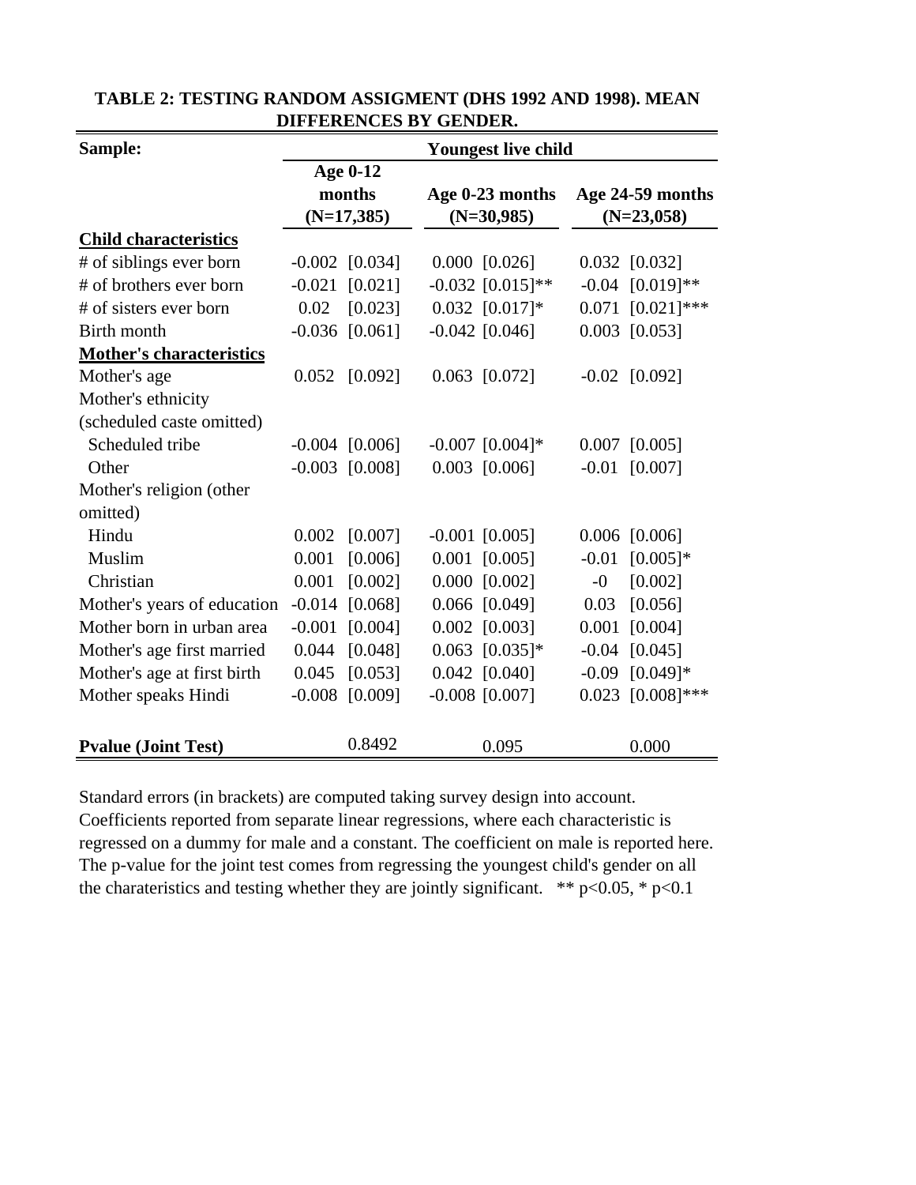**TABLE 2: TESTING RANDOM ASSIGMENT (DHS 1992 AND 1998). MEAN DIFFERENCES BY GENDER.**

| Sample: | Youngest live child | | | | | |
|---|---|---|---|---|---|---|
| | Age 0-12 months (N=17,385) | | Age 0-23 months (N=30,985) | | Age 24-59 months (N=23,058) | |
| **Child characteristics** | | | | | | |
| # of siblings ever born | -0.002 | [0.034] | 0.000 | [0.026] | 0.032 | [0.032] |
| # of brothers ever born | -0.021 | [0.021] | -0.032 | [0.015]** | -0.04 | [0.019]** |
| # of sisters ever born | 0.02 | [0.023] | 0.032 | [0.017]* | 0.071 | [0.021]*** |
| Birth month | -0.036 | [0.061] | -0.042 | [0.046] | 0.003 | [0.053] |
| **Mother's characteristics** | | | | | | |
| Mother's age | 0.052 | [0.092] | 0.063 | [0.072] | -0.02 | [0.092] |
| Mother's ethnicity (scheduled caste omitted) | | | | | | |
| Scheduled tribe | -0.004 | [0.006] | -0.007 | [0.004]* | 0.007 | [0.005] |
| Other | -0.003 | [0.008] | 0.003 | [0.006] | -0.01 | [0.007] |
| Mother's religion (other omitted) | | | | | | |
| Hindu | 0.002 | [0.007] | -0.001 | [0.005] | 0.006 | [0.006] |
| Muslim | 0.001 | [0.006] | 0.001 | [0.005] | -0.01 | [0.005]* |
| Christian | 0.001 | [0.002] | 0.000 | [0.002] | -0 | [0.002] |
| Mother's years of education | -0.014 | [0.068] | 0.066 | [0.049] | 0.03 | [0.056] |
| Mother born in urban area | -0.001 | [0.004] | 0.002 | [0.003] | 0.001 | [0.004] |
| Mother's age first married | 0.044 | [0.048] | 0.063 | [0.035]* | -0.04 | [0.045] |
| Mother's age at first birth | 0.045 | [0.053] | 0.042 | [0.040] | -0.09 | [0.049]* |
| Mother speaks Hindi | -0.008 | [0.009] | -0.008 | [0.007] | 0.023 | [0.008]*** |
| **Pvalue (Joint Test)** | 0.8492 | | 0.095 | | 0.000 | |

Standard errors (in brackets) are computed taking survey design into account. Coefficients reported from separate linear regressions, where each characteristic is regressed on a dummy for male and a constant. The coefficient on male is reported here. The p-value for the joint test comes from regressing the youngest child's gender on all the charateristics and testing whether they are jointly significant. ** $p<0.05$, * $p<0.1$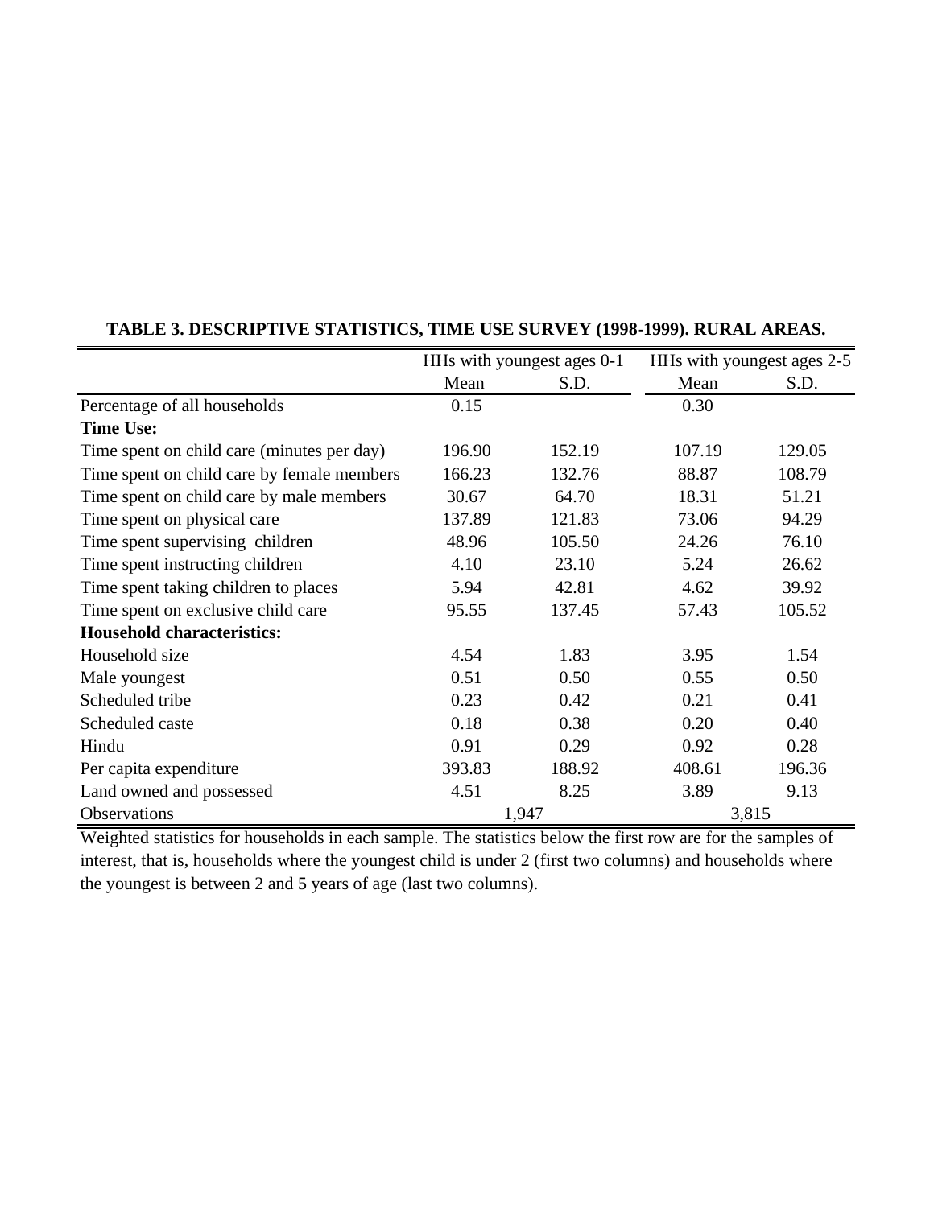**TABLE 3. DESCRIPTIVE STATISTICS, TIME USE SURVEY (1998-1999). RURAL AREAS.**

| | HHs with youngest ages 0-1 | | HHs with youngest ages 2-5 | |
|---|---|---|---|---|
| | Mean | S.D. | Mean | S.D. |
| Percentage of all households | 0.15 | | 0.30 | |
| **Time Use:** | | | | |
| Time spent on child care (minutes per day) | 196.90 | 152.19 | 107.19 | 129.05 |
| Time spent on child care by female members | 166.23 | 132.76 | 88.87 | 108.79 |
| Time spent on child care by male members | 30.67 | 64.70 | 18.31 | 51.21 |
| Time spent on physical care | 137.89 | 121.83 | 73.06 | 94.29 |
| Time spent supervising children | 48.96 | 105.50 | 24.26 | 76.10 |
| Time spent instructing children | 4.10 | 23.10 | 5.24 | 26.62 |
| Time spent taking children to places | 5.94 | 42.81 | 4.62 | 39.92 |
| Time spent on exclusive child care | 95.55 | 137.45 | 57.43 | 105.52 |
| **Household characteristics:** | | | | |
| Household size | 4.54 | 1.83 | 3.95 | 1.54 |
| Male youngest | 0.51 | 0.50 | 0.55 | 0.50 |
| Scheduled tribe | 0.23 | 0.42 | 0.21 | 0.41 |
| Scheduled caste | 0.18 | 0.38 | 0.20 | 0.40 |
| Hindu | 0.91 | 0.29 | 0.92 | 0.28 |
| Per capita expenditure | 393.83 | 188.92 | 408.61 | 196.36 |
| Land owned and possessed | 4.51 | 8.25 | 3.89 | 9.13 |
| Observations | 1,947 | | 3,815 | |

Weighted statistics for households in each sample. The statistics below the first row are for the samples of interest, that is, households where the youngest child is under 2 (first two columns) and households where the youngest is between 2 and 5 years of age (last two columns).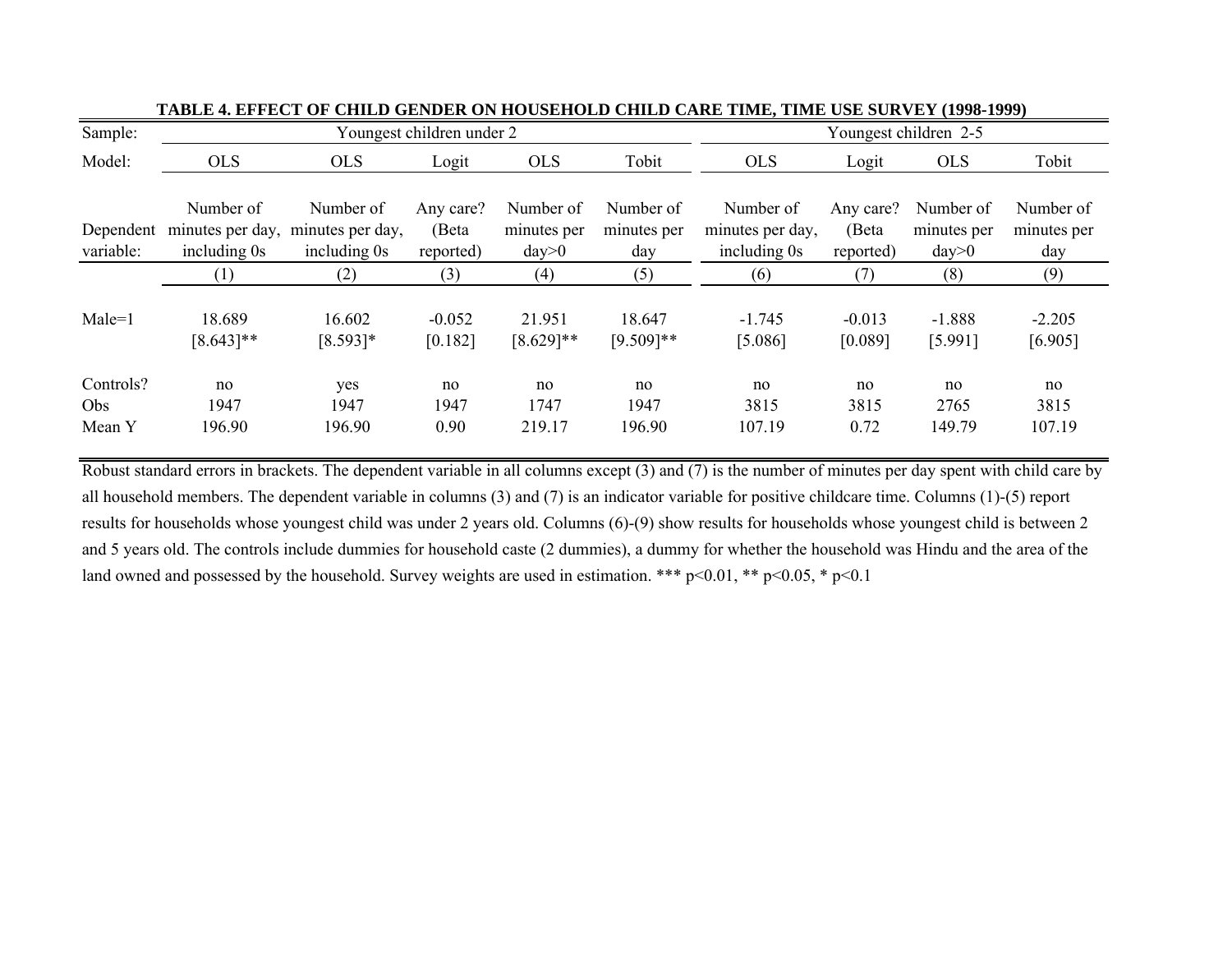**TABLE 4. EFFECT OF CHILD GENDER ON HOUSEHOLD CHILD CARE TIME, TIME USE SURVEY (1998-1999)**

| Sample: | Youngest children under 2 | | | | | Youngest children 2-5 | | | |
|---|---|---|---|---|---|---|---|---|---|
| Model: | OLS | OLS | Logit | OLS | Tobit | OLS | Logit | OLS | Tobit |
| Dependent variable: | Number of minutes per day, including 0s | Number of minutes per day, including 0s | Any care? (Beta reported) | Number of minutes per day>0 | Number of minutes per day | Number of minutes per day, including 0s | Any care? (Beta reported) | Number of minutes per day>0 | Number of minutes per day |
| | (1) | (2) | (3) | (4) | (5) | (6) | (7) | (8) | (9) |
| Male=1 | 18.689 | 16.602 | -0.052 | 21.951 | 18.647 | -1.745 | -0.013 | -1.888 | -2.205 |
| | [8.643]** | [8.593]* | [0.182] | [8.629]** | [9.509]** | [5.086] | [0.089] | [5.991] | [6.905] |
| Controls? | no | yes | no | no | no | no | no | no | no |
| Obs | 1947 | 1947 | 1947 | 1747 | 1947 | 3815 | 3815 | 2765 | 3815 |
| Mean Y | 196.90 | 196.90 | 0.90 | 219.17 | 196.90 | 107.19 | 0.72 | 149.79 | 107.19 |

Robust standard errors in brackets. The dependent variable in all columns except (3) and (7) is the number of minutes per day spent with child care by all household members. The dependent variable in columns (3) and (7) is an indicator variable for positive childcare time. Columns (1)-(5) report results for households whose youngest child was under 2 years old. Columns (6)-(9) show results for households whose youngest child is between 2 and 5 years old. The controls include dummies for household caste (2 dummies), a dummy for whether the household was Hindu and the area of the land owned and possessed by the household. Survey weights are used in estimation. *** p<0.01, ** p<0.05, * p<0.1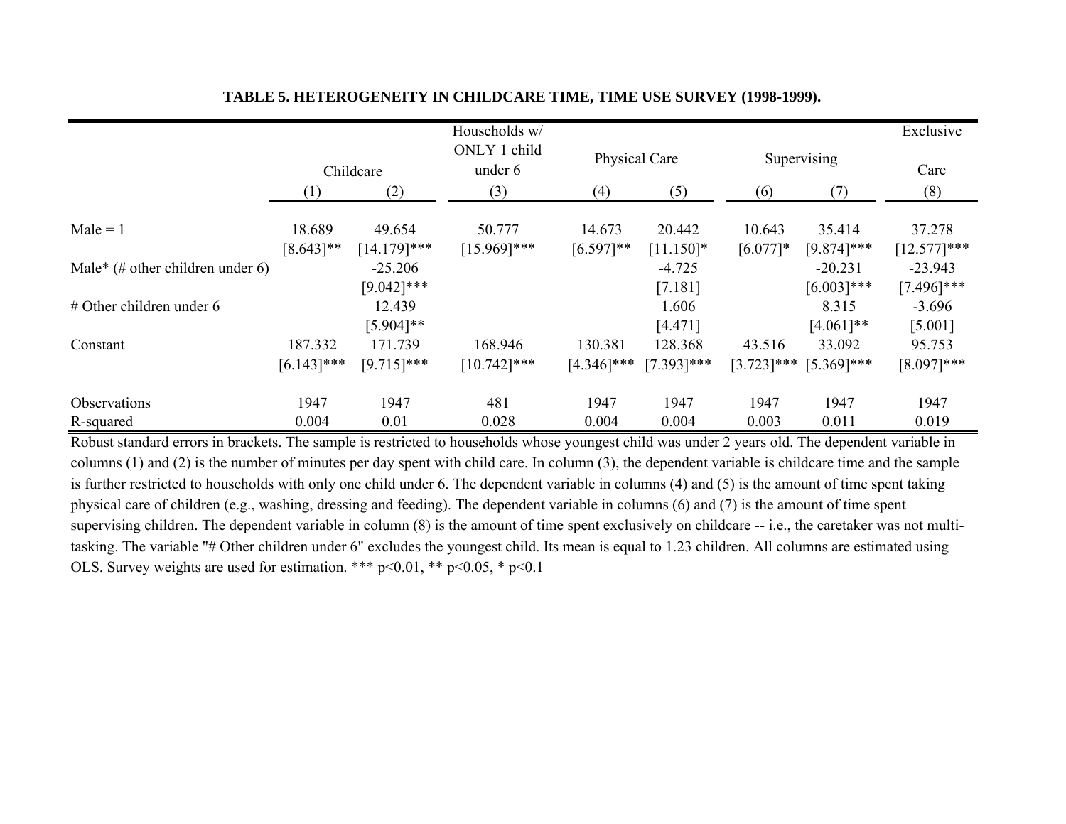**TABLE 5. HETEROGENEITY IN CHILDCARE TIME, TIME USE SURVEY (1998-1999).**

| | Childcare | | Households w/ ONLY 1 child under 6 | Physical Care | | Supervising | | Exclusive Care |
|---|---|---|---|---|---|---|---|---|
| | (1) | (2) | (3) | (4) | (5) | (6) | (7) | (8) |
| Male = 1 | 18.689 | 49.654 | 50.777 | 14.673 | 20.442 | 10.643 | 35.414 | 37.278 |
| | [8.643]** | [14.179]*** | [15.969]*** | [6.597]** | [11.150]* | [6.077]* | [9.874]*** | [12.577]*** |
| Male* (# other children under 6) | | -25.206 | | | -4.725 | | -20.231 | -23.943 |
| | | [9.042]*** | | | [7.181] | | [6.003]*** | [7.496]*** |
| # Other children under 6 | | 12.439 | | | 1.606 | | 8.315 | -3.696 |
| | | [5.904]** | | | [4.471] | | [4.061]** | [5.001] |
| Constant | 187.332 | 171.739 | 168.946 | 130.381 | 128.368 | 43.516 | 33.092 | 95.753 |
| | [6.143]*** | [9.715]*** | [10.742]*** | [4.346]*** | [7.393]*** | [3.723]*** | [5.369]*** | [8.097]*** |
| Observations | 1947 | 1947 | 481 | 1947 | 1947 | 1947 | 1947 | 1947 |
| R-squared | 0.004 | 0.01 | 0.028 | 0.004 | 0.004 | 0.003 | 0.011 | 0.019 |

Robust standard errors in brackets. The sample is restricted to households whose youngest child was under 2 years old. The dependent variable in columns (1) and (2) is the number of minutes per day spent with child care. In column (3), the dependent variable is childcare time and the sample is further restricted to households with only one child under 6. The dependent variable in columns (4) and (5) is the amount of time spent taking physical care of children (e.g., washing, dressing and feeding). The dependent variable in columns (6) and (7) is the amount of time spent supervising children. The dependent variable in column (8) is the amount of time spent exclusively on childcare -- i.e., the caretaker was not multi-tasking. The variable "# Other children under 6" excludes the youngest child. Its mean is equal to 1.23 children. All columns are estimated using OLS. Survey weights are used for estimation. *** p<0.01, ** p<0.05, * p<0.1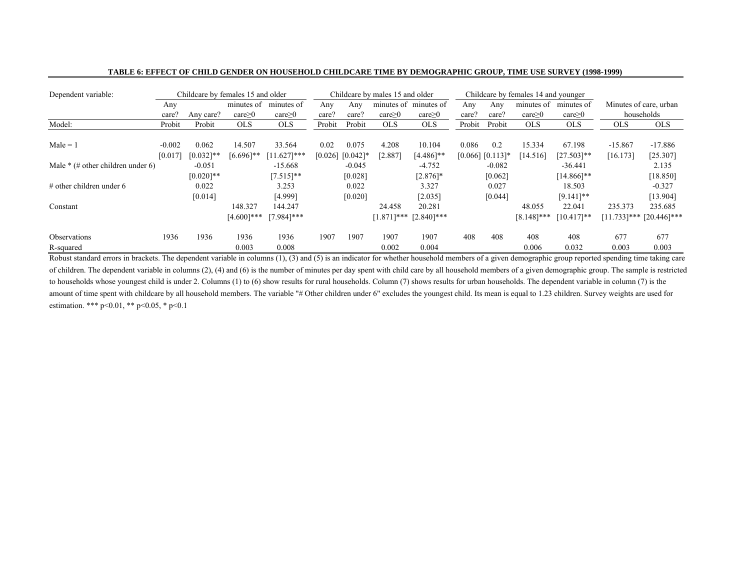**TABLE 6: EFFECT OF CHILD GENDER ON HOUSEHOLD CHILDCARE TIME BY DEMOGRAPHIC GROUP, TIME USE SURVEY (1998-1999)**

| Dependent variable: | Childcare by females 15 and older | | | | Childcare by males 15 and older | | | | Childcare by females 14 and younger | | | | Minutes of care, urban households | |
|---|---|---|---|---|---|---|---|---|---|---|---|---|---|---|
| | Any care? | Any care? | minutes of care≥0 | minutes of care≥0 | Any care? | Any care? | minutes of care≥0 | minutes of care≥0 | Any care? | Any care? | minutes of care≥0 | minutes of care≥0 | | |
| Model: | Probit | Probit | OLS | OLS | Probit | Probit | OLS | OLS | Probit | Probit | OLS | OLS | OLS | OLS |
| Male = 1 | -0.002 | 0.062 | 14.507 | 33.564 | 0.02 | 0.075 | 4.208 | 10.104 | 0.086 | 0.2 | 15.334 | 67.198 | -15.867 | -17.886 |
| | [0.017] | [0.032]** | [6.696]** | [11.627]*** | [0.026] | [0.042]* | [2.887] | [4.486]** | [0.066] | [0.113]* | [14.516] | [27.503]** | [16.173] | [25.307] |
| Male * (# other children under 6) | | -0.051 | | -15.668 | | -0.045 | | -4.752 | | -0.082 | | -36.441 | | 2.135 |
| | | [0.020]** | | [7.515]** | | [0.028] | | [2.876]* | | [0.062] | | [14.866]** | | [18.850] |
| # other children under 6 | | 0.022 | | 3.253 | | 0.022 | | 3.327 | | 0.027 | | 18.503 | | -0.327 |
| | | [0.014] | | [4.999] | | [0.020] | | [2.035] | | [0.044] | | [9.141]** | | [13.904] |
| Constant | | | 148.327 | 144.247 | | | 24.458 | 20.281 | | | 48.055 | 22.041 | 235.373 | 235.685 |
| | | | [4.600]*** | [7.984]*** | | | [1.871]*** | [2.840]*** | | | [8.148]*** | [10.417]** | [11.733]*** | [20.446]*** |
| Observations | 1936 | 1936 | 1936 | 1936 | 1907 | 1907 | 1907 | 1907 | 408 | 408 | 408 | 408 | 677 | 677 |
| R-squared | | | 0.003 | 0.008 | | | 0.002 | 0.004 | | | 0.006 | 0.032 | 0.003 | 0.003 |

Robust standard errors in brackets. The dependent variable in columns (1), (3) and (5) is an indicator for whether household members of a given demographic group reported spending time taking care of children. The dependent variable in columns (2), (4) and (6) is the number of minutes per day spent with child care by all household members of a given demographic group. The sample is restricted to households whose youngest child is under 2. Columns (1) to (6) show results for rural households. Column (7) shows results for urban households. The dependent variable in column (7) is the amount of time spent with childcare by all household members. The variable "# Other children under 6" excludes the youngest child. Its mean is equal to 1.23 children. Survey weights are used for estimation. *** p<0.01, ** p<0.05, * p<0.1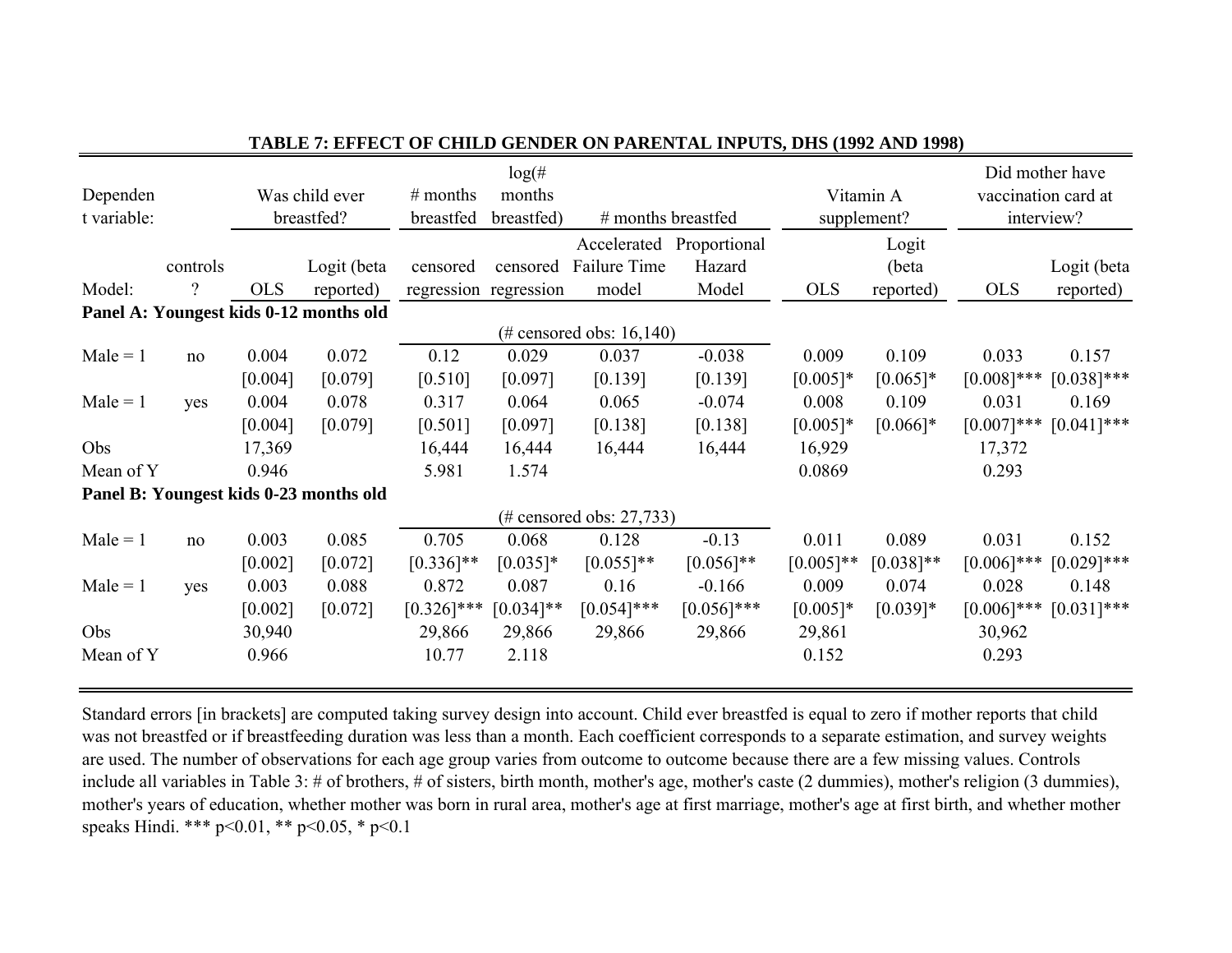**TABLE 7: EFFECT OF CHILD GENDER ON PARENTAL INPUTS, DHS (1992 AND 1998)**

| Dependent variable: | | Was child ever breastfed? | | # months breastfed | log(# months breastfed) | # months breastfed | | Vitamin A supplement? | | Did mother have vaccination card at interview? | |
|---|---|---|---|---|---|---|---|---|---|---|---|
| Model: | controls? | OLS | Logit (beta reported) | censored regression | censored regression | Accelerated Failure Time model | Proportional Hazard Model | OLS | Logit (beta reported) | OLS | Logit (beta reported) |
| **Panel A: Youngest kids 0-12 months old** | | | | | | | | | | | |
| | | | | (# censored obs: 16,140) | | | | | | | |
| Male = 1 | no | 0.004 | 0.072 | 0.12 | 0.029 | 0.037 | -0.038 | 0.009 | 0.109 | 0.033 | 0.157 |
| | | [0.004] | [0.079] | [0.510] | [0.097] | [0.139] | [0.139] | [0.005]* | [0.065]* | [0.008]*** | [0.038]*** |
| Male = 1 | yes | 0.004 | 0.078 | 0.317 | 0.064 | 0.065 | -0.074 | 0.008 | 0.109 | 0.031 | 0.169 |
| | | [0.004] | [0.079] | [0.501] | [0.097] | [0.138] | [0.138] | [0.005]* | [0.066]* | [0.007]*** | [0.041]*** |
| Obs | | 17,369 | | 16,444 | 16,444 | 16,444 | 16,444 | 16,929 | | 17,372 | |
| Mean of Y | | 0.946 | | 5.981 | 1.574 | | | 0.0869 | | 0.293 | |
| **Panel B: Youngest kids 0-23 months old** | | | | | | | | | | | |
| | | | | (# censored obs: 27,733) | | | | | | | |
| Male = 1 | no | 0.003 | 0.085 | 0.705 | 0.068 | 0.128 | -0.13 | 0.011 | 0.089 | 0.031 | 0.152 |
| | | [0.002] | [0.072] | [0.336]** | [0.035]* | [0.055]** | [0.056]** | [0.005]** | [0.038]** | [0.006]*** | [0.029]*** |
| Male = 1 | yes | 0.003 | 0.088 | 0.872 | 0.087 | 0.16 | -0.166 | 0.009 | 0.074 | 0.028 | 0.148 |
| | | [0.002] | [0.072] | [0.326]*** | [0.034]** | [0.054]*** | [0.056]*** | [0.005]* | [0.039]* | [0.006]*** | [0.031]*** |
| Obs | | 30,940 | | 29,866 | 29,866 | 29,866 | 29,866 | 29,861 | | 30,962 | |
| Mean of Y | | 0.966 | | 10.77 | 2.118 | | | 0.152 | | 0.293 | |

Standard errors [in brackets] are computed taking survey design into account. Child ever breastfed is equal to zero if mother reports that child was not breastfed or if breastfeeding duration was less than a month. Each coefficient corresponds to a separate estimation, and survey weights are used. The number of observations for each age group varies from outcome to outcome because there are a few missing values. Controls include all variables in Table 3: # of brothers, # of sisters, birth month, mother's age, mother's caste (2 dummies), mother's religion (3 dummies), mother's years of education, whether mother was born in rural area, mother's age at first marriage, mother's age at first birth, and whether mother speaks Hindi. *** p<0.01, ** p<0.05, * p<0.1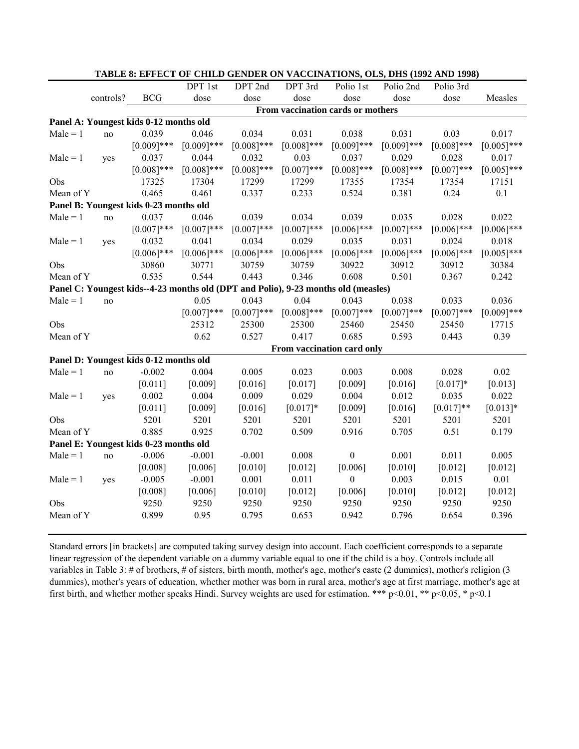**TABLE 8: EFFECT OF CHILD GENDER ON VACCINATIONS, OLS, DHS (1992 AND 1998)**

| | controls? | BCG | DPT 1st dose | DPT 2nd dose | DPT 3rd dose | Polio 1st dose | Polio 2nd dose | Polio 3rd dose | Measles |
|---|---|---|---|---|---|---|---|---|---|
| | | **From vaccination cards or mothers** | | | | | | | |
| **Panel A: Youngest kids 0-12 months old** | | | | | | | | | |
| Male = 1 | no | 0.039 | 0.046 | 0.034 | 0.031 | 0.038 | 0.031 | 0.03 | 0.017 |
| | | [0.009]*** | [0.009]*** | [0.008]*** | [0.008]*** | [0.009]*** | [0.009]*** | [0.008]*** | [0.005]*** |
| Male = 1 | yes | 0.037 | 0.044 | 0.032 | 0.03 | 0.037 | 0.029 | 0.028 | 0.017 |
| | | [0.008]*** | [0.008]*** | [0.008]*** | [0.007]*** | [0.008]*** | [0.008]*** | [0.007]*** | [0.005]*** |
| Obs | | 17325 | 17304 | 17299 | 17299 | 17355 | 17354 | 17354 | 17151 |
| Mean of Y | | 0.465 | 0.461 | 0.337 | 0.233 | 0.524 | 0.381 | 0.24 | 0.1 |
| **Panel B: Youngest kids 0-23 months old** | | | | | | | | | |
| Male = 1 | no | 0.037 | 0.046 | 0.039 | 0.034 | 0.039 | 0.035 | 0.028 | 0.022 |
| | | [0.007]*** | [0.007]*** | [0.007]*** | [0.007]*** | [0.006]*** | [0.007]*** | [0.006]*** | [0.006]*** |
| Male = 1 | yes | 0.032 | 0.041 | 0.034 | 0.029 | 0.035 | 0.031 | 0.024 | 0.018 |
| | | [0.006]*** | [0.006]*** | [0.006]*** | [0.006]*** | [0.006]*** | [0.006]*** | [0.006]*** | [0.005]*** |
| Obs | | 30860 | 30771 | 30759 | 30759 | 30922 | 30912 | 30912 | 30384 |
| Mean of Y | | 0.535 | 0.544 | 0.443 | 0.346 | 0.608 | 0.501 | 0.367 | 0.242 |
| **Panel C: Youngest kids--4-23 months old (DPT and Polio), 9-23 months old (measles)** | | | | | | | | | |
| Male = 1 | no | | 0.05 | 0.043 | 0.04 | 0.043 | 0.038 | 0.033 | 0.036 |
| | | | [0.007]*** | [0.007]*** | [0.008]*** | [0.007]*** | [0.007]*** | [0.007]*** | [0.009]*** |
| Obs | | | 25312 | 25300 | 25300 | 25460 | 25450 | 25450 | 17715 |
| Mean of Y | | | 0.62 | 0.527 | 0.417 | 0.685 | 0.593 | 0.443 | 0.39 |
| | | **From vaccination card only** | | | | | | | |
| **Panel D: Youngest kids 0-12 months old** | | | | | | | | | |
| Male = 1 | no | -0.002 | 0.004 | 0.005 | 0.023 | 0.003 | 0.008 | 0.028 | 0.02 |
| | | [0.011] | [0.009] | [0.016] | [0.017] | [0.009] | [0.016] | [0.017]* | [0.013] |
| Male = 1 | yes | 0.002 | 0.004 | 0.009 | 0.029 | 0.004 | 0.012 | 0.035 | 0.022 |
| | | [0.011] | [0.009] | [0.016] | [0.017]* | [0.009] | [0.016] | [0.017]** | [0.013]* |
| Obs | | 5201 | 5201 | 5201 | 5201 | 5201 | 5201 | 5201 | 5201 |
| Mean of Y | | 0.885 | 0.925 | 0.702 | 0.509 | 0.916 | 0.705 | 0.51 | 0.179 |
| **Panel E: Youngest kids 0-23 months old** | | | | | | | | | |
| Male = 1 | no | -0.006 | -0.001 | -0.001 | 0.008 | 0 | 0.001 | 0.011 | 0.005 |
| | | [0.008] | [0.006] | [0.010] | [0.012] | [0.006] | [0.010] | [0.012] | [0.012] |
| Male = 1 | yes | -0.005 | -0.001 | 0.001 | 0.011 | 0 | 0.003 | 0.015 | 0.01 |
| | | [0.008] | [0.006] | [0.010] | [0.012] | [0.006] | [0.010] | [0.012] | [0.012] |
| Obs | | 9250 | 9250 | 9250 | 9250 | 9250 | 9250 | 9250 | 9250 |
| Mean of Y | | 0.899 | 0.95 | 0.795 | 0.653 | 0.942 | 0.796 | 0.654 | 0.396 |

Standard errors [in brackets] are computed taking survey design into account. Each coefficient corresponds to a separate linear regression of the dependent variable on a dummy variable equal to one if the child is a boy. Controls include all variables in Table 3: # of brothers, # of sisters, birth month, mother's age, mother's caste (2 dummies), mother's religion (3 dummies), mother's years of education, whether mother was born in rural area, mother's age at first marriage, mother's age at first birth, and whether mother speaks Hindi. Survey weights are used for estimation. *** p<0.01, ** p<0.05, * p<0.1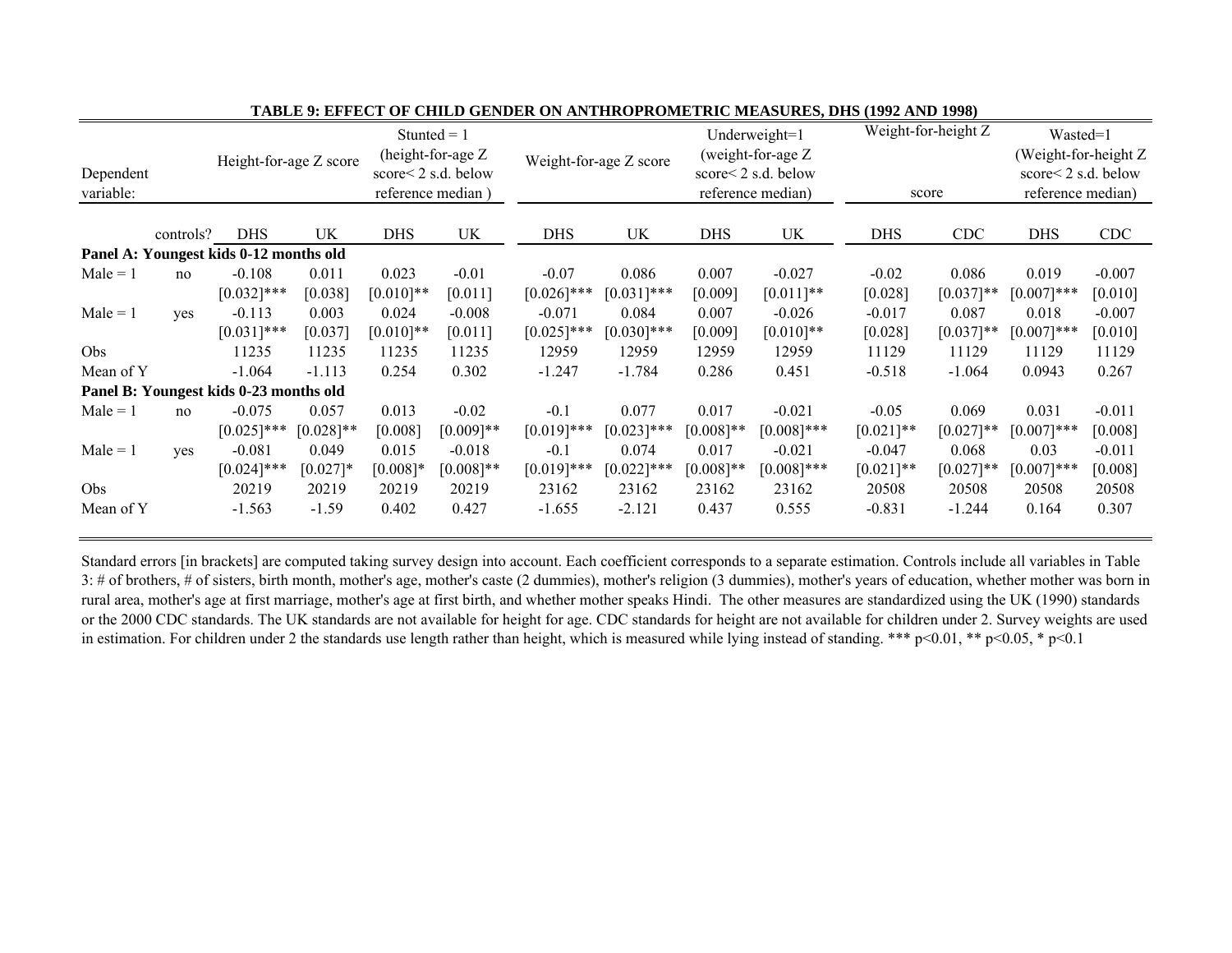**TABLE 9: EFFECT OF CHILD GENDER ON ANTHROPROMETRIC MEASURES, DHS (1992 AND 1998)**

| Dependent variable: | | Height-for-age Z score | | Stunted = 1 (height-for-age Z score< 2 s.d. below reference median ) | | Weight-for-age Z score | | Underweight=1 (weight-for-age Z score< 2 s.d. below reference median) | | Weight-for-height Z score | | Wasted=1 (Weight-for-height Z score< 2 s.d. below reference median) | |
|---|---|---|---|---|---|---|---|---|---|---|---|---|---|
| | controls? | DHS | UK | DHS | UK | DHS | UK | DHS | UK | DHS | CDC | DHS | CDC |
| **Panel A: Youngest kids 0-12 months old** | | | | | | | | | | | | | |
| Male = 1 | no | -0.108 | 0.011 | 0.023 | -0.01 | -0.07 | 0.086 | 0.007 | -0.027 | -0.02 | 0.086 | 0.019 | -0.007 |
| | | [0.032]*** | [0.038] | [0.010]** | [0.011] | [0.026]*** | [0.031]*** | [0.009] | [0.011]** | [0.028] | [0.037]** | [0.007]*** | [0.010] |
| Male = 1 | yes | -0.113 | 0.003 | 0.024 | -0.008 | -0.071 | 0.084 | 0.007 | -0.026 | -0.017 | 0.087 | 0.018 | -0.007 |
| | | [0.031]*** | [0.037] | [0.010]** | [0.011] | [0.025]*** | [0.030]*** | [0.009] | [0.010]** | [0.028] | [0.037]** | [0.007]*** | [0.010] |
| Obs | | 11235 | 11235 | 11235 | 11235 | 12959 | 12959 | 12959 | 12959 | 11129 | 11129 | 11129 | 11129 |
| Mean of Y | | -1.064 | -1.113 | 0.254 | 0.302 | -1.247 | -1.784 | 0.286 | 0.451 | -0.518 | -1.064 | 0.0943 | 0.267 |
| **Panel B: Youngest kids 0-23 months old** | | | | | | | | | | | | | |
| Male = 1 | no | -0.075 | 0.057 | 0.013 | -0.02 | -0.1 | 0.077 | 0.017 | -0.021 | -0.05 | 0.069 | 0.031 | -0.011 |
| | | [0.025]*** | [0.028]** | [0.008] | [0.009]** | [0.019]*** | [0.023]*** | [0.008]** | [0.008]*** | [0.021]** | [0.027]** | [0.007]*** | [0.008] |
| Male = 1 | yes | -0.081 | 0.049 | 0.015 | -0.018 | -0.1 | 0.074 | 0.017 | -0.021 | -0.047 | 0.068 | 0.03 | -0.011 |
| | | [0.024]*** | [0.027]* | [0.008]* | [0.008]** | [0.019]*** | [0.022]*** | [0.008]** | [0.008]*** | [0.021]** | [0.027]** | [0.007]*** | [0.008] |
| Obs | | 20219 | 20219 | 20219 | 20219 | 23162 | 23162 | 23162 | 23162 | 20508 | 20508 | 20508 | 20508 |
| Mean of Y | | -1.563 | -1.59 | 0.402 | 0.427 | -1.655 | -2.121 | 0.437 | 0.555 | -0.831 | -1.244 | 0.164 | 0.307 |

Standard errors [in brackets] are computed taking survey design into account. Each coefficient corresponds to a separate estimation. Controls include all variables in Table 3: # of brothers, # of sisters, birth month, mother's age, mother's caste (2 dummies), mother's religion (3 dummies), mother's years of education, whether mother was born in rural area, mother's age at first marriage, mother's age at first birth, and whether mother speaks Hindi. The other measures are standardized using the UK (1990) standards or the 2000 CDC standards. The UK standards are not available for height for age. CDC standards for height are not available for children under 2. Survey weights are used in estimation. For children under 2 the standards use length rather than height, which is measured while lying instead of standing. *** p<0.01, ** p<0.05, * p<0.1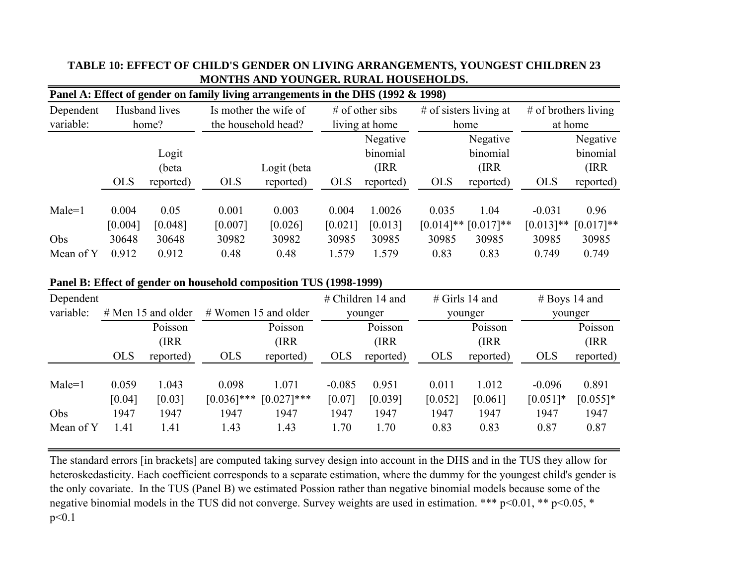**TABLE 10: EFFECT OF CHILD'S GENDER ON LIVING ARRANGEMENTS, YOUNGEST CHILDREN 23 MONTHS AND YOUNGER. RURAL HOUSEHOLDS.**

**Panel A: Effect of gender on family living arrangements in the DHS (1992 & 1998)**

| Dependent variable: | Husband lives home? | | Is mother the wife of the household head? | | # of other sibs living at home | | # of sisters living at home | | # of brothers living at home | |
|---|---|---|---|---|---|---|---|---|---|---|
| | OLS | Logit (beta reported) | OLS | Logit (beta reported) | OLS | Negative binomial (IRR reported) | OLS | Negative binomial (IRR reported) | OLS | Negative binomial (IRR reported) |
| Male=1 | 0.004 | 0.05 | 0.001 | 0.003 | 0.004 | 1.0026 | 0.035 | 1.04 | -0.031 | 0.96 |
| | [0.004] | [0.048] | [0.007] | [0.026] | [0.021] | [0.013] | [0.014]** | [0.017]** | [0.013]** | [0.017]** |
| Obs | 30648 | 30648 | 30982 | 30982 | 30985 | 30985 | 30985 | 30985 | 30985 | 30985 |
| Mean of Y | 0.912 | 0.912 | 0.48 | 0.48 | 1.579 | 1.579 | 0.83 | 0.83 | 0.749 | 0.749 |

**Panel B: Effect of gender on household composition TUS (1998-1999)**

| Dependent variable: | # Men 15 and older | | # Women 15 and older | | # Children 14 and younger | | # Girls 14 and younger | | # Boys 14 and younger | |
|---|---|---|---|---|---|---|---|---|---|---|
| | OLS | Poisson (IRR reported) | OLS | Poisson (IRR reported) | OLS | Poisson (IRR reported) | OLS | Poisson (IRR reported) | OLS | Poisson (IRR reported) |
| Male=1 | 0.059 | 1.043 | 0.098 | 1.071 | -0.085 | 0.951 | 0.011 | 1.012 | -0.096 | 0.891 |
| | [0.04] | [0.03] | [0.036]*** | [0.027]*** | [0.07] | [0.039] | [0.052] | [0.061] | [0.051]* | [0.055]* |
| Obs | 1947 | 1947 | 1947 | 1947 | 1947 | 1947 | 1947 | 1947 | 1947 | 1947 |
| Mean of Y | 1.41 | 1.41 | 1.43 | 1.43 | 1.70 | 1.70 | 0.83 | 0.83 | 0.87 | 0.87 |

The standard errors [in brackets] are computed taking survey design into account in the DHS and in the TUS they allow for heteroskedasticity. Each coefficient corresponds to a separate estimation, where the dummy for the youngest child's gender is the only covariate. In the TUS (Panel B) we estimated Possion rather than negative binomial models because some of the negative binomial models in the TUS did not converge. Survey weights are used in estimation. *** p<0.01, ** p<0.05, * p<0.1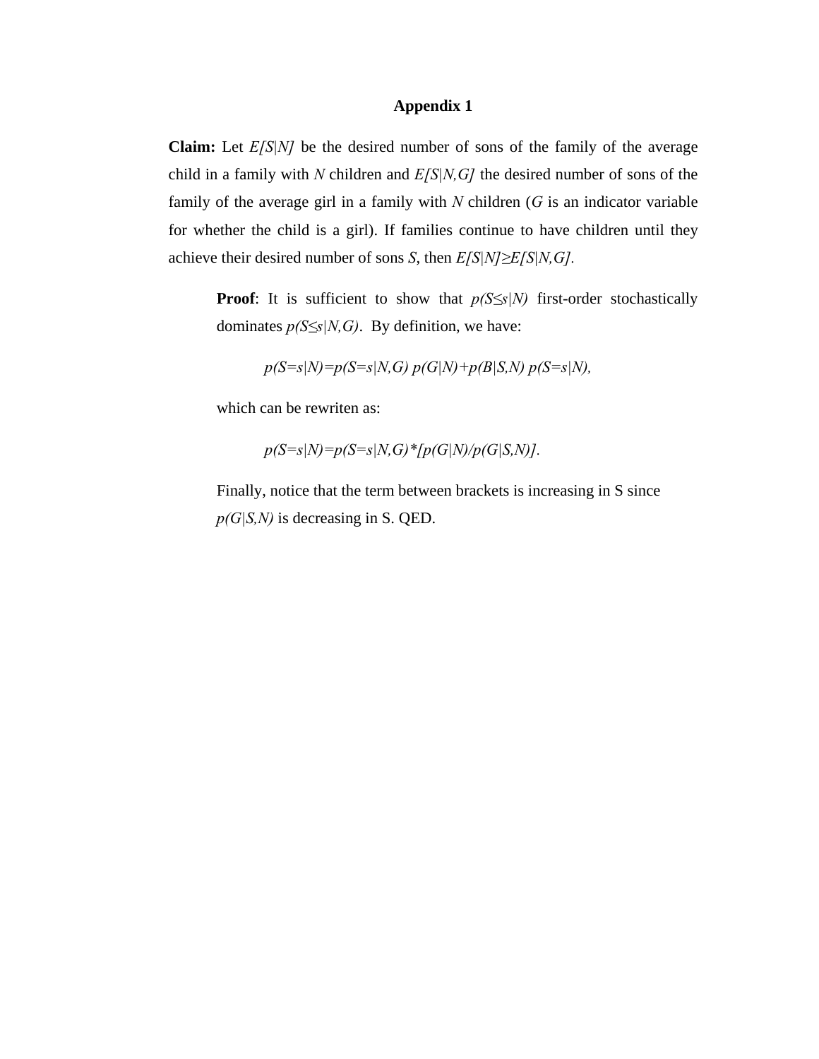# Appendix 1

**Claim:** Let $E[S|N]$ be the desired number of sons of the family of the average child in a family with $N$ children and $E[S|N,G]$ the desired number of sons of the family of the average girl in a family with $N$ children ($G$ is an indicator variable for whether the child is a girl). If families continue to have children until they achieve their desired number of sons $S$, then $E[S|N]\geq E[S|N,G]$.

> **Proof**: It is sufficient to show that $p(S\leq s|N)$ first-order stochastically dominates $p(S\leq s|N,G)$. By definition, we have:
>
> $$p(S=s|N)=p(S=s|N,G)\ p(G|N)+p(B|S,N)\ p(S=s|N),$$
>
> which can be rewriten as:
>
> $$p(S=s|N)=p(S=s|N,G)*[p(G|N)/p(G|S,N)].$$
>
> Finally, notice that the term between brackets is increasing in S since $p(G|S,N)$ is decreasing in S. QED.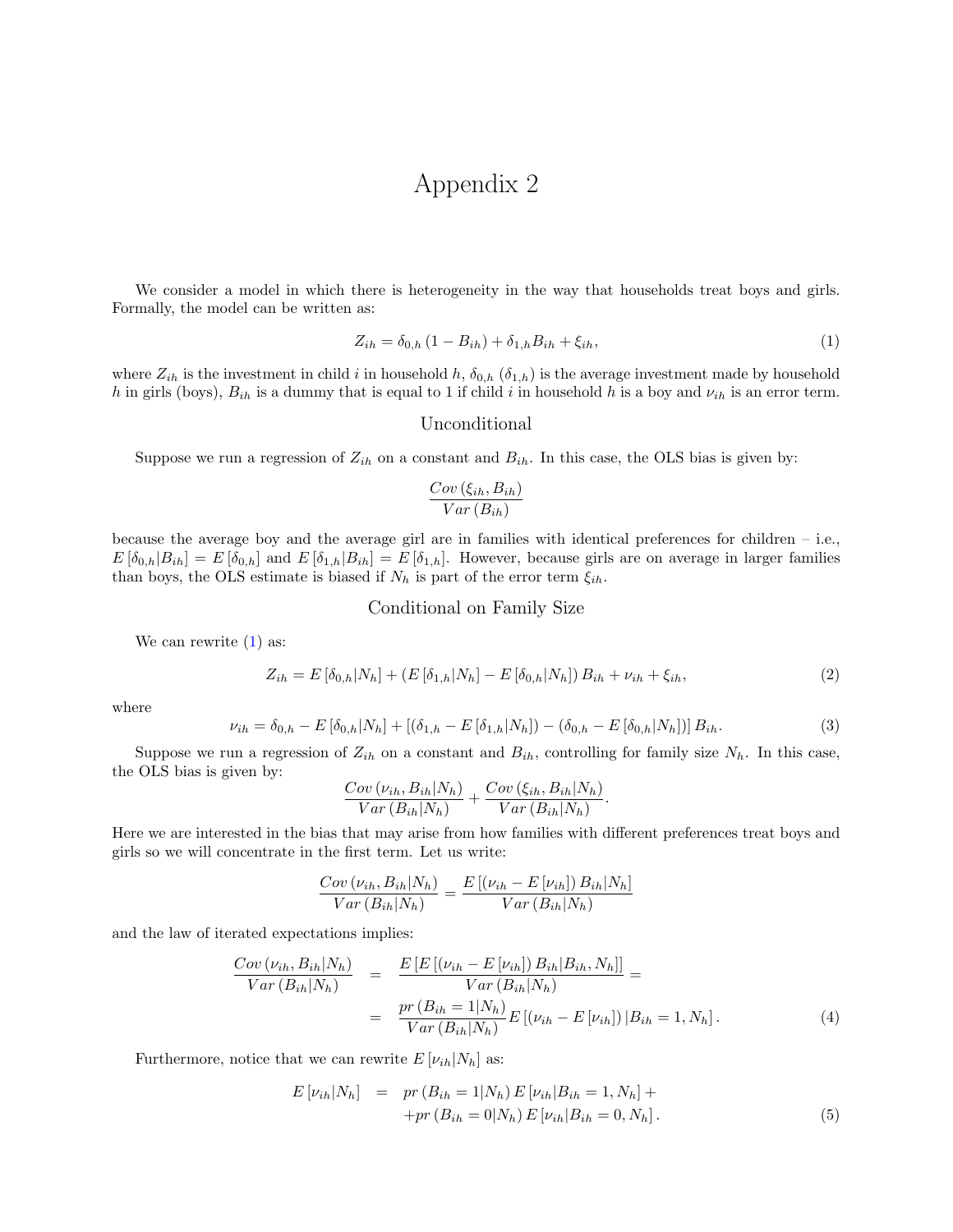# Appendix 2

We consider a model in which there is heterogeneity in the way that households treat boys and girls. Formally, the model can be written as:

$$Z_{ih} = \delta_{0,h}(1 - B_{ih}) + \delta_{1,h} B_{ih} + \xi_{ih}, \tag{1}$$

where $Z_{ih}$ is the investment in child $i$ in household $h$, $\delta_{0,h}$ ($\delta_{1,h}$) is the average investment made by household $h$ in girls (boys), $B_{ih}$ is a dummy that is equal to 1 if child $i$ in household $h$ is a boy and $\nu_{ih}$ is an error term.

## Unconditional

Suppose we run a regression of $Z_{ih}$ on a constant and $B_{ih}$. In this case, the OLS bias is given by:

$$\frac{Cov(\xi_{ih}, B_{ih})}{Var(B_{ih})}$$

because the average boy and the average girl are in families with identical preferences for children – i.e., $E[\delta_{0,h}|B_{ih}] = E[\delta_{0,h}]$ and $E[\delta_{1,h}|B_{ih}] = E[\delta_{1,h}]$. However, because girls are on average in larger families than boys, the OLS estimate is biased if $N_h$ is part of the error term $\xi_{ih}$.

## Conditional on Family Size

We can rewrite (1) as:

$$Z_{ih} = E[\delta_{0,h}|N_h] + (E[\delta_{1,h}|N_h] - E[\delta_{0,h}|N_h]) B_{ih} + \nu_{ih} + \xi_{ih}, \tag{2}$$

where

$$\nu_{ih} = \delta_{0,h} - E[\delta_{0,h}|N_h] + [(\delta_{1,h} - E[\delta_{1,h}|N_h]) - (\delta_{0,h} - E[\delta_{0,h}|N_h])] B_{ih}. \tag{3}$$

Suppose we run a regression of $Z_{ih}$ on a constant and $B_{ih}$, controlling for family size $N_h$. In this case, the OLS bias is given by:

$$\frac{Cov(\nu_{ih}, B_{ih}|N_h)}{Var(B_{ih}|N_h)} + \frac{Cov(\xi_{ih}, B_{ih}|N_h)}{Var(B_{ih}|N_h)}.$$

Here we are interested in the bias that may arise from how families with different preferences treat boys and girls so we will concentrate in the first term. Let us write:

$$\frac{Cov(\nu_{ih}, B_{ih}|N_h)}{Var(B_{ih}|N_h)} = \frac{E[(\nu_{ih} - E[\nu_{ih}]) B_{ih}|N_h]}{Var(B_{ih}|N_h)}$$

and the law of iterated expectations implies:

$$\begin{aligned}
\frac{Cov(\nu_{ih}, B_{ih}|N_h)}{Var(B_{ih}|N_h)} &= \frac{E[E[(\nu_{ih} - E[\nu_{ih}]) B_{ih}|B_{ih}, N_h]]}{Var(B_{ih}|N_h)} = \\
&= \frac{pr(B_{ih} = 1|N_h)}{Var(B_{ih}|N_h)} E[(\nu_{ih} - E[\nu_{ih}])|B_{ih} = 1, N_h].
\end{aligned} \tag{4}$$

Furthermore, notice that we can rewrite $E[\nu_{ih}|N_h]$ as:

$$\begin{aligned}
E[\nu_{ih}|N_h] &= pr(B_{ih} = 1|N_h) E[\nu_{ih}|B_{ih} = 1, N_h] + \\
&\quad + pr(B_{ih} = 0|N_h) E[\nu_{ih}|B_{ih} = 0, N_h].
\end{aligned} \tag{5}$$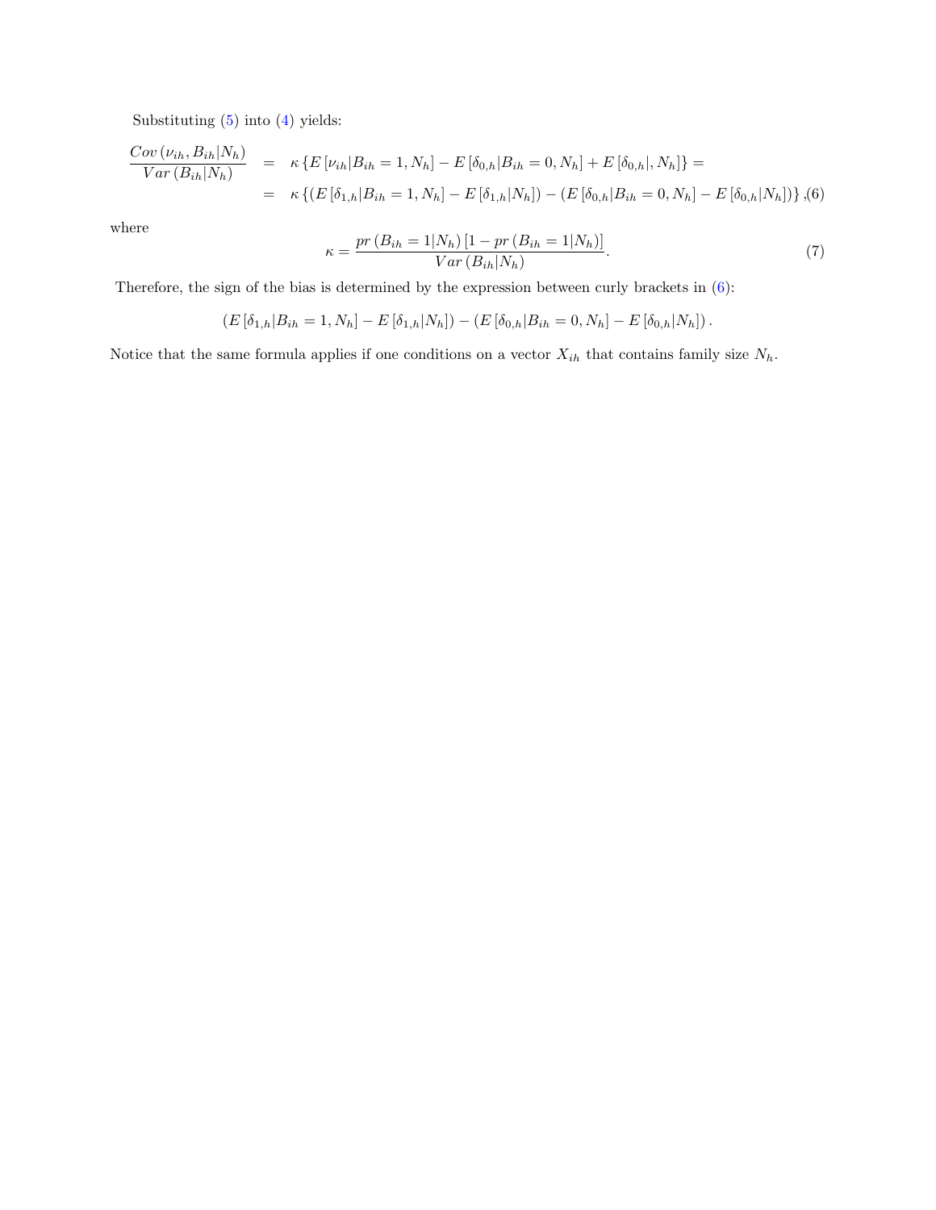Substituting (5) into (4) yields:

$$
\begin{aligned}
\frac{Cov\left(\nu_{ih}, B_{ih}|N_h\right)}{Var\left(B_{ih}|N_h\right)} &= \kappa \left\{ E\left[\nu_{ih}|B_{ih}=1, N_h\right] - E\left[\delta_{0,h}|B_{ih}=0, N_h\right] + E\left[\delta_{0,h}|, N_h\right] \right\} = \\
&= \kappa \left\{ \left(E\left[\delta_{1,h}|B_{ih}=1, N_h\right] - E\left[\delta_{1,h}|N_h\right]\right) - \left(E\left[\delta_{0,h}|B_{ih}=0, N_h\right] - E\left[\delta_{0,h}|N_h\right]\right) \right\}, \quad (6)
\end{aligned}
$$

where

$$
\kappa = \frac{pr\left(B_{ih}=1|N_h\right)\left[1 - pr\left(B_{ih}=1|N_h\right)\right]}{Var\left(B_{ih}|N_h\right)}. \tag{7}
$$

Therefore, the sign of the bias is determined by the expression between curly brackets in (6):

$$
\left(E\left[\delta_{1,h}|B_{ih}=1, N_h\right] - E\left[\delta_{1,h}|N_h\right]\right) - \left(E\left[\delta_{0,h}|B_{ih}=0, N_h\right] - E\left[\delta_{0,h}|N_h\right]\right).
$$

Notice that the same formula applies if one conditions on a vector $X_{ih}$ that contains family size $N_h$.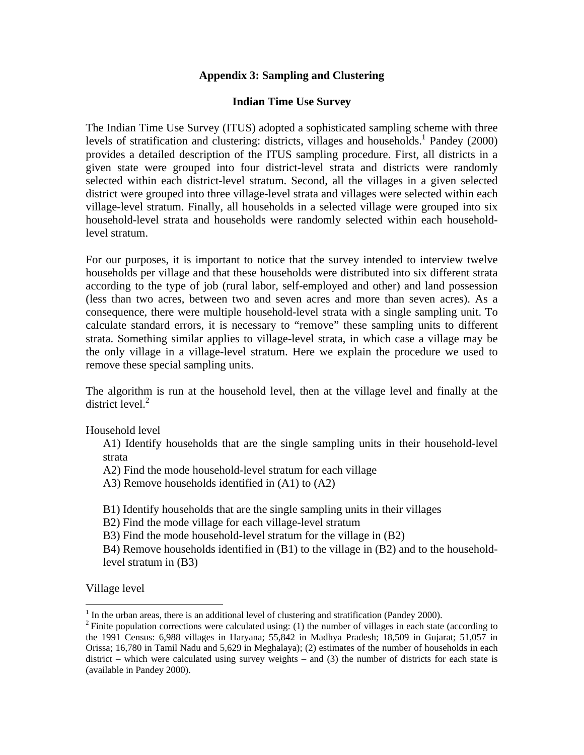## Appendix 3: Sampling and Clustering

### Indian Time Use Survey

The Indian Time Use Survey (ITUS) adopted a sophisticated sampling scheme with three levels of stratification and clustering: districts, villages and households.[1] Pandey (2000) provides a detailed description of the ITUS sampling procedure. First, all districts in a given state were grouped into four district-level strata and districts were randomly selected within each district-level stratum. Second, all the villages in a given selected district were grouped into three village-level strata and villages were selected within each village-level stratum. Finally, all households in a selected village were grouped into six household-level strata and households were randomly selected within each household-level stratum.

For our purposes, it is important to notice that the survey intended to interview twelve households per village and that these households were distributed into six different strata according to the type of job (rural labor, self-employed and other) and land possession (less than two acres, between two and seven acres and more than seven acres). As a consequence, there were multiple household-level strata with a single sampling unit. To calculate standard errors, it is necessary to "remove" these sampling units to different strata. Something similar applies to village-level strata, in which case a village may be the only village in a village-level stratum. Here we explain the procedure we used to remove these special sampling units.

The algorithm is run at the household level, then at the village level and finally at the district level.[2]

Household level

A1) Identify households that are the single sampling units in their household-level strata

A2) Find the mode household-level stratum for each village

A3) Remove households identified in (A1) to (A2)

B1) Identify households that are the single sampling units in their villages

B2) Find the mode village for each village-level stratum

B3) Find the mode household-level stratum for the village in (B2)

B4) Remove households identified in (B1) to the village in (B2) and to the household-level stratum in (B3)

Village level

[1] In the urban areas, there is an additional level of clustering and stratification (Pandey 2000).

[2] Finite population corrections were calculated using: (1) the number of villages in each state (according to the 1991 Census: 6,988 villages in Haryana; 55,842 in Madhya Pradesh; 18,509 in Gujarat; 51,057 in Orissa; 16,780 in Tamil Nadu and 5,629 in Meghalaya); (2) estimates of the number of households in each district – which were calculated using survey weights – and (3) the number of districts for each state is (available in Pandey 2000).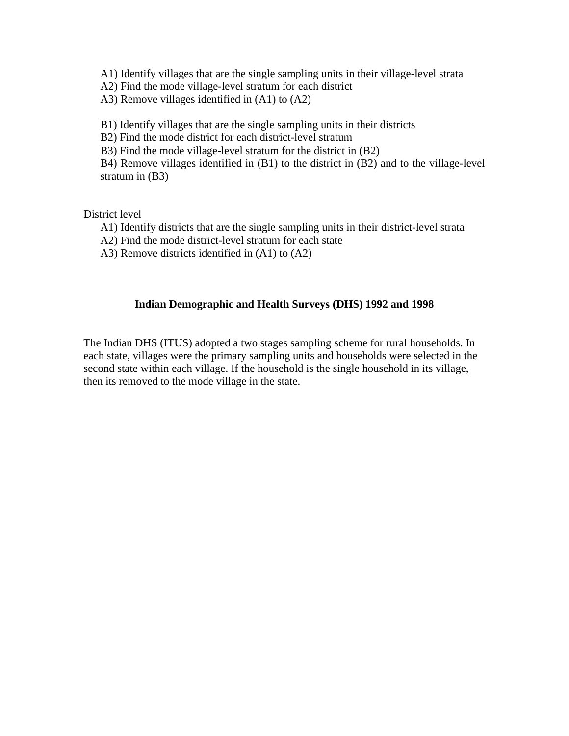A1) Identify villages that are the single sampling units in their village-level strata
A2) Find the mode village-level stratum for each district
A3) Remove villages identified in (A1) to (A2)

B1) Identify villages that are the single sampling units in their districts
B2) Find the mode district for each district-level stratum
B3) Find the mode village-level stratum for the district in (B2)
B4) Remove villages identified in (B1) to the district in (B2) and to the village-level stratum in (B3)

District level

A1) Identify districts that are the single sampling units in their district-level strata
A2) Find the mode district-level stratum for each state
A3) Remove districts identified in (A1) to (A2)

## Indian Demographic and Health Surveys (DHS) 1992 and 1998

The Indian DHS (ITUS) adopted a two stages sampling scheme for rural households. In each state, villages were the primary sampling units and households were selected in the second state within each village. If the household is the single household in its village, then its removed to the mode village in the state.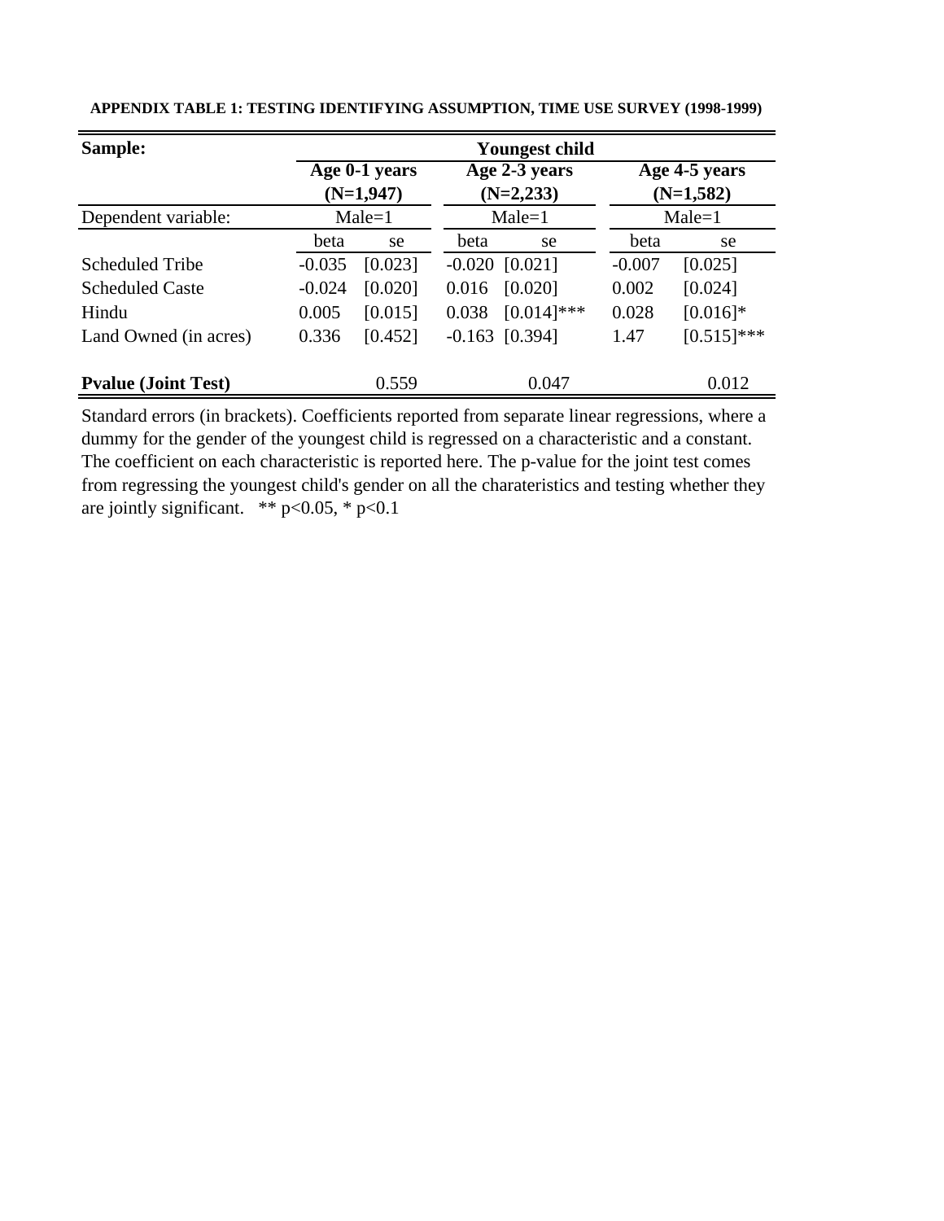**APPENDIX TABLE 1: TESTING IDENTIFYING ASSUMPTION, TIME USE SURVEY (1998-1999)**

| **Sample:** | **Youngest child** | | | | | |
|---|---|---|---|---|---|---|
| | **Age 0-1 years (N=1,947)** | | **Age 2-3 years (N=2,233)** | | **Age 4-5 years (N=1,582)** | |
| Dependent variable: | Male=1 | | Male=1 | | Male=1 | |
| | beta | se | beta | se | beta | se |
| Scheduled Tribe | -0.035 | [0.023] | -0.020 | [0.021] | -0.007 | [0.025] |
| Scheduled Caste | -0.024 | [0.020] | 0.016 | [0.020] | 0.002 | [0.024] |
| Hindu | 0.005 | [0.015] | 0.038 | [0.014]*** | 0.028 | [0.016]* |
| Land Owned (in acres) | 0.336 | [0.452] | -0.163 | [0.394] | 1.47 | [0.515]*** |
| **Pvalue (Joint Test)** | | 0.559 | | 0.047 | | 0.012 |

Standard errors (in brackets). Coefficients reported from separate linear regressions, where a dummy for the gender of the youngest child is regressed on a characteristic and a constant. The coefficient on each characteristic is reported here. The p-value for the joint test comes from regressing the youngest child's gender on all the charateristics and testing whether they are jointly significant. ** $p<0.05$, * $p<0.1$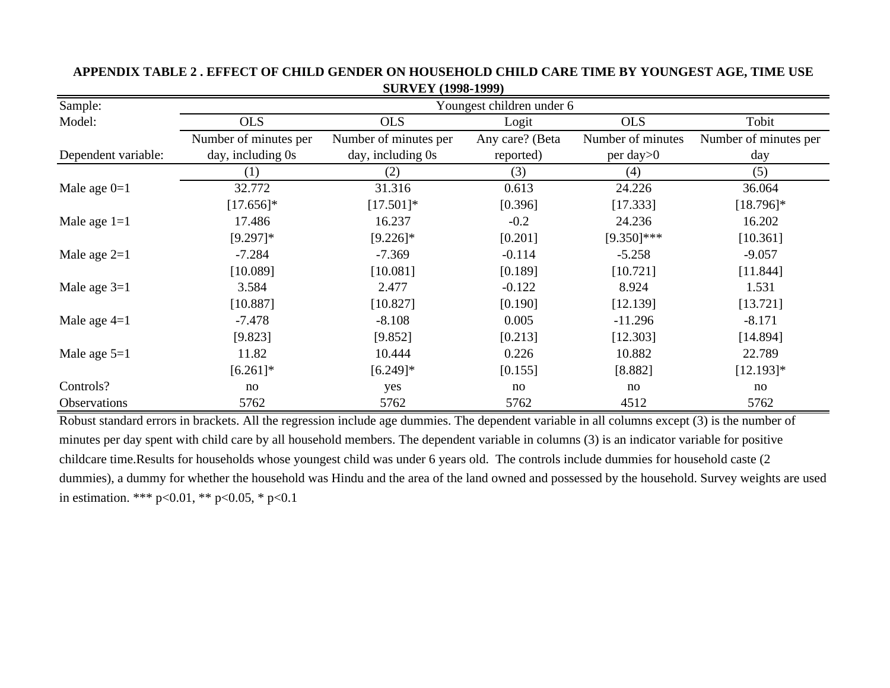**APPENDIX TABLE 2 . EFFECT OF CHILD GENDER ON HOUSEHOLD CHILD CARE TIME BY YOUNGEST AGE, TIME USE SURVEY (1998-1999)**

| Sample: | Youngest children under 6 | | | | |
|---|---|---|---|---|---|
| Model: | OLS | OLS | Logit | OLS | Tobit |
| Dependent variable: | Number of minutes per day, including 0s | Number of minutes per day, including 0s | Any care? (Beta reported) | Number of minutes per day>0 | Number of minutes per day |
| | (1) | (2) | (3) | (4) | (5) |
| Male age 0=1 | 32.772 | 31.316 | 0.613 | 24.226 | 36.064 |
| | [17.656]* | [17.501]* | [0.396] | [17.333] | [18.796]* |
| Male age 1=1 | 17.486 | 16.237 | -0.2 | 24.236 | 16.202 |
| | [9.297]* | [9.226]* | [0.201] | [9.350]*** | [10.361] |
| Male age 2=1 | -7.284 | -7.369 | -0.114 | -5.258 | -9.057 |
| | [10.089] | [10.081] | [0.189] | [10.721] | [11.844] |
| Male age 3=1 | 3.584 | 2.477 | -0.122 | 8.924 | 1.531 |
| | [10.887] | [10.827] | [0.190] | [12.139] | [13.721] |
| Male age 4=1 | -7.478 | -8.108 | 0.005 | -11.296 | -8.171 |
| | [9.823] | [9.852] | [0.213] | [12.303] | [14.894] |
| Male age 5=1 | 11.82 | 10.444 | 0.226 | 10.882 | 22.789 |
| | [6.261]* | [6.249]* | [0.155] | [8.882] | [12.193]* |
| Controls? | no | yes | no | no | no |
| Observations | 5762 | 5762 | 5762 | 4512 | 5762 |

Robust standard errors in brackets. All the regression include age dummies. The dependent variable in all columns except (3) is the number of minutes per day spent with child care by all household members. The dependent variable in columns (3) is an indicator variable for positive childcare time.Results for households whose youngest child was under 6 years old. The controls include dummies for household caste (2 dummies), a dummy for whether the household was Hindu and the area of the land owned and possessed by the household. Survey weights are used in estimation. *** $p<0.01$, ** $p<0.05$, * $p<0.1$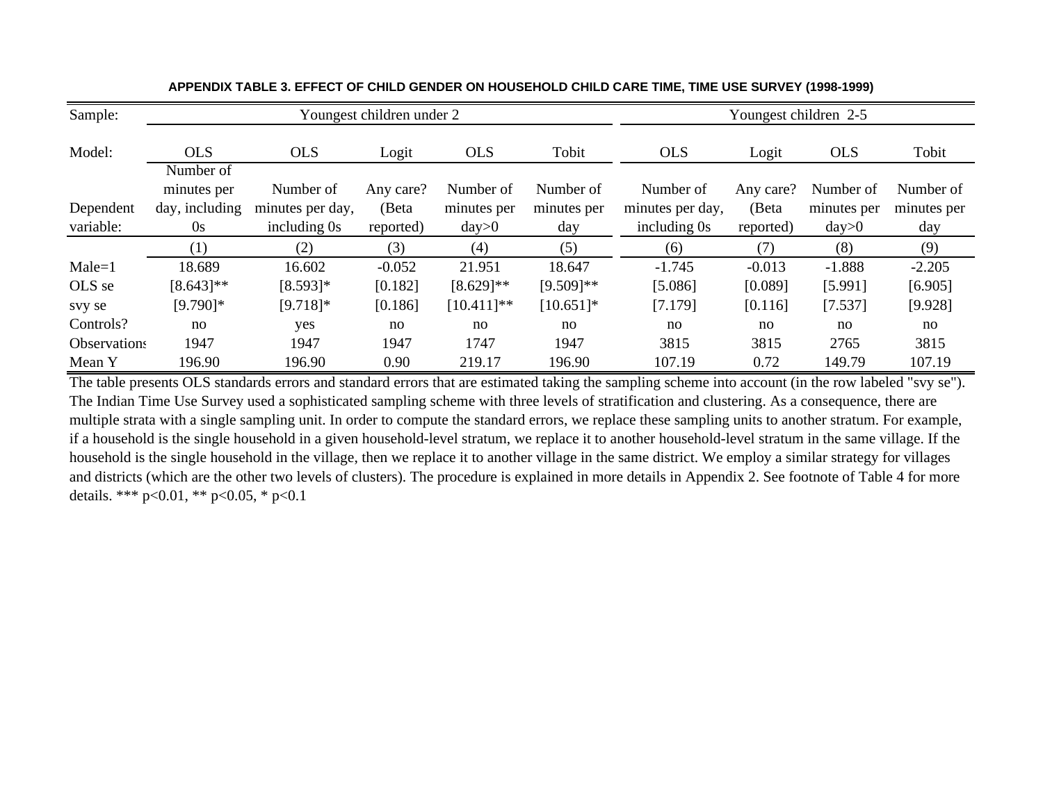**APPENDIX TABLE 3. EFFECT OF CHILD GENDER ON HOUSEHOLD CHILD CARE TIME, TIME USE SURVEY (1998-1999)**

| Sample: | Youngest children under 2 | | | | | Youngest children 2-5 | | | |
|---|---|---|---|---|---|---|---|---|---|
| Model: | OLS | OLS | Logit | OLS | Tobit | OLS | Logit | OLS | Tobit |
| Dependent variable: | Number of minutes per day, including 0s | Number of minutes per day, including 0s | Any care? (Beta reported) | Number of minutes per day>0 | Number of minutes per day | Number of minutes per day, including 0s | Any care? (Beta reported) | Number of minutes per day>0 | Number of minutes per day |
| | (1) | (2) | (3) | (4) | (5) | (6) | (7) | (8) | (9) |
| Male=1 | 18.689 | 16.602 | -0.052 | 21.951 | 18.647 | -1.745 | -0.013 | -1.888 | -2.205 |
| OLS se | [8.643]** | [8.593]* | [0.182] | [8.629]** | [9.509]** | [5.086] | [0.089] | [5.991] | [6.905] |
| svy se | [9.790]* | [9.718]* | [0.186] | [10.411]** | [10.651]* | [7.179] | [0.116] | [7.537] | [9.928] |
| Controls? | no | yes | no | no | no | no | no | no | no |
| Observations | 1947 | 1947 | 1947 | 1747 | 1947 | 3815 | 3815 | 2765 | 3815 |
| Mean Y | 196.90 | 196.90 | 0.90 | 219.17 | 196.90 | 107.19 | 0.72 | 149.79 | 107.19 |

The table presents OLS standards errors and standard errors that are estimated taking the sampling scheme into account (in the row labeled "svy se"). The Indian Time Use Survey used a sophisticated sampling scheme with three levels of stratification and clustering. As a consequence, there are multiple strata with a single sampling unit. In order to compute the standard errors, we replace these sampling units to another stratum. For example, if a household is the single household in a given household-level stratum, we replace it to another household-level stratum in the same village. If the household is the single household in the village, then we replace it to another village in the same district. We employ a similar strategy for villages and districts (which are the other two levels of clusters). The procedure is explained in more details in Appendix 2. See footnote of Table 4 for more details. *** p<0.01, ** p<0.05, * p<0.1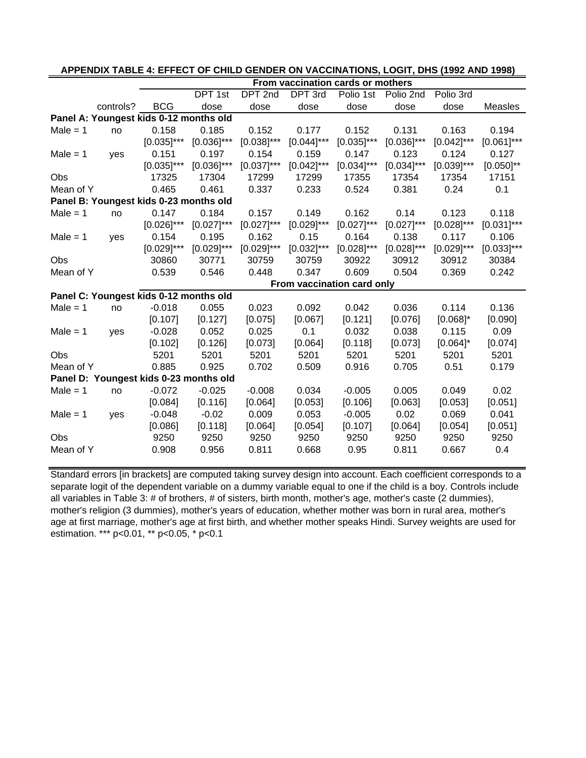**APPENDIX TABLE 4: EFFECT OF CHILD GENDER ON VACCINATIONS, LOGIT, DHS (1992 AND 1998)**

| | | From vaccination cards or mothers | | | | | | | |
|---|---|---|---|---|---|---|---|---|---|
| | controls? | BCG | DPT 1st dose | DPT 2nd dose | DPT 3rd dose | Polio 1st dose | Polio 2nd dose | Polio 3rd dose | Measles |
| **Panel A: Youngest kids 0-12 months old** | | | | | | | | | |
| Male = 1 | no | 0.158 | 0.185 | 0.152 | 0.177 | 0.152 | 0.131 | 0.163 | 0.194 |
| | | [0.035]*** | [0.036]*** | [0.038]*** | [0.044]*** | [0.035]*** | [0.036]*** | [0.042]*** | [0.061]*** |
| Male = 1 | yes | 0.151 | 0.197 | 0.154 | 0.159 | 0.147 | 0.123 | 0.124 | 0.127 |
| | | [0.035]*** | [0.036]*** | [0.037]*** | [0.042]*** | [0.034]*** | [0.034]*** | [0.039]*** | [0.050]** |
| Obs | | 17325 | 17304 | 17299 | 17299 | 17355 | 17354 | 17354 | 17151 |
| Mean of Y | | 0.465 | 0.461 | 0.337 | 0.233 | 0.524 | 0.381 | 0.24 | 0.1 |
| **Panel B: Youngest kids 0-23 months old** | | | | | | | | | |
| Male = 1 | no | 0.147 | 0.184 | 0.157 | 0.149 | 0.162 | 0.14 | 0.123 | 0.118 |
| | | [0.026]*** | [0.027]*** | [0.027]*** | [0.029]*** | [0.027]*** | [0.027]*** | [0.028]*** | [0.031]*** |
| Male = 1 | yes | 0.154 | 0.195 | 0.162 | 0.15 | 0.164 | 0.138 | 0.117 | 0.106 |
| | | [0.029]*** | [0.029]*** | [0.029]*** | [0.032]*** | [0.028]*** | [0.028]*** | [0.029]*** | [0.033]*** |
| Obs | | 30860 | 30771 | 30759 | 30759 | 30922 | 30912 | 30912 | 30384 |
| Mean of Y | | 0.539 | 0.546 | 0.448 | 0.347 | 0.609 | 0.504 | 0.369 | 0.242 |
| | | From vaccination card only | | | | | | | |
| **Panel C: Youngest kids 0-12 months old** | | | | | | | | | |
| Male = 1 | no | -0.018 | 0.055 | 0.023 | 0.092 | 0.042 | 0.036 | 0.114 | 0.136 |
| | | [0.107] | [0.127] | [0.075] | [0.067] | [0.121] | [0.076] | [0.068]* | [0.090] |
| Male = 1 | yes | -0.028 | 0.052 | 0.025 | 0.1 | 0.032 | 0.038 | 0.115 | 0.09 |
| | | [0.102] | [0.126] | [0.073] | [0.064] | [0.118] | [0.073] | [0.064]* | [0.074] |
| Obs | | 5201 | 5201 | 5201 | 5201 | 5201 | 5201 | 5201 | 5201 |
| Mean of Y | | 0.885 | 0.925 | 0.702 | 0.509 | 0.916 | 0.705 | 0.51 | 0.179 |
| **Panel D: Youngest kids 0-23 months old** | | | | | | | | | |
| Male = 1 | no | -0.072 | -0.025 | -0.008 | 0.034 | -0.005 | 0.005 | 0.049 | 0.02 |
| | | [0.084] | [0.116] | [0.064] | [0.053] | [0.106] | [0.063] | [0.053] | [0.051] |
| Male = 1 | yes | -0.048 | -0.02 | 0.009 | 0.053 | -0.005 | 0.02 | 0.069 | 0.041 |
| | | [0.086] | [0.118] | [0.064] | [0.054] | [0.107] | [0.064] | [0.054] | [0.051] |
| Obs | | 9250 | 9250 | 9250 | 9250 | 9250 | 9250 | 9250 | 9250 |
| Mean of Y | | 0.908 | 0.956 | 0.811 | 0.668 | 0.95 | 0.811 | 0.667 | 0.4 |

Standard errors [in brackets] are computed taking survey design into account. Each coefficient corresponds to a separate logit of the dependent variable on a dummy variable equal to one if the child is a boy. Controls include all variables in Table 3: # of brothers, # of sisters, birth month, mother's age, mother's caste (2 dummies), mother's religion (3 dummies), mother's years of education, whether mother was born in rural area, mother's age at first marriage, mother's age at first birth, and whether mother speaks Hindi. Survey weights are used for estimation. *** p<0.01, ** p<0.05, * p<0.1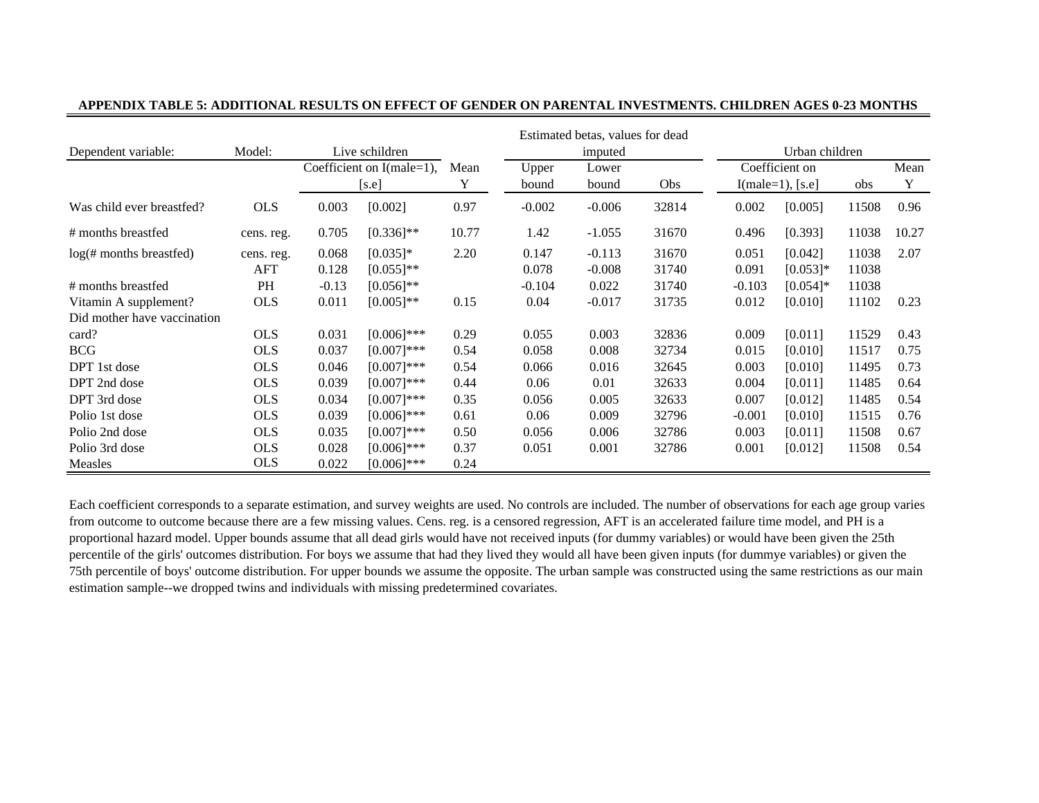**APPENDIX TABLE 5: ADDITIONAL RESULTS ON EFFECT OF GENDER ON PARENTAL INVESTMENTS. CHILDREN AGES 0-23 MONTHS**

| Dependent variable: | Model: | Live schildren | | | Estimated betas, values for dead imputed | | | Urban children | | | |
|---|---|---|---|---|---|---|---|---|---|---|---|
| | | Coefficient on I(male=1), [s.e] | | Mean Y | Upper bound | Lower bound | Obs | Coefficient on I(male=1), [s.e] | | obs | Mean Y |
| Was child ever breastfed? | OLS | 0.003 | [0.002] | 0.97 | -0.002 | -0.006 | 32814 | 0.002 | [0.005] | 11508 | 0.96 |
| # months breastfed | cens. reg. | 0.705 | [0.336]** | 10.77 | 1.42 | -1.055 | 31670 | 0.496 | [0.393] | 11038 | 10.27 |
| log(# months breastfed) | cens. reg. | 0.068 | [0.035]* | 2.20 | 0.147 | -0.113 | 31670 | 0.051 | [0.042] | 11038 | 2.07 |
| | AFT | 0.128 | [0.055]** | | 0.078 | -0.008 | 31740 | 0.091 | [0.053]* | 11038 | |
| # months breastfed | PH | -0.13 | [0.056]** | | -0.104 | 0.022 | 31740 | -0.103 | [0.054]* | 11038 | |
| Vitamin A supplement? | OLS | 0.011 | [0.005]** | 0.15 | 0.04 | -0.017 | 31735 | 0.012 | [0.010] | 11102 | 0.23 |
| Did mother have vaccination card? | OLS | 0.031 | [0.006]*** | 0.29 | 0.055 | 0.003 | 32836 | 0.009 | [0.011] | 11529 | 0.43 |
| BCG | OLS | 0.037 | [0.007]*** | 0.54 | 0.058 | 0.008 | 32734 | 0.015 | [0.010] | 11517 | 0.75 |
| DPT 1st dose | OLS | 0.046 | [0.007]*** | 0.54 | 0.066 | 0.016 | 32645 | 0.003 | [0.010] | 11495 | 0.73 |
| DPT 2nd dose | OLS | 0.039 | [0.007]*** | 0.44 | 0.06 | 0.01 | 32633 | 0.004 | [0.011] | 11485 | 0.64 |
| DPT 3rd dose | OLS | 0.034 | [0.007]*** | 0.35 | 0.056 | 0.005 | 32633 | 0.007 | [0.012] | 11485 | 0.54 |
| Polio 1st dose | OLS | 0.039 | [0.006]*** | 0.61 | 0.06 | 0.009 | 32796 | -0.001 | [0.010] | 11515 | 0.76 |
| Polio 2nd dose | OLS | 0.035 | [0.007]*** | 0.50 | 0.056 | 0.006 | 32786 | 0.003 | [0.011] | 11508 | 0.67 |
| Polio 3rd dose | OLS | 0.028 | [0.006]*** | 0.37 | 0.051 | 0.001 | 32786 | 0.001 | [0.012] | 11508 | 0.54 |
| Measles | OLS | 0.022 | [0.006]*** | 0.24 | | | | | | | |

Each coefficient corresponds to a separate estimation, and survey weights are used. No controls are included. The number of observations for each age group varies from outcome to outcome because there are a few missing values. Cens. reg. is a censored regression, AFT is an accelerated failure time model, and PH is a proportional hazard model. Upper bounds assume that all dead girls would have not received inputs (for dummy variables) or would have been given the 25th percentile of the girls' outcomes distribution. For boys we assume that had they lived they would all have been given inputs (for dummye variables) or given the 75th percentile of boys' outcome distribution. For upper bounds we assume the opposite. The urban sample was constructed using the same restrictions as our main estimation sample--we dropped twins and individuals with missing predetermined covariates.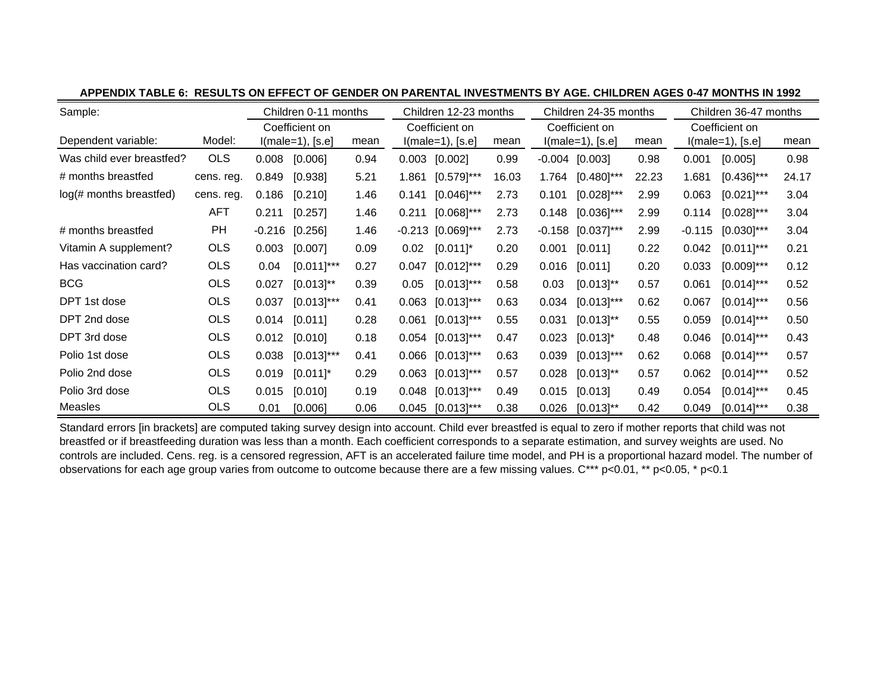**APPENDIX TABLE 6: RESULTS ON EFFECT OF GENDER ON PARENTAL INVESTMENTS BY AGE. CHILDREN AGES 0-47 MONTHS IN 1992**

| Sample: | | Children 0-11 months | | | Children 12-23 months | | | Children 24-35 months | | | Children 36-47 months | | |
|---|---|---|---|---|---|---|---|---|---|---|---|---|---|
| Dependent variable: | Model: | Coefficient on I(male=1), [s.e] | | mean | Coefficient on I(male=1), [s.e] | | mean | Coefficient on I(male=1), [s.e] | | mean | Coefficient on I(male=1), [s.e] | | mean |
| Was child ever breastfed? | OLS | 0.008 | [0.006] | 0.94 | 0.003 | [0.002] | 0.99 | -0.004 | [0.003] | 0.98 | 0.001 | [0.005] | 0.98 |
| # months breastfed | cens. reg. | 0.849 | [0.938] | 5.21 | 1.861 | [0.579]*** | 16.03 | 1.764 | [0.480]*** | 22.23 | 1.681 | [0.436]*** | 24.17 |
| log(# months breastfed) | cens. reg. | 0.186 | [0.210] | 1.46 | 0.141 | [0.046]*** | 2.73 | 0.101 | [0.028]*** | 2.99 | 0.063 | [0.021]*** | 3.04 |
| | AFT | 0.211 | [0.257] | 1.46 | 0.211 | [0.068]*** | 2.73 | 0.148 | [0.036]*** | 2.99 | 0.114 | [0.028]*** | 3.04 |
| # months breastfed | PH | -0.216 | [0.256] | 1.46 | -0.213 | [0.069]*** | 2.73 | -0.158 | [0.037]*** | 2.99 | -0.115 | [0.030]*** | 3.04 |
| Vitamin A supplement? | OLS | 0.003 | [0.007] | 0.09 | 0.02 | [0.011]* | 0.20 | 0.001 | [0.011] | 0.22 | 0.042 | [0.011]*** | 0.21 |
| Has vaccination card? | OLS | 0.04 | [0.011]*** | 0.27 | 0.047 | [0.012]*** | 0.29 | 0.016 | [0.011] | 0.20 | 0.033 | [0.009]*** | 0.12 |
| BCG | OLS | 0.027 | [0.013]** | 0.39 | 0.05 | [0.013]*** | 0.58 | 0.03 | [0.013]** | 0.57 | 0.061 | [0.014]*** | 0.52 |
| DPT 1st dose | OLS | 0.037 | [0.013]*** | 0.41 | 0.063 | [0.013]*** | 0.63 | 0.034 | [0.013]*** | 0.62 | 0.067 | [0.014]*** | 0.56 |
| DPT 2nd dose | OLS | 0.014 | [0.011] | 0.28 | 0.061 | [0.013]*** | 0.55 | 0.031 | [0.013]** | 0.55 | 0.059 | [0.014]*** | 0.50 |
| DPT 3rd dose | OLS | 0.012 | [0.010] | 0.18 | 0.054 | [0.013]*** | 0.47 | 0.023 | [0.013]* | 0.48 | 0.046 | [0.014]*** | 0.43 |
| Polio 1st dose | OLS | 0.038 | [0.013]*** | 0.41 | 0.066 | [0.013]*** | 0.63 | 0.039 | [0.013]*** | 0.62 | 0.068 | [0.014]*** | 0.57 |
| Polio 2nd dose | OLS | 0.019 | [0.011]* | 0.29 | 0.063 | [0.013]*** | 0.57 | 0.028 | [0.013]** | 0.57 | 0.062 | [0.014]*** | 0.52 |
| Polio 3rd dose | OLS | 0.015 | [0.010] | 0.19 | 0.048 | [0.013]*** | 0.49 | 0.015 | [0.013] | 0.49 | 0.054 | [0.014]*** | 0.45 |
| Measles | OLS | 0.01 | [0.006] | 0.06 | 0.045 | [0.013]*** | 0.38 | 0.026 | [0.013]** | 0.42 | 0.049 | [0.014]*** | 0.38 |

Standard errors [in brackets] are computed taking survey design into account. Child ever breastfed is equal to zero if mother reports that child was not breastfed or if breastfeeding duration was less than a month. Each coefficient corresponds to a separate estimation, and survey weights are used. No controls are included. Cens. reg. is a censored regression, AFT is an accelerated failure time model, and PH is a proportional hazard model. The number of observations for each age group varies from outcome to outcome because there are a few missing values. C*** p<0.01, ** p<0.05, * p<0.1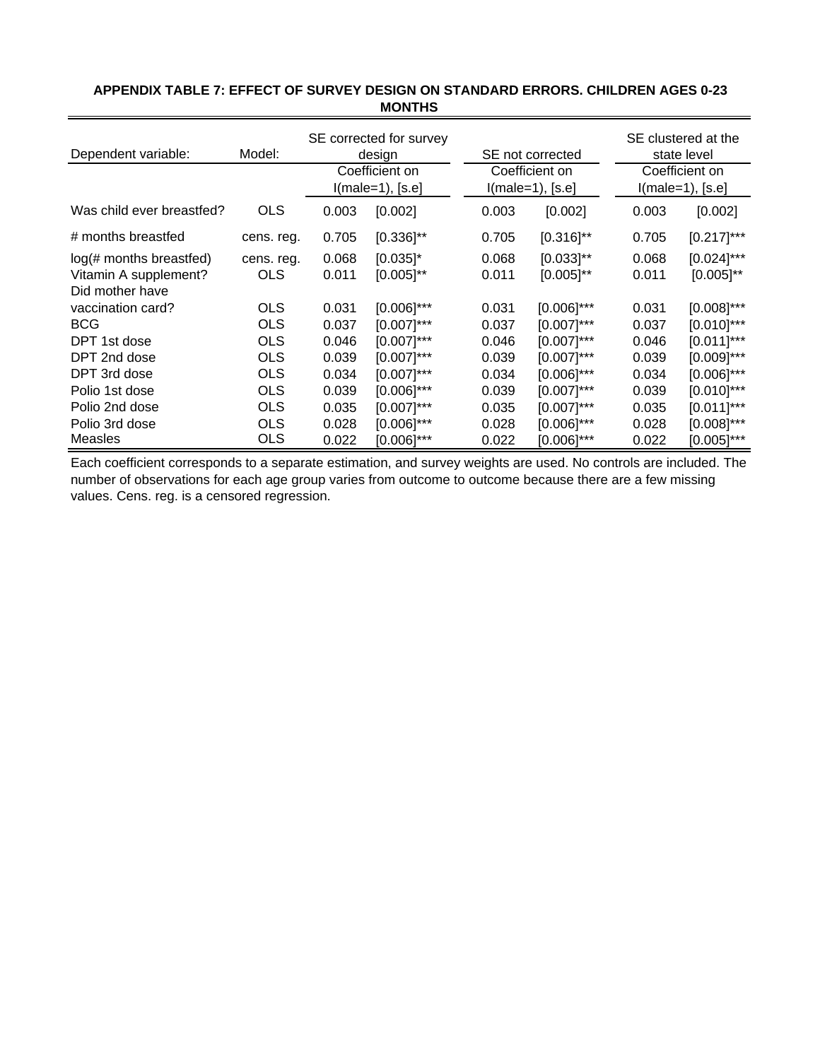**APPENDIX TABLE 7: EFFECT OF SURVEY DESIGN ON STANDARD ERRORS. CHILDREN AGES 0-23 MONTHS**

| Dependent variable: | Model: | SE corrected for survey design | | SE not corrected | | SE clustered at the state level | |
|---|---|---|---|---|---|---|---|
| | | Coefficient on I(male=1), [s.e] | | Coefficient on I(male=1), [s.e] | | Coefficient on I(male=1), [s.e] | |
| Was child ever breastfed? | OLS | 0.003 | [0.002] | 0.003 | [0.002] | 0.003 | [0.002] |
| # months breastfed | cens. reg. | 0.705 | [0.336]** | 0.705 | [0.316]** | 0.705 | [0.217]*** |
| log(# months breastfed) | cens. reg. | 0.068 | [0.035]* | 0.068 | [0.033]** | 0.068 | [0.024]*** |
| Vitamin A supplement? | OLS | 0.011 | [0.005]** | 0.011 | [0.005]** | 0.011 | [0.005]** |
| Did mother have vaccination card? | OLS | 0.031 | [0.006]*** | 0.031 | [0.006]*** | 0.031 | [0.008]*** |
| BCG | OLS | 0.037 | [0.007]*** | 0.037 | [0.007]*** | 0.037 | [0.010]*** |
| DPT 1st dose | OLS | 0.046 | [0.007]*** | 0.046 | [0.007]*** | 0.046 | [0.011]*** |
| DPT 2nd dose | OLS | 0.039 | [0.007]*** | 0.039 | [0.007]*** | 0.039 | [0.009]*** |
| DPT 3rd dose | OLS | 0.034 | [0.007]*** | 0.034 | [0.006]*** | 0.034 | [0.006]*** |
| Polio 1st dose | OLS | 0.039 | [0.006]*** | 0.039 | [0.007]*** | 0.039 | [0.010]*** |
| Polio 2nd dose | OLS | 0.035 | [0.007]*** | 0.035 | [0.007]*** | 0.035 | [0.011]*** |
| Polio 3rd dose | OLS | 0.028 | [0.006]*** | 0.028 | [0.006]*** | 0.028 | [0.008]*** |
| Measles | OLS | 0.022 | [0.006]*** | 0.022 | [0.006]*** | 0.022 | [0.005]*** |

Each coefficient corresponds to a separate estimation, and survey weights are used. No controls are included. The number of observations for each age group varies from outcome to outcome because there are a few missing values. Cens. reg. is a censored regression.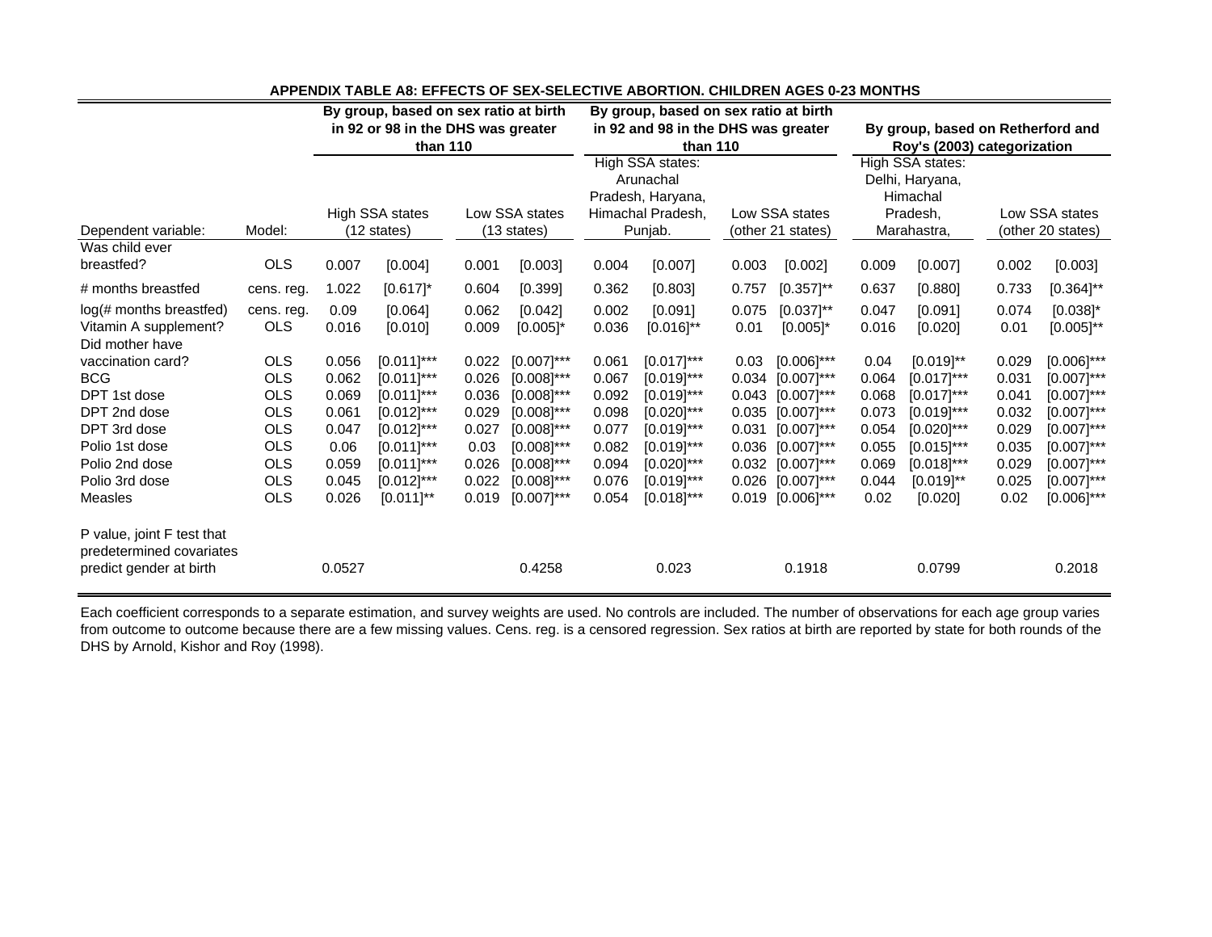**APPENDIX TABLE A8: EFFECTS OF SEX-SELECTIVE ABORTION. CHILDREN AGES 0-23 MONTHS**

| | | By group, based on sex ratio at birth in 92 or 98 in the DHS was greater than 110 | | | | By group, based on sex ratio at birth in 92 and 98 in the DHS was greater than 110 | | | | By group, based on Retherford and Roy's (2003) categorization | | | |
|---|---|---|---|---|---|---|---|---|---|---|---|---|---|
| Dependent variable: | Model: | High SSA states (12 states) | | Low SSA states (13 states) | | High SSA states: Arunachal Pradesh, Haryana, Himachal Pradesh, Punjab. | | Low SSA states (other 21 states) | | High SSA states: Delhi, Haryana, Himachal Pradesh, Marahastra, | | Low SSA states (other 20 states) | |
| Was child ever breastfed? | OLS | 0.007 | [0.004] | 0.001 | [0.003] | 0.004 | [0.007] | 0.003 | [0.002] | 0.009 | [0.007] | 0.002 | [0.003] |
| # months breastfed | cens. reg. | 1.022 | [0.617]* | 0.604 | [0.399] | 0.362 | [0.803] | 0.757 | [0.357]** | 0.637 | [0.880] | 0.733 | [0.364]** |
| log(# months breastfed) | cens. reg. | 0.09 | [0.064] | 0.062 | [0.042] | 0.002 | [0.091] | 0.075 | [0.037]** | 0.047 | [0.091] | 0.074 | [0.038]* |
| Vitamin A supplement? | OLS | 0.016 | [0.010] | 0.009 | [0.005]* | 0.036 | [0.016]** | 0.01 | [0.005]* | 0.016 | [0.020] | 0.01 | [0.005]** |
| Did mother have vaccination card? | OLS | 0.056 | [0.011]*** | 0.022 | [0.007]*** | 0.061 | [0.017]*** | 0.03 | [0.006]*** | 0.04 | [0.019]** | 0.029 | [0.006]*** |
| BCG | OLS | 0.062 | [0.011]*** | 0.026 | [0.008]*** | 0.067 | [0.019]*** | 0.034 | [0.007]*** | 0.064 | [0.017]*** | 0.031 | [0.007]*** |
| DPT 1st dose | OLS | 0.069 | [0.011]*** | 0.036 | [0.008]*** | 0.092 | [0.019]*** | 0.043 | [0.007]*** | 0.068 | [0.017]*** | 0.041 | [0.007]*** |
| DPT 2nd dose | OLS | 0.061 | [0.012]*** | 0.029 | [0.008]*** | 0.098 | [0.020]*** | 0.035 | [0.007]*** | 0.073 | [0.019]*** | 0.032 | [0.007]*** |
| DPT 3rd dose | OLS | 0.047 | [0.012]*** | 0.027 | [0.008]*** | 0.077 | [0.019]*** | 0.031 | [0.007]*** | 0.054 | [0.020]*** | 0.029 | [0.007]*** |
| Polio 1st dose | OLS | 0.06 | [0.011]*** | 0.03 | [0.008]*** | 0.082 | [0.019]*** | 0.036 | [0.007]*** | 0.055 | [0.015]*** | 0.035 | [0.007]*** |
| Polio 2nd dose | OLS | 0.059 | [0.011]*** | 0.026 | [0.008]*** | 0.094 | [0.020]*** | 0.032 | [0.007]*** | 0.069 | [0.018]*** | 0.029 | [0.007]*** |
| Polio 3rd dose | OLS | 0.045 | [0.012]*** | 0.022 | [0.008]*** | 0.076 | [0.019]*** | 0.026 | [0.007]*** | 0.044 | [0.019]** | 0.025 | [0.007]*** |
| Measles | OLS | 0.026 | [0.011]** | 0.019 | [0.007]*** | 0.054 | [0.018]*** | 0.019 | [0.006]*** | 0.02 | [0.020] | 0.02 | [0.006]*** |
| P value, joint F test that predetermined covariates predict gender at birth | | 0.0527 | | | 0.4258 | | 0.023 | | 0.1918 | | 0.0799 | | 0.2018 |

Each coefficient corresponds to a separate estimation, and survey weights are used. No controls are included. The number of observations for each age group varies from outcome to outcome because there are a few missing values. Cens. reg. is a censored regression. Sex ratios at birth are reported by state for both rounds of the DHS by Arnold, Kishor and Roy (1998).